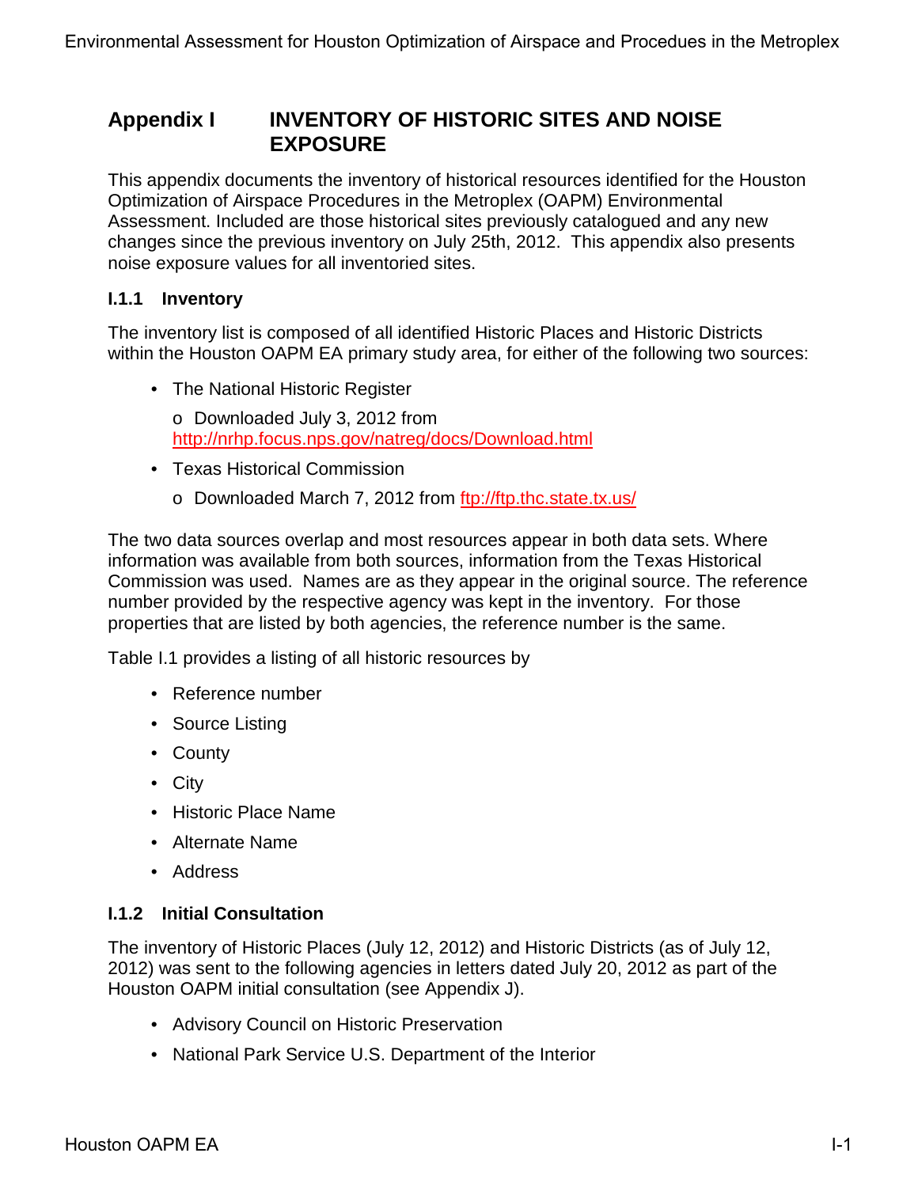# Appendix I INVENTORY OF HISTORIC SITES AND NOISE EXPOSURE

This appendix documents the inventory of historical resources identified for the Houston Optimization of Airspace Procedures in the Metroplex (OAPM) Environmental Assessment. Included are those historical sites previously catalogued and any new changes since the previous inventory on July 25th, 2012. This appendix also presents noise exposure values for all inventoried sites.

## I.1.1 Inventory

The inventory list is composed of all identified Historic Places and Historic Districts within the Houston OAPM EA primary study area, for either of the following two sources:

- The National Historic Register
  - Downloaded July 3, 2012 from http://nrhp.focus.nps.gov/natreg/docs/Download.html
- Texas Historical Commission
  - Downloaded March 7, 2012 from ftp://ftp.thc.state.tx.us/

The two data sources overlap and most resources appear in both data sets. Where information was available from both sources, information from the Texas Historical Commission was used. Names are as they appear in the original source. The reference number provided by the respective agency was kept in the inventory. For those properties that are listed by both agencies, the reference number is the same.

Table I.1 provides a listing of all historic resources by

- Reference number
- Source Listing
- County
- City
- Historic Place Name
- Alternate Name
- Address

## I.1.2 Initial Consultation

The inventory of Historic Places (July 12, 2012) and Historic Districts (as of July 12, 2012) was sent to the following agencies in letters dated July 20, 2012 as part of the Houston OAPM initial consultation (see Appendix J).

- Advisory Council on Historic Preservation
- National Park Service U.S. Department of the Interior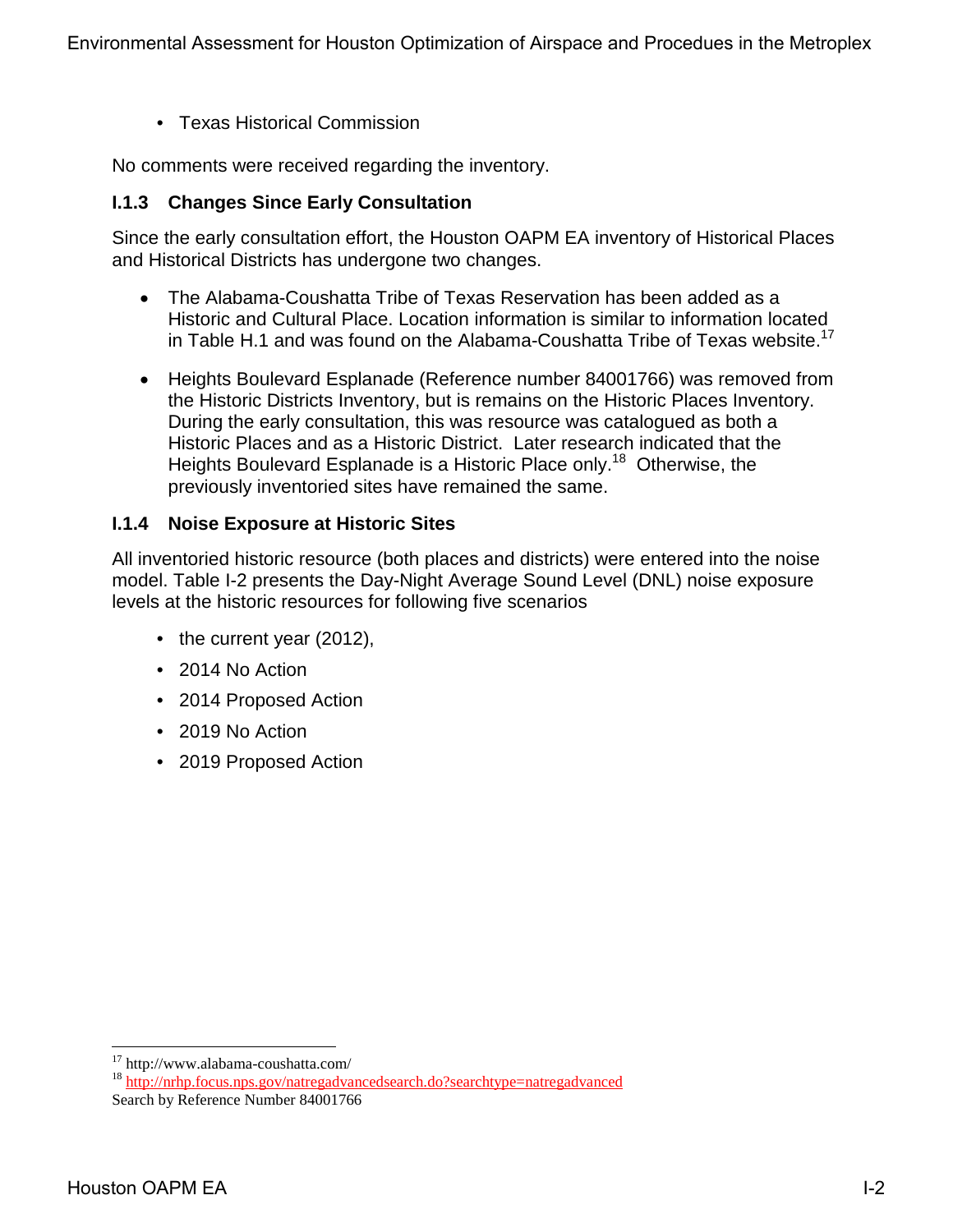- Texas Historical Commission

No comments were received regarding the inventory.

### I.1.3 Changes Since Early Consultation

Since the early consultation effort, the Houston OAPM EA inventory of Historical Places and Historical Districts has undergone two changes.

- The Alabama-Coushatta Tribe of Texas Reservation has been added as a Historic and Cultural Place. Location information is similar to information located in Table H.1 and was found on the Alabama-Coushatta Tribe of Texas website.[17]

- Heights Boulevard Esplanade (Reference number 84001766) was removed from the Historic Districts Inventory, but is remains on the Historic Places Inventory. During the early consultation, this was resource was catalogued as both a Historic Places and as a Historic District. Later research indicated that the Heights Boulevard Esplanade is a Historic Place only.[18] Otherwise, the previously inventoried sites have remained the same.

### I.1.4 Noise Exposure at Historic Sites

All inventoried historic resource (both places and districts) were entered into the noise model. Table I-2 presents the Day-Night Average Sound Level (DNL) noise exposure levels at the historic resources for following five scenarios

- the current year (2012),
- 2014 No Action
- 2014 Proposed Action
- 2019 No Action
- 2019 Proposed Action

---

[17] http://www.alabama-coushatta.com/

[18] http://nrhp.focus.nps.gov/natregadvancedsearch.do?searchtype=natregadvanced
Search by Reference Number 84001766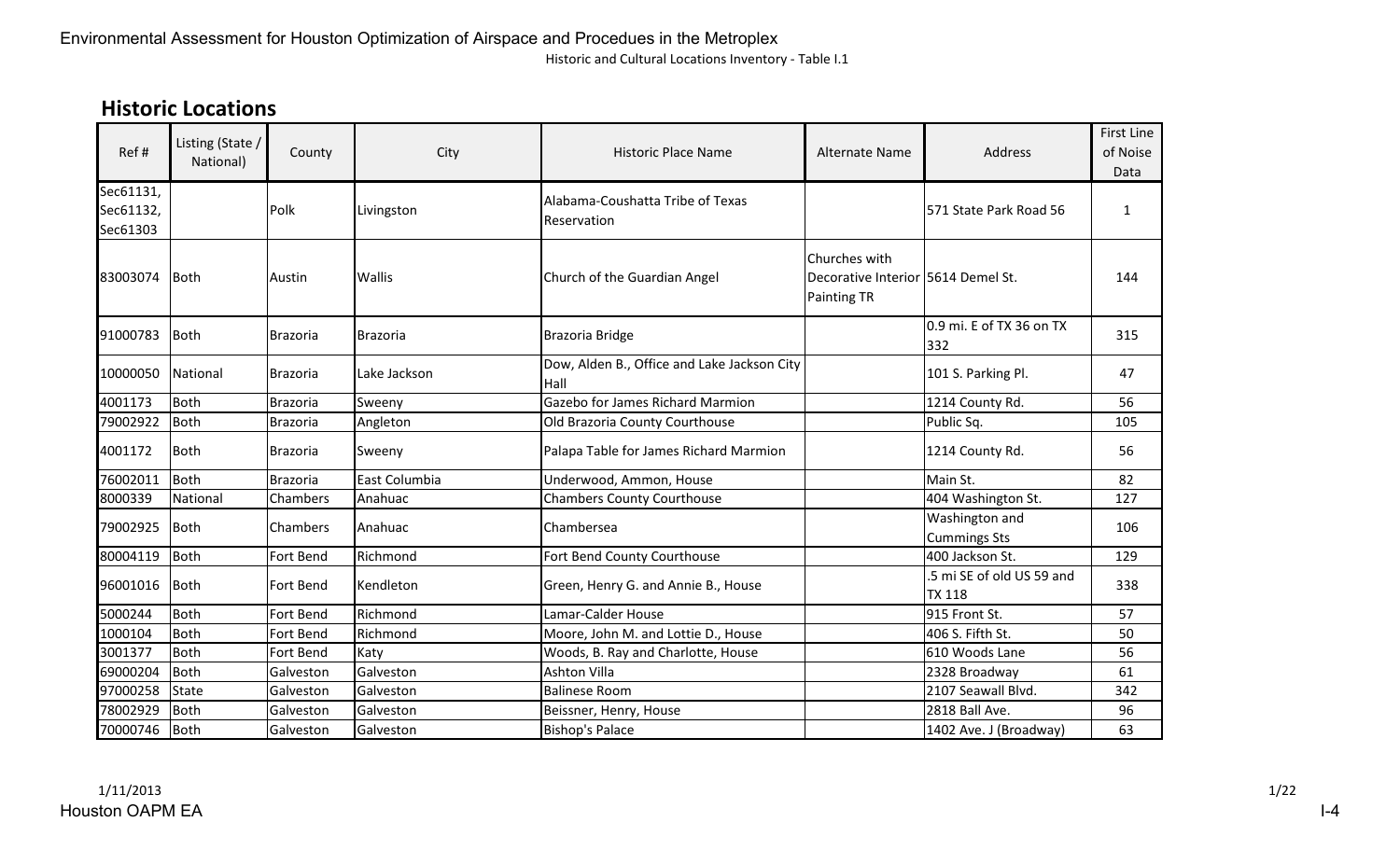Environmental Assessment for Houston Optimization of Airspace and Procedues in the Metroplex

Historic and Cultural Locations Inventory - Table I.1

## Historic Locations

| Ref # | Listing (State / National) | County | City | Historic Place Name | Alternate Name | Address | First Line of Noise Data |
|---|---|---|---|---|---|---|---|
| Sec61131, Sec61132, Sec61303 | | Polk | Livingston | Alabama-Coushatta Tribe of Texas Reservation | | 571 State Park Road 56 | 1 |
| 83003074 | Both | Austin | Wallis | Church of the Guardian Angel | Churches with Decorative Interior Painting TR | 5614 Demel St. | 144 |
| 91000783 | Both | Brazoria | Brazoria | Brazoria Bridge | | 0.9 mi. E of TX 36 on TX 332 | 315 |
| 10000050 | National | Brazoria | Lake Jackson | Dow, Alden B., Office and Lake Jackson City Hall | | 101 S. Parking Pl. | 47 |
| 4001173 | Both | Brazoria | Sweeny | Gazebo for James Richard Marmion | | 1214 County Rd. | 56 |
| 79002922 | Both | Brazoria | Angleton | Old Brazoria County Courthouse | | Public Sq. | 105 |
| 4001172 | Both | Brazoria | Sweeny | Palapa Table for James Richard Marmion | | 1214 County Rd. | 56 |
| 76002011 | Both | Brazoria | East Columbia | Underwood, Ammon, House | | Main St. | 82 |
| 8000339 | National | Chambers | Anahuac | Chambers County Courthouse | | 404 Washington St. | 127 |
| 79002925 | Both | Chambers | Anahuac | Chambersea | | Washington and Cummings Sts | 106 |
| 80004119 | Both | Fort Bend | Richmond | Fort Bend County Courthouse | | 400 Jackson St. | 129 |
| 96001016 | Both | Fort Bend | Kendleton | Green, Henry G. and Annie B., House | | .5 mi SE of old US 59 and TX 118 | 338 |
| 5000244 | Both | Fort Bend | Richmond | Lamar-Calder House | | 915 Front St. | 57 |
| 1000104 | Both | Fort Bend | Richmond | Moore, John M. and Lottie D., House | | 406 S. Fifth St. | 50 |
| 3001377 | Both | Fort Bend | Katy | Woods, B. Ray and Charlotte, House | | 610 Woods Lane | 56 |
| 69000204 | Both | Galveston | Galveston | Ashton Villa | | 2328 Broadway | 61 |
| 97000258 | State | Galveston | Galveston | Balinese Room | | 2107 Seawall Blvd. | 342 |
| 78002929 | Both | Galveston | Galveston | Beissner, Henry, House | | 2818 Ball Ave. | 96 |
| 70000746 | Both | Galveston | Galveston | Bishop's Palace | | 1402 Ave. J (Broadway) | 63 |

1/11/2013

Houston OAPM EA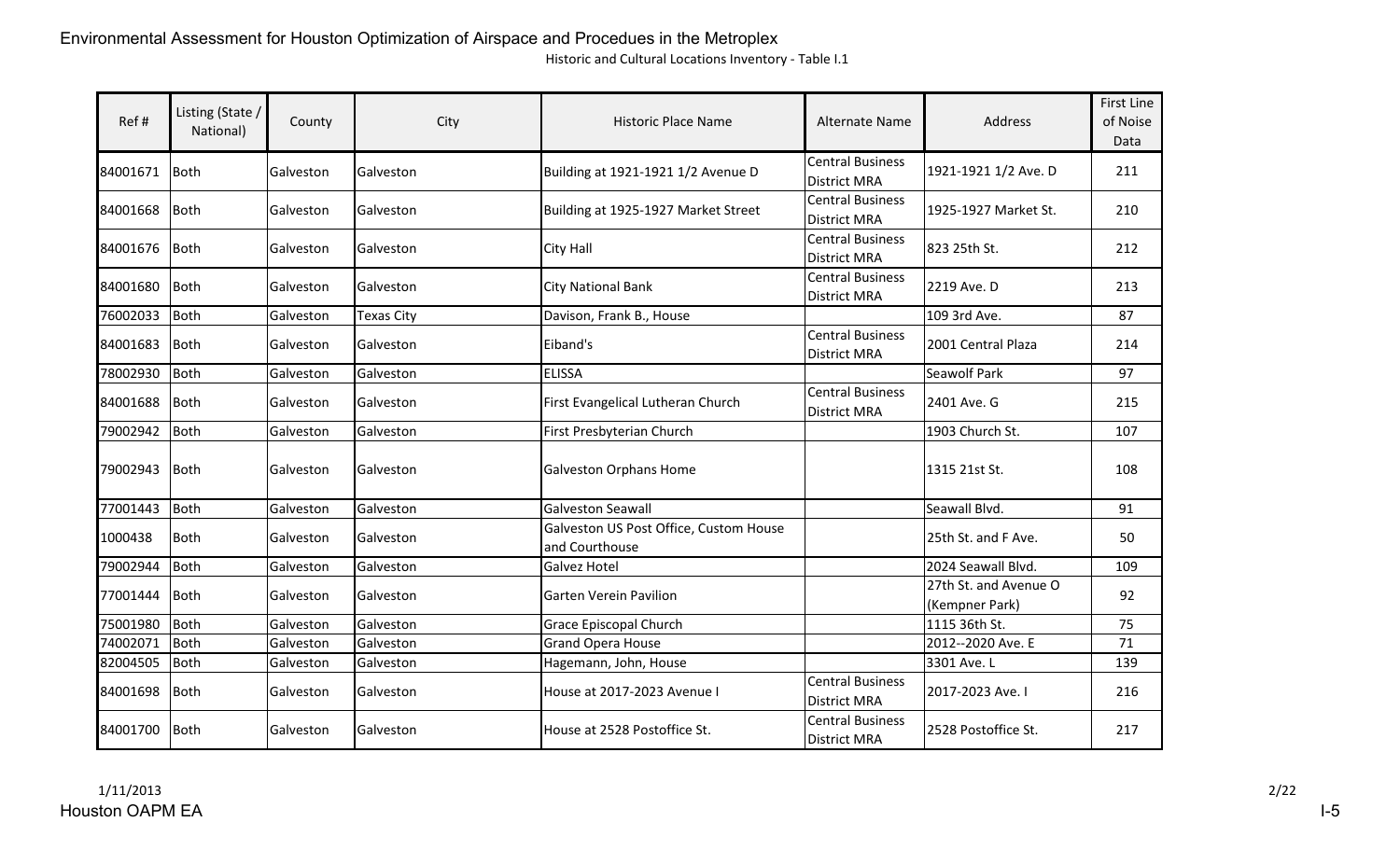Historic and Cultural Locations Inventory - Table I.1

| Ref # | Listing (State / National) | County | City | Historic Place Name | Alternate Name | Address | First Line of Noise Data |
|---|---|---|---|---|---|---|---|
| 84001671 | Both | Galveston | Galveston | Building at 1921-1921 1/2 Avenue D | Central Business District MRA | 1921-1921 1/2 Ave. D | 211 |
| 84001668 | Both | Galveston | Galveston | Building at 1925-1927 Market Street | Central Business District MRA | 1925-1927 Market St. | 210 |
| 84001676 | Both | Galveston | Galveston | City Hall | Central Business District MRA | 823 25th St. | 212 |
| 84001680 | Both | Galveston | Galveston | City National Bank | Central Business District MRA | 2219 Ave. D | 213 |
| 76002033 | Both | Galveston | Texas City | Davison, Frank B., House | | 109 3rd Ave. | 87 |
| 84001683 | Both | Galveston | Galveston | Eiband's | Central Business District MRA | 2001 Central Plaza | 214 |
| 78002930 | Both | Galveston | Galveston | ELISSA | | Seawolf Park | 97 |
| 84001688 | Both | Galveston | Galveston | First Evangelical Lutheran Church | Central Business District MRA | 2401 Ave. G | 215 |
| 79002942 | Both | Galveston | Galveston | First Presbyterian Church | | 1903 Church St. | 107 |
| 79002943 | Both | Galveston | Galveston | Galveston Orphans Home | | 1315 21st St. | 108 |
| 77001443 | Both | Galveston | Galveston | Galveston Seawall | | Seawall Blvd. | 91 |
| 1000438 | Both | Galveston | Galveston | Galveston US Post Office, Custom House and Courthouse | | 25th St. and F Ave. | 50 |
| 79002944 | Both | Galveston | Galveston | Galvez Hotel | | 2024 Seawall Blvd. | 109 |
| 77001444 | Both | Galveston | Galveston | Garten Verein Pavilion | | 27th St. and Avenue O (Kempner Park) | 92 |
| 75001980 | Both | Galveston | Galveston | Grace Episcopal Church | | 1115 36th St. | 75 |
| 74002071 | Both | Galveston | Galveston | Grand Opera House | | 2012--2020 Ave. E | 71 |
| 82004505 | Both | Galveston | Galveston | Hagemann, John, House | | 3301 Ave. L | 139 |
| 84001698 | Both | Galveston | Galveston | House at 2017-2023 Avenue I | Central Business District MRA | 2017-2023 Ave. I | 216 |
| 84001700 | Both | Galveston | Galveston | House at 2528 Postoffice St. | Central Business District MRA | 2528 Postoffice St. | 217 |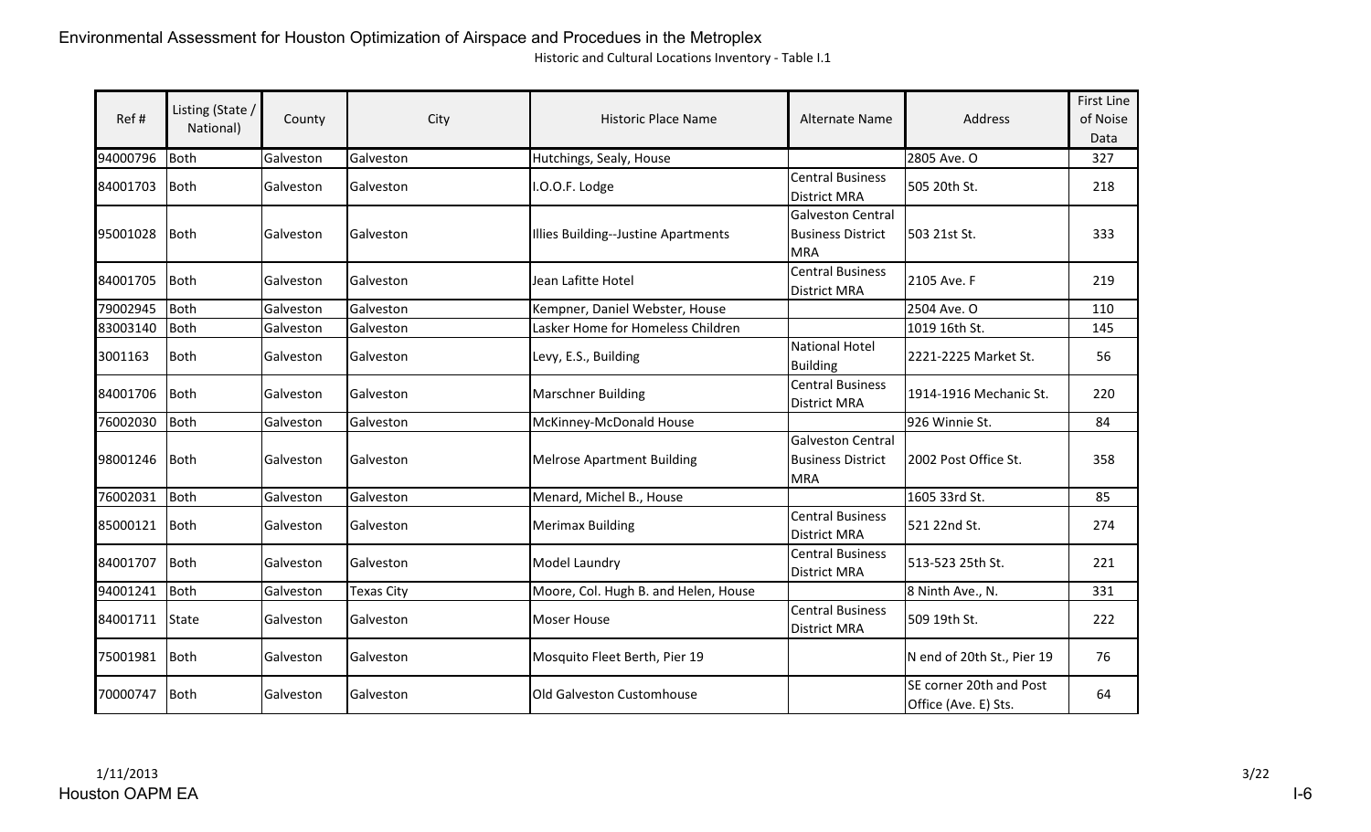Historic and Cultural Locations Inventory - Table I.1

| Ref # | Listing (State / National) | County | City | Historic Place Name | Alternate Name | Address | First Line of Noise Data |
|---|---|---|---|---|---|---|---|
| 94000796 | Both | Galveston | Galveston | Hutchings, Sealy, House | | 2805 Ave. O | 327 |
| 84001703 | Both | Galveston | Galveston | I.O.O.F. Lodge | Central Business District MRA | 505 20th St. | 218 |
| 95001028 | Both | Galveston | Galveston | Illies Building--Justine Apartments | Galveston Central Business District MRA | 503 21st St. | 333 |
| 84001705 | Both | Galveston | Galveston | Jean Lafitte Hotel | Central Business District MRA | 2105 Ave. F | 219 |
| 79002945 | Both | Galveston | Galveston | Kempner, Daniel Webster, House | | 2504 Ave. O | 110 |
| 83003140 | Both | Galveston | Galveston | Lasker Home for Homeless Children | | 1019 16th St. | 145 |
| 3001163 | Both | Galveston | Galveston | Levy, E.S., Building | National Hotel Building | 2221-2225 Market St. | 56 |
| 84001706 | Both | Galveston | Galveston | Marschner Building | Central Business District MRA | 1914-1916 Mechanic St. | 220 |
| 76002030 | Both | Galveston | Galveston | McKinney-McDonald House | | 926 Winnie St. | 84 |
| 98001246 | Both | Galveston | Galveston | Melrose Apartment Building | Galveston Central Business District MRA | 2002 Post Office St. | 358 |
| 76002031 | Both | Galveston | Galveston | Menard, Michel B., House | | 1605 33rd St. | 85 |
| 85000121 | Both | Galveston | Galveston | Merimax Building | Central Business District MRA | 521 22nd St. | 274 |
| 84001707 | Both | Galveston | Galveston | Model Laundry | Central Business District MRA | 513-523 25th St. | 221 |
| 94001241 | Both | Galveston | Texas City | Moore, Col. Hugh B. and Helen, House | | 8 Ninth Ave., N. | 331 |
| 84001711 | State | Galveston | Galveston | Moser House | Central Business District MRA | 509 19th St. | 222 |
| 75001981 | Both | Galveston | Galveston | Mosquito Fleet Berth, Pier 19 | | N end of 20th St., Pier 19 | 76 |
| 70000747 | Both | Galveston | Galveston | Old Galveston Customhouse | | SE corner 20th and Post Office (Ave. E) Sts. | 64 |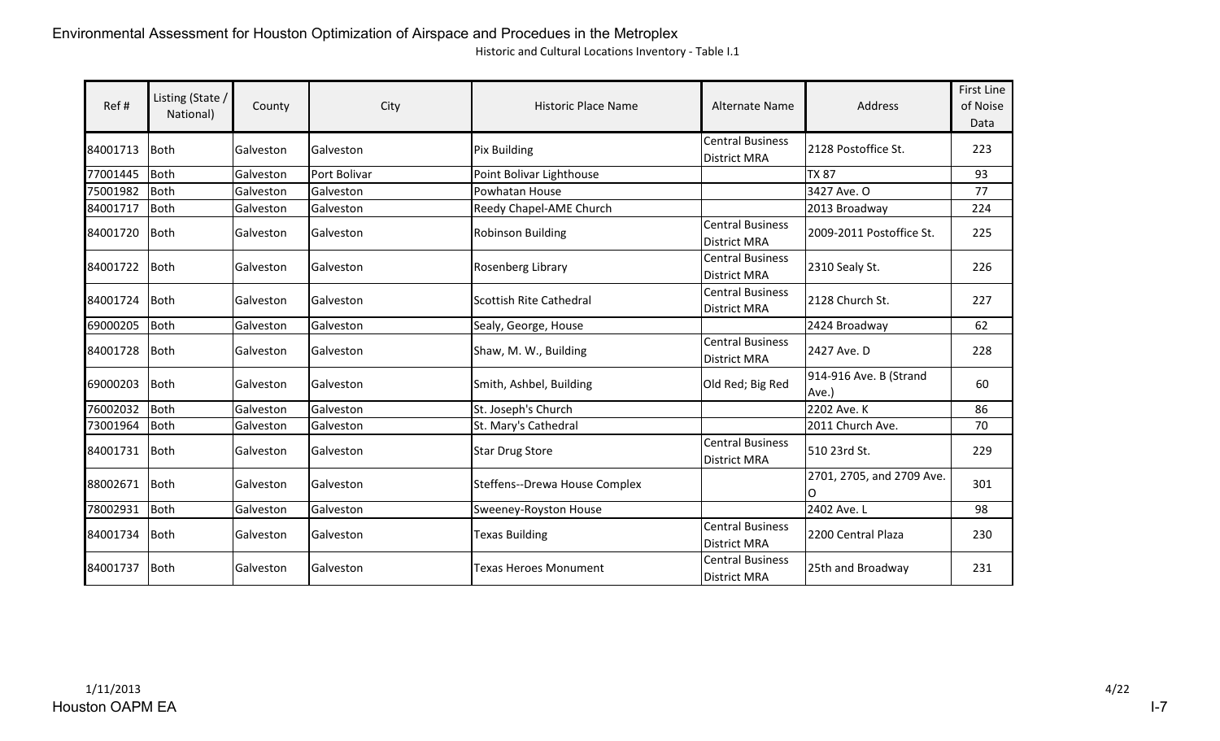Environmental Assessment for Houston Optimization of Airspace and Procedues in the Metroplex

Historic and Cultural Locations Inventory - Table I.1

| Ref # | Listing (State / National) | County | City | Historic Place Name | Alternate Name | Address | First Line of Noise Data |
|---|---|---|---|---|---|---|---|
| 84001713 | Both | Galveston | Galveston | Pix Building | Central Business District MRA | 2128 Postoffice St. | 223 |
| 77001445 | Both | Galveston | Port Bolivar | Point Bolivar Lighthouse | | TX 87 | 93 |
| 75001982 | Both | Galveston | Galveston | Powhatan House | | 3427 Ave. O | 77 |
| 84001717 | Both | Galveston | Galveston | Reedy Chapel-AME Church | | 2013 Broadway | 224 |
| 84001720 | Both | Galveston | Galveston | Robinson Building | Central Business District MRA | 2009-2011 Postoffice St. | 225 |
| 84001722 | Both | Galveston | Galveston | Rosenberg Library | Central Business District MRA | 2310 Sealy St. | 226 |
| 84001724 | Both | Galveston | Galveston | Scottish Rite Cathedral | Central Business District MRA | 2128 Church St. | 227 |
| 69000205 | Both | Galveston | Galveston | Sealy, George, House | | 2424 Broadway | 62 |
| 84001728 | Both | Galveston | Galveston | Shaw, M. W., Building | Central Business District MRA | 2427 Ave. D | 228 |
| 69000203 | Both | Galveston | Galveston | Smith, Ashbel, Building | Old Red; Big Red | 914-916 Ave. B (Strand Ave.) | 60 |
| 76002032 | Both | Galveston | Galveston | St. Joseph's Church | | 2202 Ave. K | 86 |
| 73001964 | Both | Galveston | Galveston | St. Mary's Cathedral | | 2011 Church Ave. | 70 |
| 84001731 | Both | Galveston | Galveston | Star Drug Store | Central Business District MRA | 510 23rd St. | 229 |
| 88002671 | Both | Galveston | Galveston | Steffens--Drewa House Complex | | 2701, 2705, and 2709 Ave. O | 301 |
| 78002931 | Both | Galveston | Galveston | Sweeney-Royston House | | 2402 Ave. L | 98 |
| 84001734 | Both | Galveston | Galveston | Texas Building | Central Business District MRA | 2200 Central Plaza | 230 |
| 84001737 | Both | Galveston | Galveston | Texas Heroes Monument | Central Business District MRA | 25th and Broadway | 231 |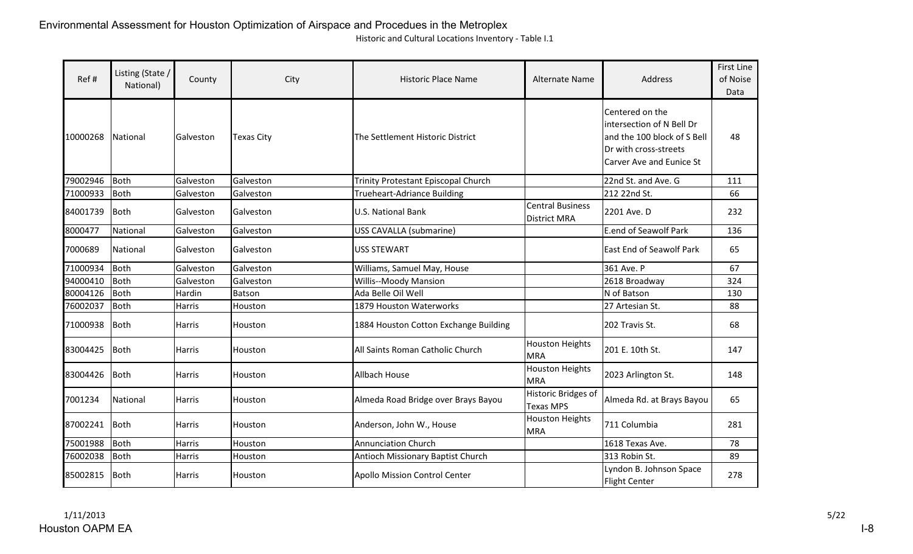Environmental Assessment for Houston Optimization of Airspace and Procedues in the Metroplex

Historic and Cultural Locations Inventory - Table I.1

| Ref # | Listing (State / National) | County | City | Historic Place Name | Alternate Name | Address | First Line of Noise Data |
|---|---|---|---|---|---|---|---|
| 10000268 | National | Galveston | Texas City | The Settlement Historic District | | Centered on the intersection of N Bell Dr and the 100 block of S Bell Dr with cross-streets Carver Ave and Eunice St | 48 |
| 79002946 | Both | Galveston | Galveston | Trinity Protestant Episcopal Church | | 22nd St. and Ave. G | 111 |
| 71000933 | Both | Galveston | Galveston | Trueheart-Adriance Building | | 212 22nd St. | 66 |
| 84001739 | Both | Galveston | Galveston | U.S. National Bank | Central Business District MRA | 2201 Ave. D | 232 |
| 8000477 | National | Galveston | Galveston | USS CAVALLA (submarine) | | E.end of Seawolf Park | 136 |
| 7000689 | National | Galveston | Galveston | USS STEWART | | East End of Seawolf Park | 65 |
| 71000934 | Both | Galveston | Galveston | Williams, Samuel May, House | | 361 Ave. P | 67 |
| 94000410 | Both | Galveston | Galveston | Willis--Moody Mansion | | 2618 Broadway | 324 |
| 80004126 | Both | Hardin | Batson | Ada Belle Oil Well | | N of Batson | 130 |
| 76002037 | Both | Harris | Houston | 1879 Houston Waterworks | | 27 Artesian St. | 88 |
| 71000938 | Both | Harris | Houston | 1884 Houston Cotton Exchange Building | | 202 Travis St. | 68 |
| 83004425 | Both | Harris | Houston | All Saints Roman Catholic Church | Houston Heights MRA | 201 E. 10th St. | 147 |
| 83004426 | Both | Harris | Houston | Allbach House | Houston Heights MRA | 2023 Arlington St. | 148 |
| 7001234 | National | Harris | Houston | Almeda Road Bridge over Brays Bayou | Historic Bridges of Texas MPS | Almeda Rd. at Brays Bayou | 65 |
| 87002241 | Both | Harris | Houston | Anderson, John W., House | Houston Heights MRA | 711 Columbia | 281 |
| 75001988 | Both | Harris | Houston | Annunciation Church | | 1618 Texas Ave. | 78 |
| 76002038 | Both | Harris | Houston | Antioch Missionary Baptist Church | | 313 Robin St. | 89 |
| 85002815 | Both | Harris | Houston | Apollo Mission Control Center | | Lyndon B. Johnson Space Flight Center | 278 |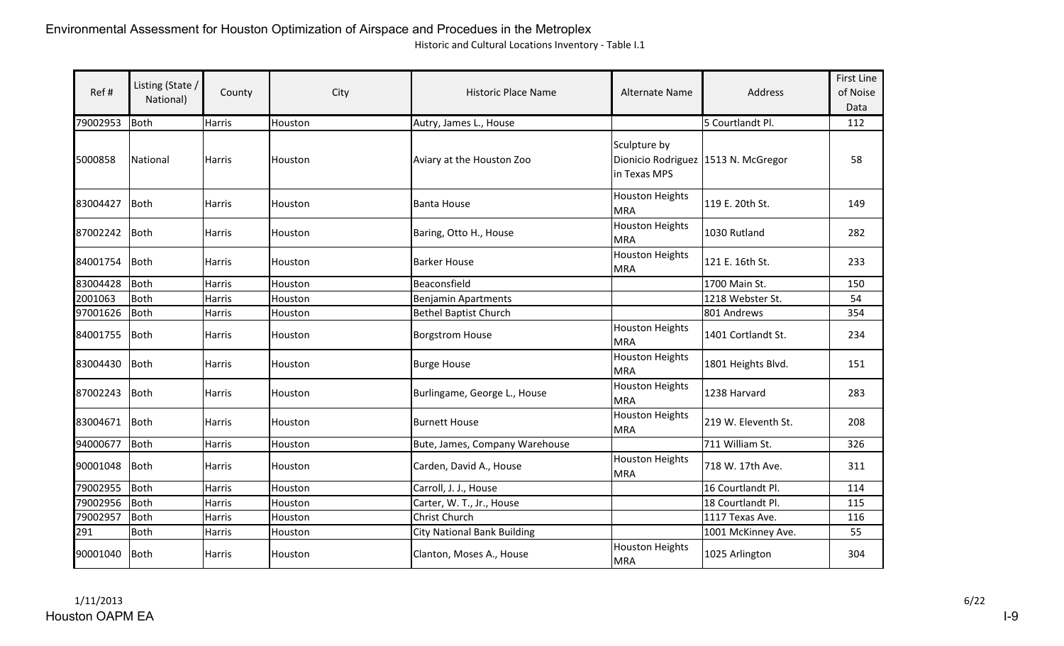| Ref # | Listing (State / National) | County | City | Historic Place Name | Alternate Name | Address | First Line of Noise Data |
|---|---|---|---|---|---|---|---|
| 79002953 | Both | Harris | Houston | Autry, James L., House | | 5 Courtlandt Pl. | 112 |
| 5000858 | National | Harris | Houston | Aviary at the Houston Zoo | Sculpture by Dionicio Rodriguez in Texas MPS | 1513 N. McGregor | 58 |
| 83004427 | Both | Harris | Houston | Banta House | Houston Heights MRA | 119 E. 20th St. | 149 |
| 87002242 | Both | Harris | Houston | Baring, Otto H., House | Houston Heights MRA | 1030 Rutland | 282 |
| 84001754 | Both | Harris | Houston | Barker House | Houston Heights MRA | 121 E. 16th St. | 233 |
| 83004428 | Both | Harris | Houston | Beaconsfield | | 1700 Main St. | 150 |
| 2001063 | Both | Harris | Houston | Benjamin Apartments | | 1218 Webster St. | 54 |
| 97001626 | Both | Harris | Houston | Bethel Baptist Church | | 801 Andrews | 354 |
| 84001755 | Both | Harris | Houston | Borgstrom House | Houston Heights MRA | 1401 Cortlandt St. | 234 |
| 83004430 | Both | Harris | Houston | Burge House | Houston Heights MRA | 1801 Heights Blvd. | 151 |
| 87002243 | Both | Harris | Houston | Burlingame, George L., House | Houston Heights MRA | 1238 Harvard | 283 |
| 83004671 | Both | Harris | Houston | Burnett House | Houston Heights MRA | 219 W. Eleventh St. | 208 |
| 94000677 | Both | Harris | Houston | Bute, James, Company Warehouse | | 711 William St. | 326 |
| 90001048 | Both | Harris | Houston | Carden, David A., House | Houston Heights MRA | 718 W. 17th Ave. | 311 |
| 79002955 | Both | Harris | Houston | Carroll, J. J., House | | 16 Courtlandt Pl. | 114 |
| 79002956 | Both | Harris | Houston | Carter, W. T., Jr., House | | 18 Courtlandt Pl. | 115 |
| 79002957 | Both | Harris | Houston | Christ Church | | 1117 Texas Ave. | 116 |
| 291 | Both | Harris | Houston | City National Bank Building | | 1001 McKinney Ave. | 55 |
| 90001040 | Both | Harris | Houston | Clanton, Moses A., House | Houston Heights MRA | 1025 Arlington | 304 |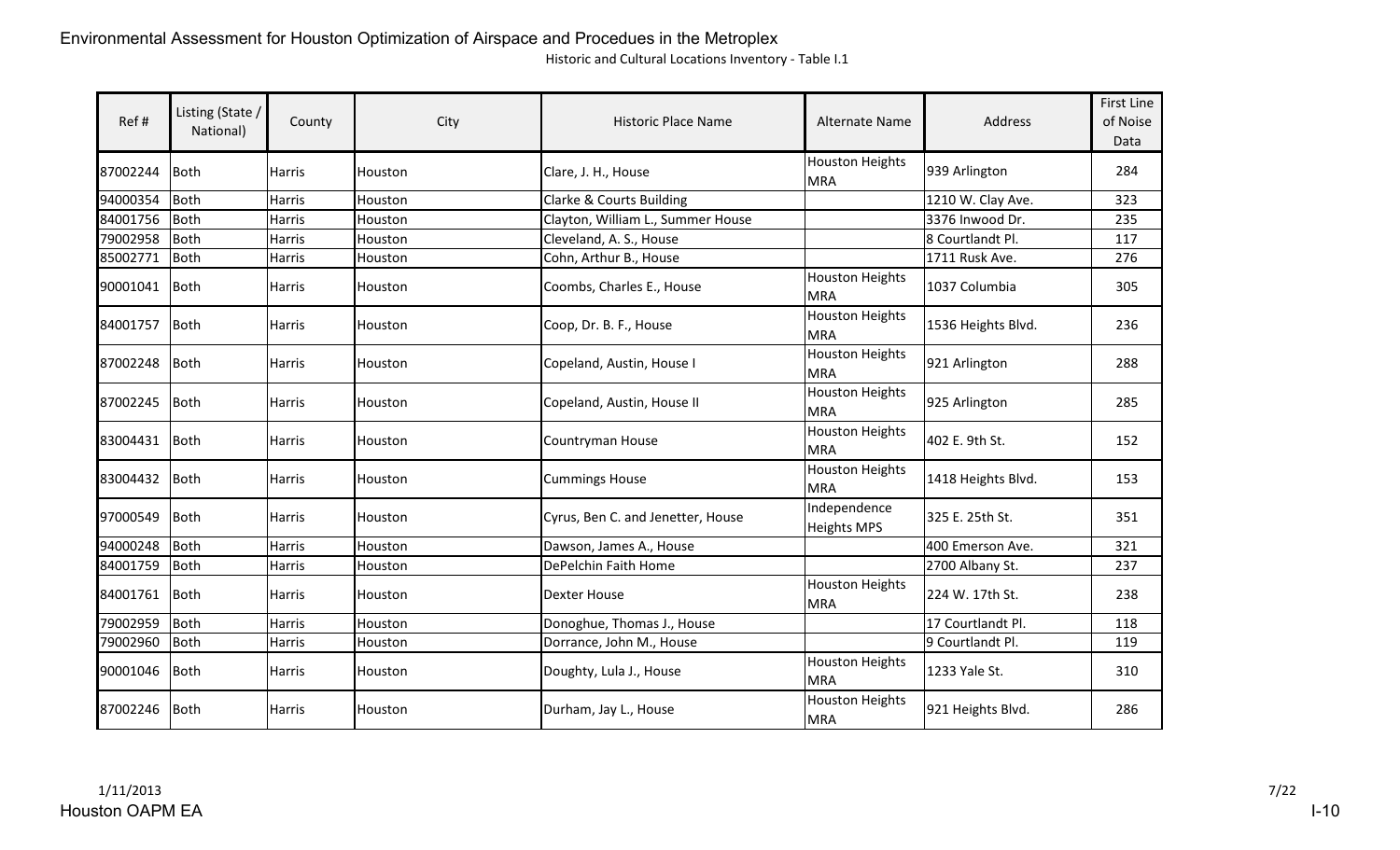Environmental Assessment for Houston Optimization of Airspace and Procedues in the Metroplex

Historic and Cultural Locations Inventory - Table I.1

| Ref # | Listing (State / National) | County | City | Historic Place Name | Alternate Name | Address | First Line of Noise Data |
|---|---|---|---|---|---|---|---|
| 87002244 | Both | Harris | Houston | Clare, J. H., House | Houston Heights MRA | 939 Arlington | 284 |
| 94000354 | Both | Harris | Houston | Clarke & Courts Building | | 1210 W. Clay Ave. | 323 |
| 84001756 | Both | Harris | Houston | Clayton, William L., Summer House | | 3376 Inwood Dr. | 235 |
| 79002958 | Both | Harris | Houston | Cleveland, A. S., House | | 8 Courtlandt Pl. | 117 |
| 85002771 | Both | Harris | Houston | Cohn, Arthur B., House | | 1711 Rusk Ave. | 276 |
| 90001041 | Both | Harris | Houston | Coombs, Charles E., House | Houston Heights MRA | 1037 Columbia | 305 |
| 84001757 | Both | Harris | Houston | Coop, Dr. B. F., House | Houston Heights MRA | 1536 Heights Blvd. | 236 |
| 87002248 | Both | Harris | Houston | Copeland, Austin, House I | Houston Heights MRA | 921 Arlington | 288 |
| 87002245 | Both | Harris | Houston | Copeland, Austin, House II | Houston Heights MRA | 925 Arlington | 285 |
| 83004431 | Both | Harris | Houston | Countryman House | Houston Heights MRA | 402 E. 9th St. | 152 |
| 83004432 | Both | Harris | Houston | Cummings House | Houston Heights MRA | 1418 Heights Blvd. | 153 |
| 97000549 | Both | Harris | Houston | Cyrus, Ben C. and Jenetter, House | Independence Heights MPS | 325 E. 25th St. | 351 |
| 94000248 | Both | Harris | Houston | Dawson, James A., House | | 400 Emerson Ave. | 321 |
| 84001759 | Both | Harris | Houston | DePelchin Faith Home | | 2700 Albany St. | 237 |
| 84001761 | Both | Harris | Houston | Dexter House | Houston Heights MRA | 224 W. 17th St. | 238 |
| 79002959 | Both | Harris | Houston | Donoghue, Thomas J., House | | 17 Courtlandt Pl. | 118 |
| 79002960 | Both | Harris | Houston | Dorrance, John M., House | | 9 Courtlandt Pl. | 119 |
| 90001046 | Both | Harris | Houston | Doughty, Lula J., House | Houston Heights MRA | 1233 Yale St. | 310 |
| 87002246 | Both | Harris | Houston | Durham, Jay L., House | Houston Heights MRA | 921 Heights Blvd. | 286 |

1/11/2013

Houston OAPM EA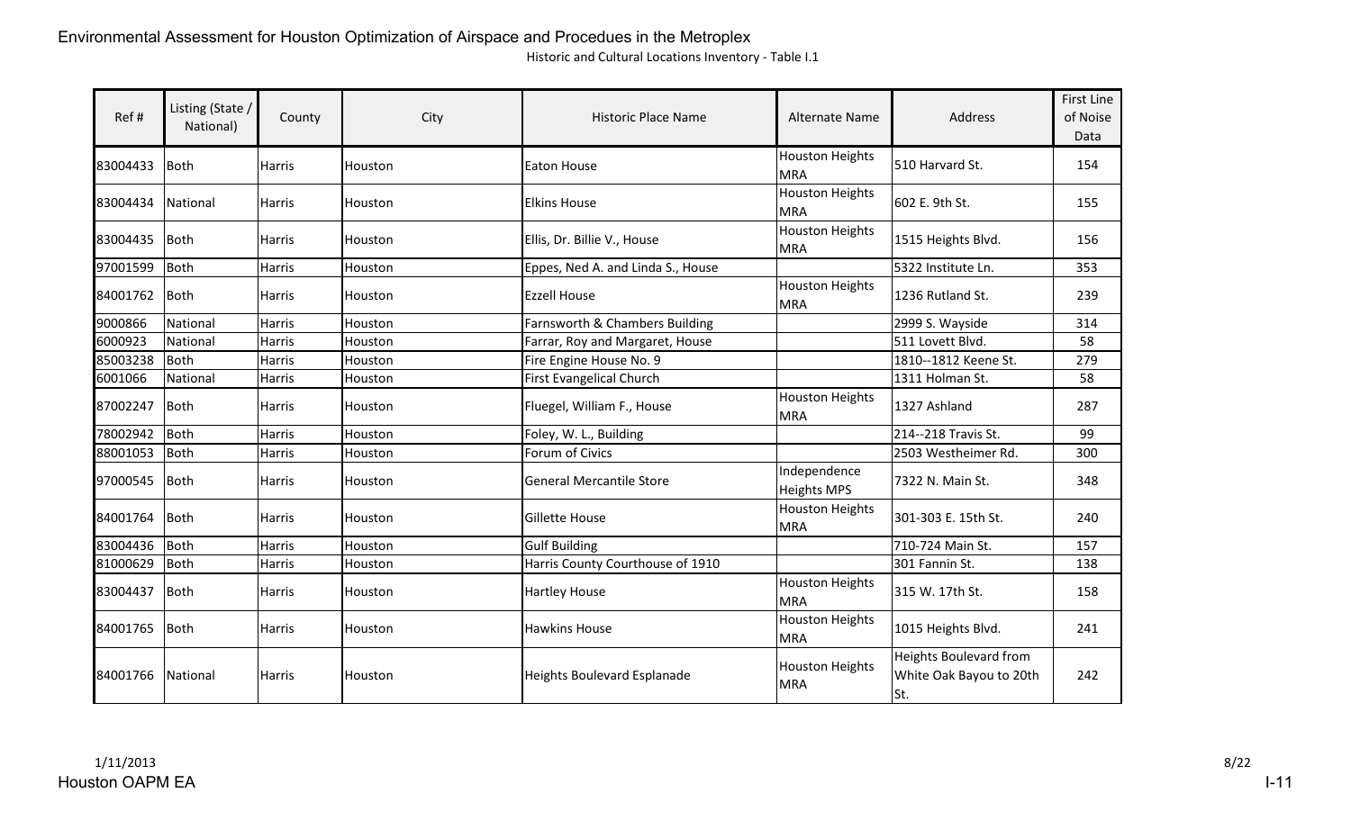Environmental Assessment for Houston Optimization of Airspace and Procedues in the Metroplex

Historic and Cultural Locations Inventory - Table I.1

| Ref # | Listing (State / National) | County | City | Historic Place Name | Alternate Name | Address | First Line of Noise Data |
|---|---|---|---|---|---|---|---|
| 83004433 | Both | Harris | Houston | Eaton House | Houston Heights MRA | 510 Harvard St. | 154 |
| 83004434 | National | Harris | Houston | Elkins House | Houston Heights MRA | 602 E. 9th St. | 155 |
| 83004435 | Both | Harris | Houston | Ellis, Dr. Billie V., House | Houston Heights MRA | 1515 Heights Blvd. | 156 |
| 97001599 | Both | Harris | Houston | Eppes, Ned A. and Linda S., House | | 5322 Institute Ln. | 353 |
| 84001762 | Both | Harris | Houston | Ezzell House | Houston Heights MRA | 1236 Rutland St. | 239 |
| 9000866 | National | Harris | Houston | Farnsworth & Chambers Building | | 2999 S. Wayside | 314 |
| 6000923 | National | Harris | Houston | Farrar, Roy and Margaret, House | | 511 Lovett Blvd. | 58 |
| 85003238 | Both | Harris | Houston | Fire Engine House No. 9 | | 1810--1812 Keene St. | 279 |
| 6001066 | National | Harris | Houston | First Evangelical Church | | 1311 Holman St. | 58 |
| 87002247 | Both | Harris | Houston | Fluegel, William F., House | Houston Heights MRA | 1327 Ashland | 287 |
| 78002942 | Both | Harris | Houston | Foley, W. L., Building | | 214--218 Travis St. | 99 |
| 88001053 | Both | Harris | Houston | Forum of Civics | | 2503 Westheimer Rd. | 300 |
| 97000545 | Both | Harris | Houston | General Mercantile Store | Independence Heights MPS | 7322 N. Main St. | 348 |
| 84001764 | Both | Harris | Houston | Gillette House | Houston Heights MRA | 301-303 E. 15th St. | 240 |
| 83004436 | Both | Harris | Houston | Gulf Building | | 710-724 Main St. | 157 |
| 81000629 | Both | Harris | Houston | Harris County Courthouse of 1910 | | 301 Fannin St. | 138 |
| 83004437 | Both | Harris | Houston | Hartley House | Houston Heights MRA | 315 W. 17th St. | 158 |
| 84001765 | Both | Harris | Houston | Hawkins House | Houston Heights MRA | 1015 Heights Blvd. | 241 |
| 84001766 | National | Harris | Houston | Heights Boulevard Esplanade | Houston Heights MRA | Heights Boulevard from White Oak Bayou to 20th St. | 242 |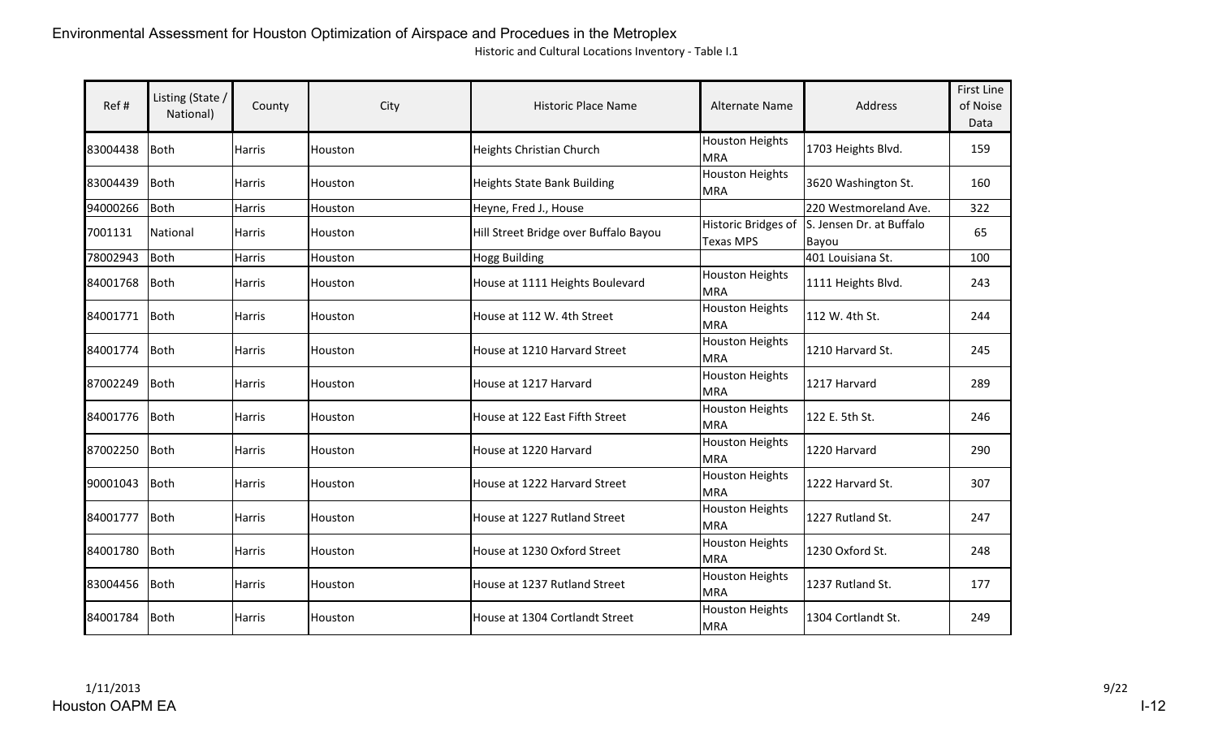# Environmental Assessment for Houston Optimization of Airspace and Procedues in the Metroplex

Historic and Cultural Locations Inventory - Table I.1

| Ref # | Listing (State / National) | County | City | Historic Place Name | Alternate Name | Address | First Line of Noise Data |
|---|---|---|---|---|---|---|---|
| 83004438 | Both | Harris | Houston | Heights Christian Church | Houston Heights MRA | 1703 Heights Blvd. | 159 |
| 83004439 | Both | Harris | Houston | Heights State Bank Building | Houston Heights MRA | 3620 Washington St. | 160 |
| 94000266 | Both | Harris | Houston | Heyne, Fred J., House | | 220 Westmoreland Ave. | 322 |
| 7001131 | National | Harris | Houston | Hill Street Bridge over Buffalo Bayou | Historic Bridges of Texas MPS | S. Jensen Dr. at Buffalo Bayou | 65 |
| 78002943 | Both | Harris | Houston | Hogg Building | | 401 Louisiana St. | 100 |
| 84001768 | Both | Harris | Houston | House at 1111 Heights Boulevard | Houston Heights MRA | 1111 Heights Blvd. | 243 |
| 84001771 | Both | Harris | Houston | House at 112 W. 4th Street | Houston Heights MRA | 112 W. 4th St. | 244 |
| 84001774 | Both | Harris | Houston | House at 1210 Harvard Street | Houston Heights MRA | 1210 Harvard St. | 245 |
| 87002249 | Both | Harris | Houston | House at 1217 Harvard | Houston Heights MRA | 1217 Harvard | 289 |
| 84001776 | Both | Harris | Houston | House at 122 East Fifth Street | Houston Heights MRA | 122 E. 5th St. | 246 |
| 87002250 | Both | Harris | Houston | House at 1220 Harvard | Houston Heights MRA | 1220 Harvard | 290 |
| 90001043 | Both | Harris | Houston | House at 1222 Harvard Street | Houston Heights MRA | 1222 Harvard St. | 307 |
| 84001777 | Both | Harris | Houston | House at 1227 Rutland Street | Houston Heights MRA | 1227 Rutland St. | 247 |
| 84001780 | Both | Harris | Houston | House at 1230 Oxford Street | Houston Heights MRA | 1230 Oxford St. | 248 |
| 83004456 | Both | Harris | Houston | House at 1237 Rutland Street | Houston Heights MRA | 1237 Rutland St. | 177 |
| 84001784 | Both | Harris | Houston | House at 1304 Cortlandt Street | Houston Heights MRA | 1304 Cortlandt St. | 249 |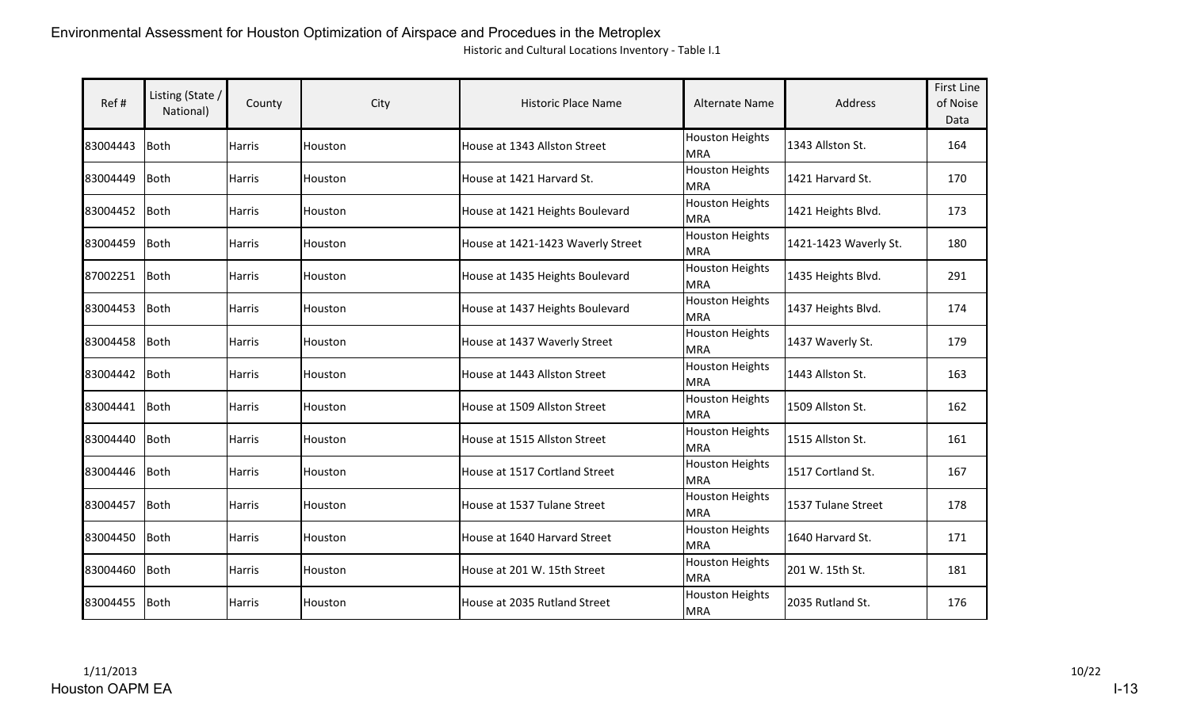Environmental Assessment for Houston Optimization of Airspace and Procedues in the Metroplex

Historic and Cultural Locations Inventory - Table I.1

| Ref # | Listing (State / National) | County | City | Historic Place Name | Alternate Name | Address | First Line of Noise Data |
|---|---|---|---|---|---|---|---|
| 83004443 | Both | Harris | Houston | House at 1343 Allston Street | Houston Heights MRA | 1343 Allston St. | 164 |
| 83004449 | Both | Harris | Houston | House at 1421 Harvard St. | Houston Heights MRA | 1421 Harvard St. | 170 |
| 83004452 | Both | Harris | Houston | House at 1421 Heights Boulevard | Houston Heights MRA | 1421 Heights Blvd. | 173 |
| 83004459 | Both | Harris | Houston | House at 1421-1423 Waverly Street | Houston Heights MRA | 1421-1423 Waverly St. | 180 |
| 87002251 | Both | Harris | Houston | House at 1435 Heights Boulevard | Houston Heights MRA | 1435 Heights Blvd. | 291 |
| 83004453 | Both | Harris | Houston | House at 1437 Heights Boulevard | Houston Heights MRA | 1437 Heights Blvd. | 174 |
| 83004458 | Both | Harris | Houston | House at 1437 Waverly Street | Houston Heights MRA | 1437 Waverly St. | 179 |
| 83004442 | Both | Harris | Houston | House at 1443 Allston Street | Houston Heights MRA | 1443 Allston St. | 163 |
| 83004441 | Both | Harris | Houston | House at 1509 Allston Street | Houston Heights MRA | 1509 Allston St. | 162 |
| 83004440 | Both | Harris | Houston | House at 1515 Allston Street | Houston Heights MRA | 1515 Allston St. | 161 |
| 83004446 | Both | Harris | Houston | House at 1517 Cortland Street | Houston Heights MRA | 1517 Cortland St. | 167 |
| 83004457 | Both | Harris | Houston | House at 1537 Tulane Street | Houston Heights MRA | 1537 Tulane Street | 178 |
| 83004450 | Both | Harris | Houston | House at 1640 Harvard Street | Houston Heights MRA | 1640 Harvard St. | 171 |
| 83004460 | Both | Harris | Houston | House at 201 W. 15th Street | Houston Heights MRA | 201 W. 15th St. | 181 |
| 83004455 | Both | Harris | Houston | House at 2035 Rutland Street | Houston Heights MRA | 2035 Rutland St. | 176 |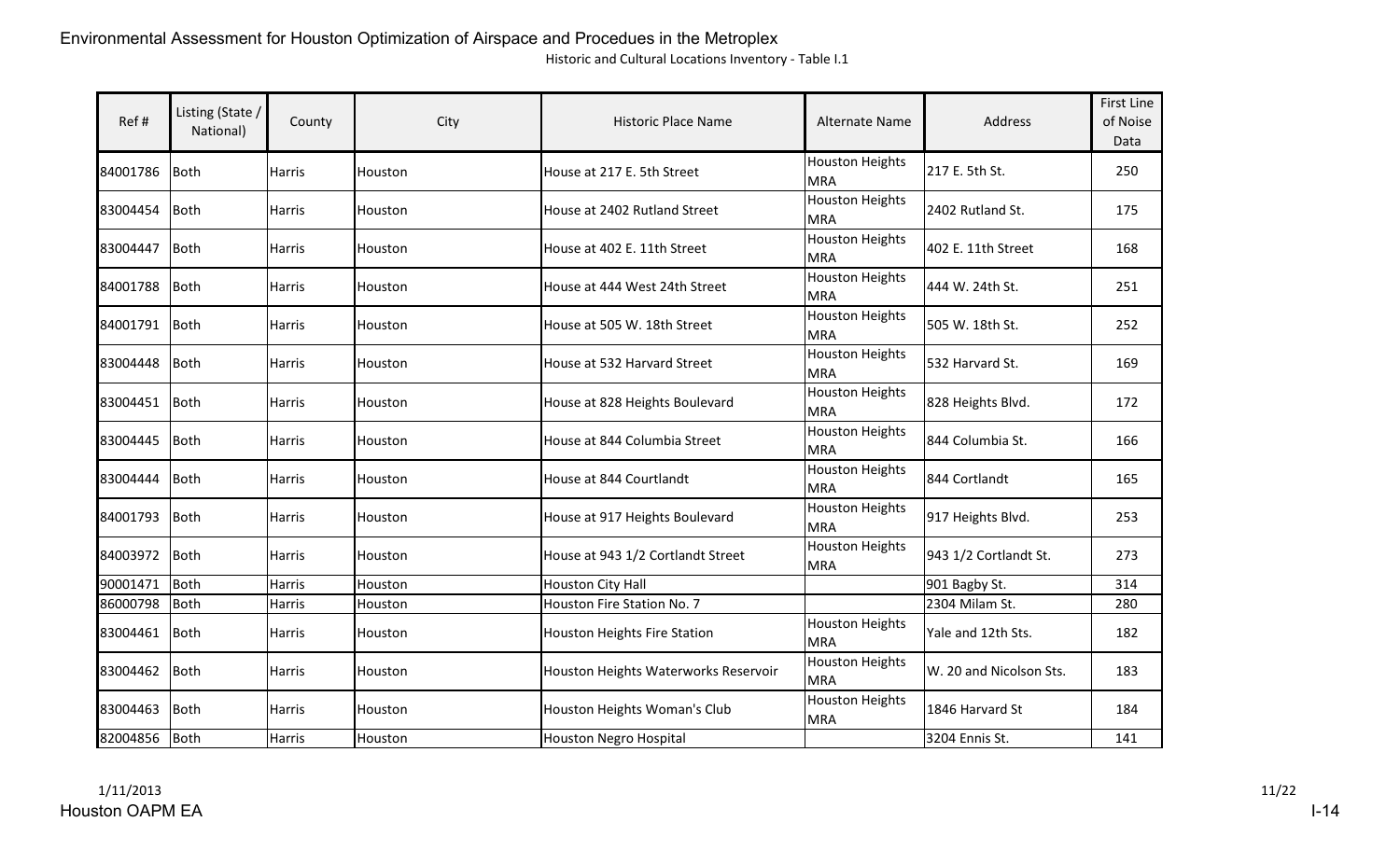Historic and Cultural Locations Inventory - Table I.1

| Ref # | Listing (State / National) | County | City | Historic Place Name | Alternate Name | Address | First Line of Noise Data |
|---|---|---|---|---|---|---|---|
| 84001786 | Both | Harris | Houston | House at 217 E. 5th Street | Houston Heights MRA | 217 E. 5th St. | 250 |
| 83004454 | Both | Harris | Houston | House at 2402 Rutland Street | Houston Heights MRA | 2402 Rutland St. | 175 |
| 83004447 | Both | Harris | Houston | House at 402 E. 11th Street | Houston Heights MRA | 402 E. 11th Street | 168 |
| 84001788 | Both | Harris | Houston | House at 444 West 24th Street | Houston Heights MRA | 444 W. 24th St. | 251 |
| 84001791 | Both | Harris | Houston | House at 505 W. 18th Street | Houston Heights MRA | 505 W. 18th St. | 252 |
| 83004448 | Both | Harris | Houston | House at 532 Harvard Street | Houston Heights MRA | 532 Harvard St. | 169 |
| 83004451 | Both | Harris | Houston | House at 828 Heights Boulevard | Houston Heights MRA | 828 Heights Blvd. | 172 |
| 83004445 | Both | Harris | Houston | House at 844 Columbia Street | Houston Heights MRA | 844 Columbia St. | 166 |
| 83004444 | Both | Harris | Houston | House at 844 Courtlandt | Houston Heights MRA | 844 Cortlandt | 165 |
| 84001793 | Both | Harris | Houston | House at 917 Heights Boulevard | Houston Heights MRA | 917 Heights Blvd. | 253 |
| 84003972 | Both | Harris | Houston | House at 943 1/2 Cortlandt Street | Houston Heights MRA | 943 1/2 Cortlandt St. | 273 |
| 90001471 | Both | Harris | Houston | Houston City Hall | | 901 Bagby St. | 314 |
| 86000798 | Both | Harris | Houston | Houston Fire Station No. 7 | | 2304 Milam St. | 280 |
| 83004461 | Both | Harris | Houston | Houston Heights Fire Station | Houston Heights MRA | Yale and 12th Sts. | 182 |
| 83004462 | Both | Harris | Houston | Houston Heights Waterworks Reservoir | Houston Heights MRA | W. 20 and Nicolson Sts. | 183 |
| 83004463 | Both | Harris | Houston | Houston Heights Woman's Club | Houston Heights MRA | 1846 Harvard St | 184 |
| 82004856 | Both | Harris | Houston | Houston Negro Hospital | | 3204 Ennis St. | 141 |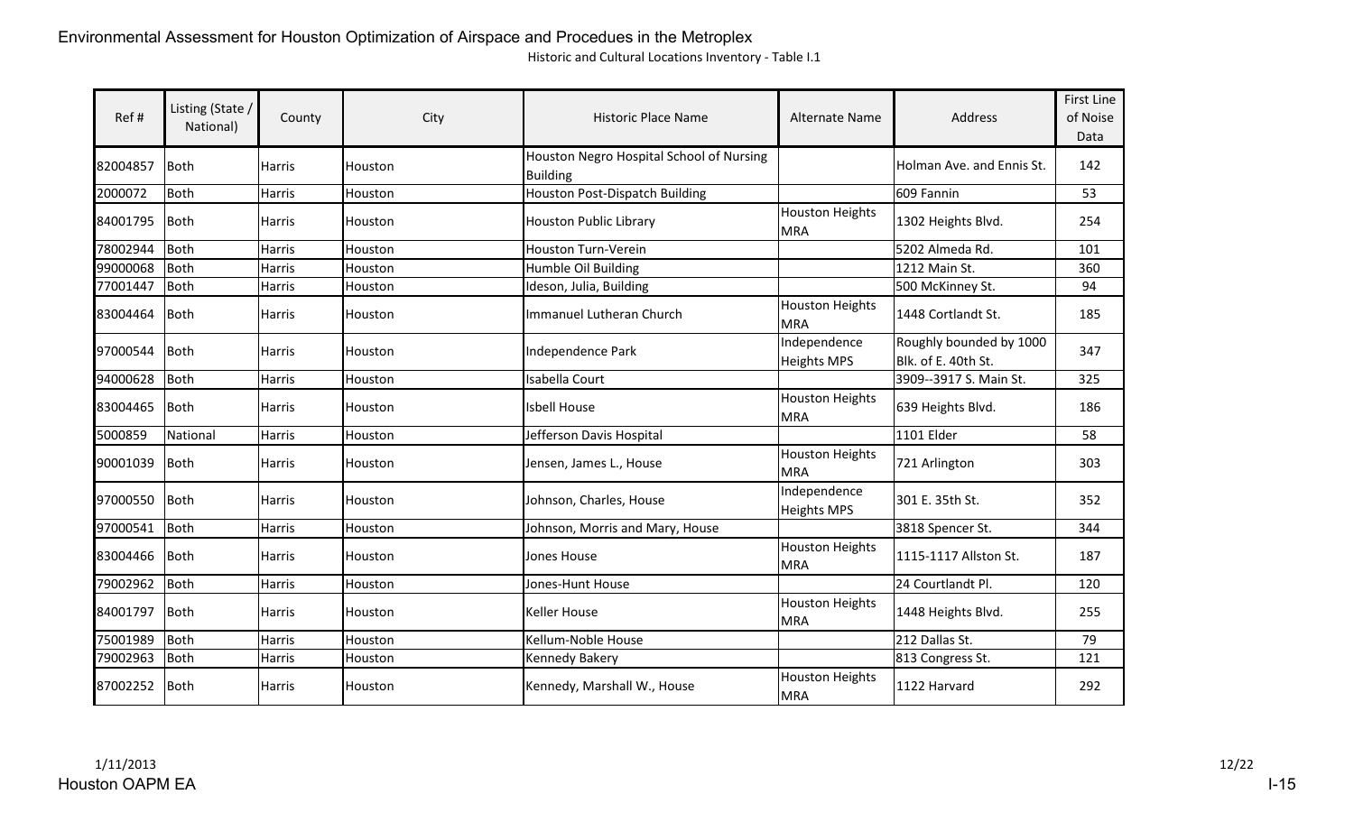Historic and Cultural Locations Inventory - Table I.1

| Ref # | Listing (State / National) | County | City | Historic Place Name | Alternate Name | Address | First Line of Noise Data |
|---|---|---|---|---|---|---|---|
| 82004857 | Both | Harris | Houston | Houston Negro Hospital School of Nursing Building | | Holman Ave. and Ennis St. | 142 |
| 2000072 | Both | Harris | Houston | Houston Post-Dispatch Building | | 609 Fannin | 53 |
| 84001795 | Both | Harris | Houston | Houston Public Library | Houston Heights MRA | 1302 Heights Blvd. | 254 |
| 78002944 | Both | Harris | Houston | Houston Turn-Verein | | 5202 Almeda Rd. | 101 |
| 99000068 | Both | Harris | Houston | Humble Oil Building | | 1212 Main St. | 360 |
| 77001447 | Both | Harris | Houston | Ideson, Julia, Building | | 500 McKinney St. | 94 |
| 83004464 | Both | Harris | Houston | Immanuel Lutheran Church | Houston Heights MRA | 1448 Cortlandt St. | 185 |
| 97000544 | Both | Harris | Houston | Independence Park | Independence Heights MPS | Roughly bounded by 1000 Blk. of E. 40th St. | 347 |
| 94000628 | Both | Harris | Houston | Isabella Court | | 3909--3917 S. Main St. | 325 |
| 83004465 | Both | Harris | Houston | Isbell House | Houston Heights MRA | 639 Heights Blvd. | 186 |
| 5000859 | National | Harris | Houston | Jefferson Davis Hospital | | 1101 Elder | 58 |
| 90001039 | Both | Harris | Houston | Jensen, James L., House | Houston Heights MRA | 721 Arlington | 303 |
| 97000550 | Both | Harris | Houston | Johnson, Charles, House | Independence Heights MPS | 301 E. 35th St. | 352 |
| 97000541 | Both | Harris | Houston | Johnson, Morris and Mary, House | | 3818 Spencer St. | 344 |
| 83004466 | Both | Harris | Houston | Jones House | Houston Heights MRA | 1115-1117 Allston St. | 187 |
| 79002962 | Both | Harris | Houston | Jones-Hunt House | | 24 Courtlandt Pl. | 120 |
| 84001797 | Both | Harris | Houston | Keller House | Houston Heights MRA | 1448 Heights Blvd. | 255 |
| 75001989 | Both | Harris | Houston | Kellum-Noble House | | 212 Dallas St. | 79 |
| 79002963 | Both | Harris | Houston | Kennedy Bakery | | 813 Congress St. | 121 |
| 87002252 | Both | Harris | Houston | Kennedy, Marshall W., House | Houston Heights MRA | 1122 Harvard | 292 |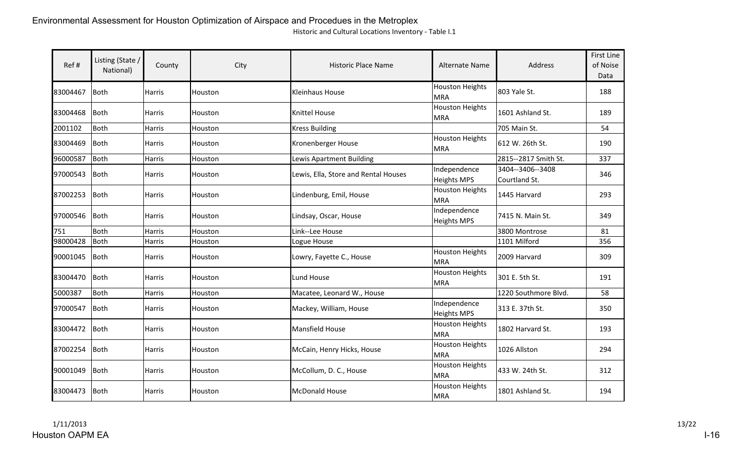Environmental Assessment for Houston Optimization of Airspace and Procedues in the Metroplex

Historic and Cultural Locations Inventory - Table I.1

| Ref # | Listing (State / National) | County | City | Historic Place Name | Alternate Name | Address | First Line of Noise Data |
|---|---|---|---|---|---|---|---|
| 83004467 | Both | Harris | Houston | Kleinhaus House | Houston Heights MRA | 803 Yale St. | 188 |
| 83004468 | Both | Harris | Houston | Knittel House | Houston Heights MRA | 1601 Ashland St. | 189 |
| 2001102 | Both | Harris | Houston | Kress Building | | 705 Main St. | 54 |
| 83004469 | Both | Harris | Houston | Kronenberger House | Houston Heights MRA | 612 W. 26th St. | 190 |
| 96000587 | Both | Harris | Houston | Lewis Apartment Building | | 2815--2817 Smith St. | 337 |
| 97000543 | Both | Harris | Houston | Lewis, Ella, Store and Rental Houses | Independence Heights MPS | 3404--3406--3408 Courtland St. | 346 |
| 87002253 | Both | Harris | Houston | Lindenburg, Emil, House | Houston Heights MRA | 1445 Harvard | 293 |
| 97000546 | Both | Harris | Houston | Lindsay, Oscar, House | Independence Heights MPS | 7415 N. Main St. | 349 |
| 751 | Both | Harris | Houston | Link--Lee House | | 3800 Montrose | 81 |
| 98000428 | Both | Harris | Houston | Logue House | | 1101 Milford | 356 |
| 90001045 | Both | Harris | Houston | Lowry, Fayette C., House | Houston Heights MRA | 2009 Harvard | 309 |
| 83004470 | Both | Harris | Houston | Lund House | Houston Heights MRA | 301 E. 5th St. | 191 |
| 5000387 | Both | Harris | Houston | Macatee, Leonard W., House | | 1220 Southmore Blvd. | 58 |
| 97000547 | Both | Harris | Houston | Mackey, William, House | Independence Heights MPS | 313 E. 37th St. | 350 |
| 83004472 | Both | Harris | Houston | Mansfield House | Houston Heights MRA | 1802 Harvard St. | 193 |
| 87002254 | Both | Harris | Houston | McCain, Henry Hicks, House | Houston Heights MRA | 1026 Allston | 294 |
| 90001049 | Both | Harris | Houston | McCollum, D. C., House | Houston Heights MRA | 433 W. 24th St. | 312 |
| 83004473 | Both | Harris | Houston | McDonald House | Houston Heights MRA | 1801 Ashland St. | 194 |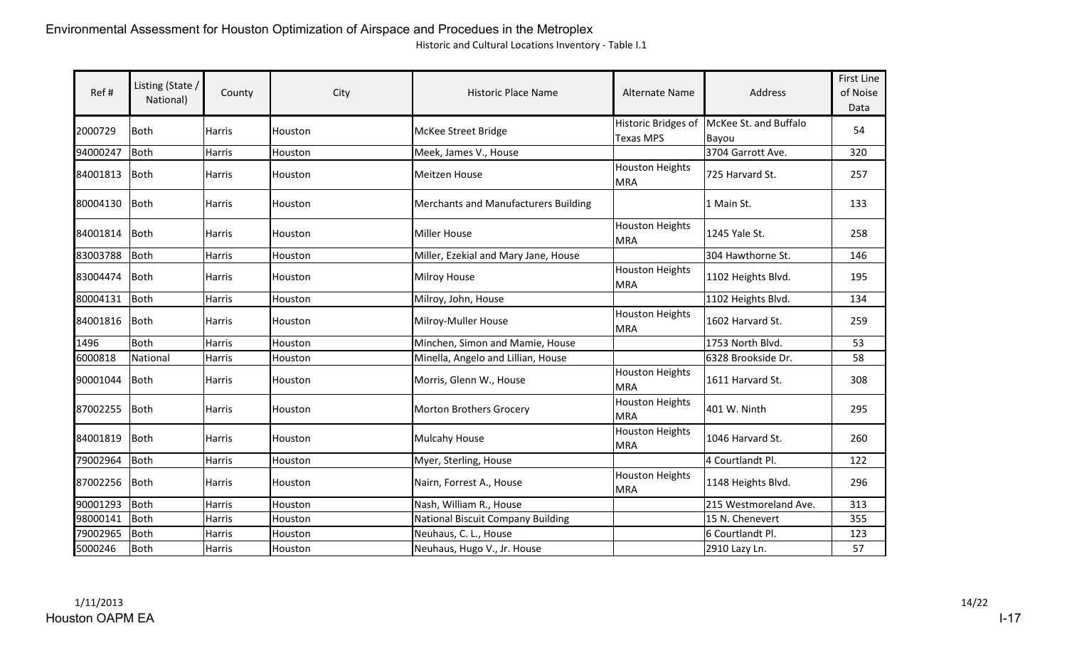Historic and Cultural Locations Inventory - Table I.1

| Ref # | Listing (State / National) | County | City | Historic Place Name | Alternate Name | Address | First Line of Noise Data |
|---|---|---|---|---|---|---|---|
| 2000729 | Both | Harris | Houston | McKee Street Bridge | Historic Bridges of Texas MPS | McKee St. and Buffalo Bayou | 54 |
| 94000247 | Both | Harris | Houston | Meek, James V., House | | 3704 Garrott Ave. | 320 |
| 84001813 | Both | Harris | Houston | Meitzen House | Houston Heights MRA | 725 Harvard St. | 257 |
| 80004130 | Both | Harris | Houston | Merchants and Manufacturers Building | | 1 Main St. | 133 |
| 84001814 | Both | Harris | Houston | Miller House | Houston Heights MRA | 1245 Yale St. | 258 |
| 83003788 | Both | Harris | Houston | Miller, Ezekial and Mary Jane, House | | 304 Hawthorne St. | 146 |
| 83004474 | Both | Harris | Houston | Milroy House | Houston Heights MRA | 1102 Heights Blvd. | 195 |
| 80004131 | Both | Harris | Houston | Milroy, John, House | | 1102 Heights Blvd. | 134 |
| 84001816 | Both | Harris | Houston | Milroy-Muller House | Houston Heights MRA | 1602 Harvard St. | 259 |
| 1496 | Both | Harris | Houston | Minchen, Simon and Mamie, House | | 1753 North Blvd. | 53 |
| 6000818 | National | Harris | Houston | Minella, Angelo and Lillian, House | | 6328 Brookside Dr. | 58 |
| 90001044 | Both | Harris | Houston | Morris, Glenn W., House | Houston Heights MRA | 1611 Harvard St. | 308 |
| 87002255 | Both | Harris | Houston | Morton Brothers Grocery | Houston Heights MRA | 401 W. Ninth | 295 |
| 84001819 | Both | Harris | Houston | Mulcahy House | Houston Heights MRA | 1046 Harvard St. | 260 |
| 79002964 | Both | Harris | Houston | Myer, Sterling, House | | 4 Courtlandt Pl. | 122 |
| 87002256 | Both | Harris | Houston | Nairn, Forrest A., House | Houston Heights MRA | 1148 Heights Blvd. | 296 |
| 90001293 | Both | Harris | Houston | Nash, William R., House | | 215 Westmoreland Ave. | 313 |
| 98000141 | Both | Harris | Houston | National Biscuit Company Building | | 15 N. Chenevert | 355 |
| 79002965 | Both | Harris | Houston | Neuhaus, C. L., House | | 6 Courtlandt Pl. | 123 |
| 5000246 | Both | Harris | Houston | Neuhaus, Hugo V., Jr. House | | 2910 Lazy Ln. | 57 |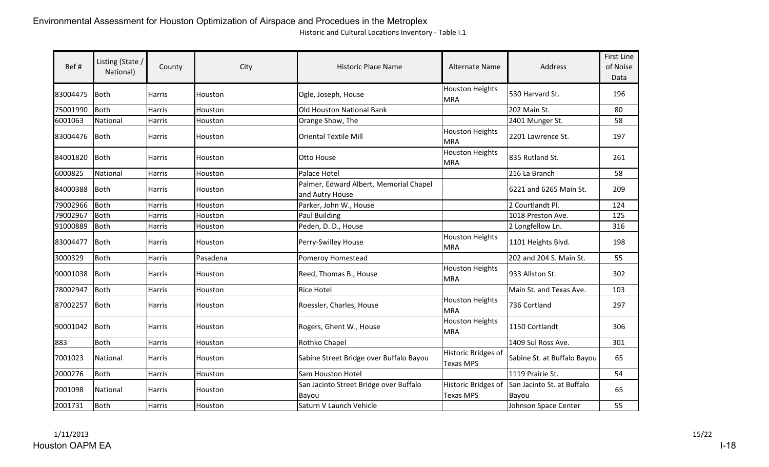Environmental Assessment for Houston Optimization of Airspace and Procedues in the Metroplex

Historic and Cultural Locations Inventory - Table I.1

| Ref # | Listing (State / National) | County | City | Historic Place Name | Alternate Name | Address | First Line of Noise Data |
|---|---|---|---|---|---|---|---|
| 83004475 | Both | Harris | Houston | Ogle, Joseph, House | Houston Heights MRA | 530 Harvard St. | 196 |
| 75001990 | Both | Harris | Houston | Old Houston National Bank | | 202 Main St. | 80 |
| 6001063 | National | Harris | Houston | Orange Show, The | | 2401 Munger St. | 58 |
| 83004476 | Both | Harris | Houston | Oriental Textile Mill | Houston Heights MRA | 2201 Lawrence St. | 197 |
| 84001820 | Both | Harris | Houston | Otto House | Houston Heights MRA | 835 Rutland St. | 261 |
| 6000825 | National | Harris | Houston | Palace Hotel | | 216 La Branch | 58 |
| 84000388 | Both | Harris | Houston | Palmer, Edward Albert, Memorial Chapel and Autry House | | 6221 and 6265 Main St. | 209 |
| 79002966 | Both | Harris | Houston | Parker, John W., House | | 2 Courtlandt Pl. | 124 |
| 79002967 | Both | Harris | Houston | Paul Building | | 1018 Preston Ave. | 125 |
| 91000889 | Both | Harris | Houston | Peden, D. D., House | | 2 Longfellow Ln. | 316 |
| 83004477 | Both | Harris | Houston | Perry-Swilley House | Houston Heights MRA | 1101 Heights Blvd. | 198 |
| 3000329 | Both | Harris | Pasadena | Pomeroy Homestead | | 202 and 204 S. Main St. | 55 |
| 90001038 | Both | Harris | Houston | Reed, Thomas B., House | Houston Heights MRA | 933 Allston St. | 302 |
| 78002947 | Both | Harris | Houston | Rice Hotel | | Main St. and Texas Ave. | 103 |
| 87002257 | Both | Harris | Houston | Roessler, Charles, House | Houston Heights MRA | 736 Cortland | 297 |
| 90001042 | Both | Harris | Houston | Rogers, Ghent W., House | Houston Heights MRA | 1150 Cortlandt | 306 |
| 883 | Both | Harris | Houston | Rothko Chapel | | 1409 Sul Ross Ave. | 301 |
| 7001023 | National | Harris | Houston | Sabine Street Bridge over Buffalo Bayou | Historic Bridges of Texas MPS | Sabine St. at Buffalo Bayou | 65 |
| 2000276 | Both | Harris | Houston | Sam Houston Hotel | | 1119 Prairie St. | 54 |
| 7001098 | National | Harris | Houston | San Jacinto Street Bridge over Buffalo Bayou | Historic Bridges of Texas MPS | San Jacinto St. at Buffalo Bayou | 65 |
| 2001731 | Both | Harris | Houston | Saturn V Launch Vehicle | | Johnson Space Center | 55 |

1/11/2013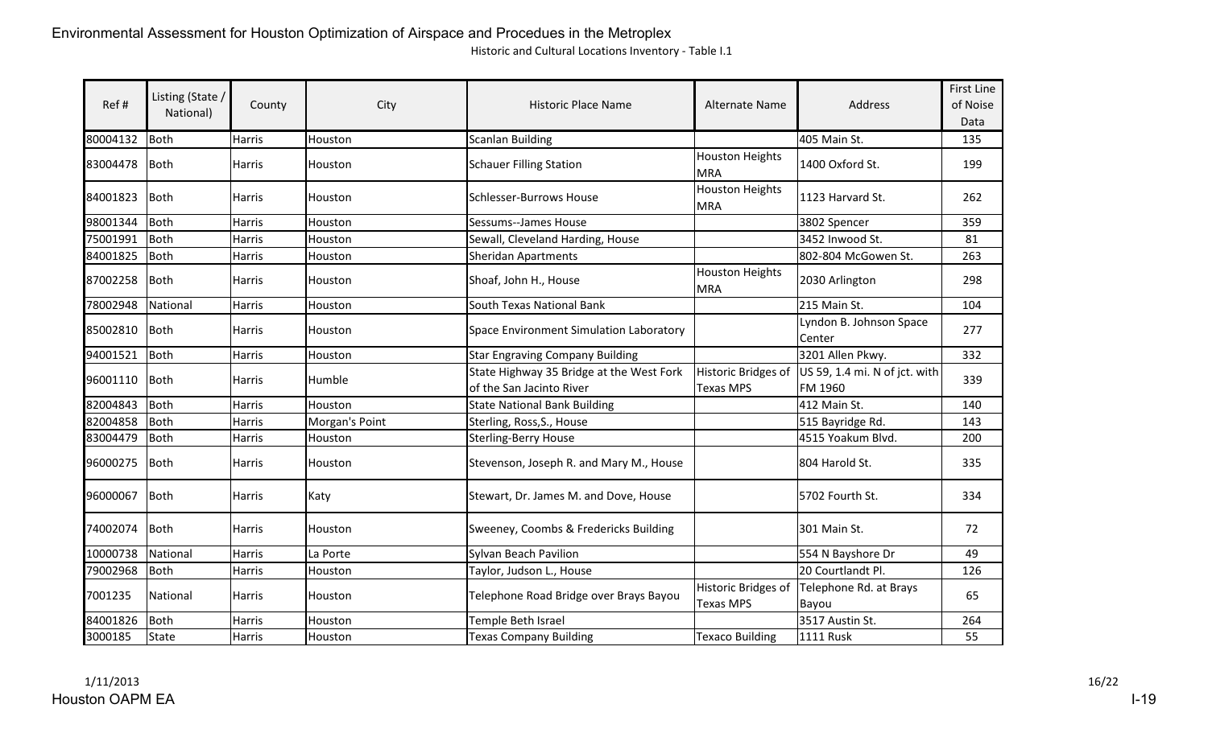Environmental Assessment for Houston Optimization of Airspace and Procedues in the Metroplex

Historic and Cultural Locations Inventory - Table I.1

| Ref # | Listing (State / National) | County | City | Historic Place Name | Alternate Name | Address | First Line of Noise Data |
|---|---|---|---|---|---|---|---|
| 80004132 | Both | Harris | Houston | Scanlan Building | | 405 Main St. | 135 |
| 83004478 | Both | Harris | Houston | Schauer Filling Station | Houston Heights MRA | 1400 Oxford St. | 199 |
| 84001823 | Both | Harris | Houston | Schlesser-Burrows House | Houston Heights MRA | 1123 Harvard St. | 262 |
| 98001344 | Both | Harris | Houston | Sessums--James House | | 3802 Spencer | 359 |
| 75001991 | Both | Harris | Houston | Sewall, Cleveland Harding, House | | 3452 Inwood St. | 81 |
| 84001825 | Both | Harris | Houston | Sheridan Apartments | | 802-804 McGowen St. | 263 |
| 87002258 | Both | Harris | Houston | Shoaf, John H., House | Houston Heights MRA | 2030 Arlington | 298 |
| 78002948 | National | Harris | Houston | South Texas National Bank | | 215 Main St. | 104 |
| 85002810 | Both | Harris | Houston | Space Environment Simulation Laboratory | | Lyndon B. Johnson Space Center | 277 |
| 94001521 | Both | Harris | Houston | Star Engraving Company Building | | 3201 Allen Pkwy. | 332 |
| 96001110 | Both | Harris | Humble | State Highway 35 Bridge at the West Fork of the San Jacinto River | Historic Bridges of Texas MPS | US 59, 1.4 mi. N of jct. with FM 1960 | 339 |
| 82004843 | Both | Harris | Houston | State National Bank Building | | 412 Main St. | 140 |
| 82004858 | Both | Harris | Morgan's Point | Sterling, Ross,S., House | | 515 Bayridge Rd. | 143 |
| 83004479 | Both | Harris | Houston | Sterling-Berry House | | 4515 Yoakum Blvd. | 200 |
| 96000275 | Both | Harris | Houston | Stevenson, Joseph R. and Mary M., House | | 804 Harold St. | 335 |
| 96000067 | Both | Harris | Katy | Stewart, Dr. James M. and Dove, House | | 5702 Fourth St. | 334 |
| 74002074 | Both | Harris | Houston | Sweeney, Coombs & Fredericks Building | | 301 Main St. | 72 |
| 10000738 | National | Harris | La Porte | Sylvan Beach Pavilion | | 554 N Bayshore Dr | 49 |
| 79002968 | Both | Harris | Houston | Taylor, Judson L., House | | 20 Courtlandt Pl. | 126 |
| 7001235 | National | Harris | Houston | Telephone Road Bridge over Brays Bayou | Historic Bridges of Texas MPS | Telephone Rd. at Brays Bayou | 65 |
| 84001826 | Both | Harris | Houston | Temple Beth Israel | | 3517 Austin St. | 264 |
| 3000185 | State | Harris | Houston | Texas Company Building | Texaco Building | 1111 Rusk | 55 |

1/11/2013

Houston OAPM EA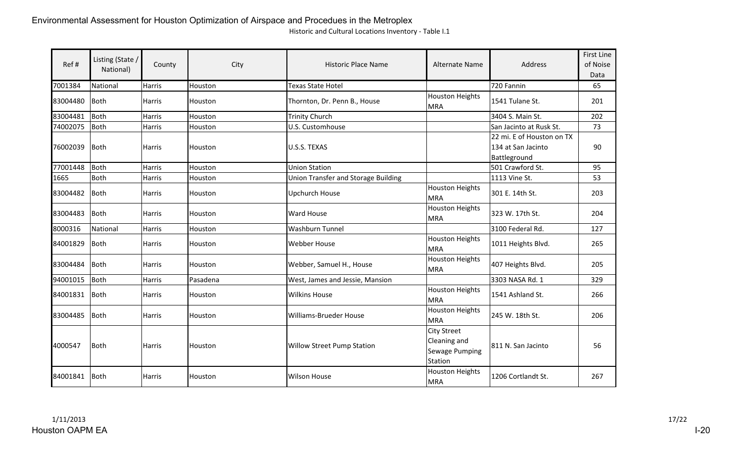Historic and Cultural Locations Inventory - Table I.1

| Ref # | Listing (State / National) | County | City | Historic Place Name | Alternate Name | Address | First Line of Noise Data |
|---|---|---|---|---|---|---|---|
| 7001384 | National | Harris | Houston | Texas State Hotel | | 720 Fannin | 65 |
| 83004480 | Both | Harris | Houston | Thornton, Dr. Penn B., House | Houston Heights MRA | 1541 Tulane St. | 201 |
| 83004481 | Both | Harris | Houston | Trinity Church | | 3404 S. Main St. | 202 |
| 74002075 | Both | Harris | Houston | U.S. Customhouse | | San Jacinto at Rusk St. | 73 |
| 76002039 | Both | Harris | Houston | U.S.S. TEXAS | | 22 mi. E of Houston on TX 134 at San Jacinto Battleground | 90 |
| 77001448 | Both | Harris | Houston | Union Station | | 501 Crawford St. | 95 |
| 1665 | Both | Harris | Houston | Union Transfer and Storage Building | | 1113 Vine St. | 53 |
| 83004482 | Both | Harris | Houston | Upchurch House | Houston Heights MRA | 301 E. 14th St. | 203 |
| 83004483 | Both | Harris | Houston | Ward House | Houston Heights MRA | 323 W. 17th St. | 204 |
| 8000316 | National | Harris | Houston | Washburn Tunnel | | 3100 Federal Rd. | 127 |
| 84001829 | Both | Harris | Houston | Webber House | Houston Heights MRA | 1011 Heights Blvd. | 265 |
| 83004484 | Both | Harris | Houston | Webber, Samuel H., House | Houston Heights MRA | 407 Heights Blvd. | 205 |
| 94001015 | Both | Harris | Pasadena | West, James and Jessie, Mansion | | 3303 NASA Rd. 1 | 329 |
| 84001831 | Both | Harris | Houston | Wilkins House | Houston Heights MRA | 1541 Ashland St. | 266 |
| 83004485 | Both | Harris | Houston | Williams-Brueder House | Houston Heights MRA | 245 W. 18th St. | 206 |
| 4000547 | Both | Harris | Houston | Willow Street Pump Station | City Street Cleaning and Sewage Pumping Station | 811 N. San Jacinto | 56 |
| 84001841 | Both | Harris | Houston | Wilson House | Houston Heights MRA | 1206 Cortlandt St. | 267 |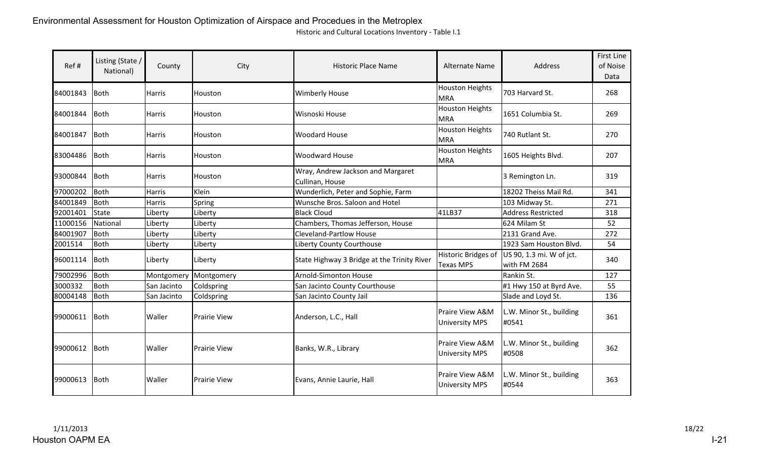Historic and Cultural Locations Inventory - Table I.1

| Ref # | Listing (State / National) | County | City | Historic Place Name | Alternate Name | Address | First Line of Noise Data |
|---|---|---|---|---|---|---|---|
| 84001843 | Both | Harris | Houston | Wimberly House | Houston Heights MRA | 703 Harvard St. | 268 |
| 84001844 | Both | Harris | Houston | Wisnoski House | Houston Heights MRA | 1651 Columbia St. | 269 |
| 84001847 | Both | Harris | Houston | Woodard House | Houston Heights MRA | 740 Rutlant St. | 270 |
| 83004486 | Both | Harris | Houston | Woodward House | Houston Heights MRA | 1605 Heights Blvd. | 207 |
| 93000844 | Both | Harris | Houston | Wray, Andrew Jackson and Margaret Cullinan, House | | 3 Remington Ln. | 319 |
| 97000202 | Both | Harris | Klein | Wunderlich, Peter and Sophie, Farm | | 18202 Theiss Mail Rd. | 341 |
| 84001849 | Both | Harris | Spring | Wunsche Bros. Saloon and Hotel | | 103 Midway St. | 271 |
| 92001401 | State | Liberty | Liberty | Black Cloud | 41LB37 | Address Restricted | 318 |
| 11000156 | National | Liberty | Liberty | Chambers, Thomas Jefferson, House | | 624 Milam St | 52 |
| 84001907 | Both | Liberty | Liberty | Cleveland-Partlow House | | 2131 Grand Ave. | 272 |
| 2001514 | Both | Liberty | Liberty | Liberty County Courthouse | | 1923 Sam Houston Blvd. | 54 |
| 96001114 | Both | Liberty | Liberty | State Highway 3 Bridge at the Trinity River | Historic Bridges of Texas MPS | US 90, 1.3 mi. W of jct. with FM 2684 | 340 |
| 79002996 | Both | Montgomery | Montgomery | Arnold-Simonton House | | Rankin St. | 127 |
| 3000332 | Both | San Jacinto | Coldspring | San Jacinto County Courthouse | | #1 Hwy 150 at Byrd Ave. | 55 |
| 80004148 | Both | San Jacinto | Coldspring | San Jacinto County Jail | | Slade and Loyd St. | 136 |
| 99000611 | Both | Waller | Prairie View | Anderson, L.C., Hall | Praire View A&M University MPS | L.W. Minor St., building #0541 | 361 |
| 99000612 | Both | Waller | Prairie View | Banks, W.R., Library | Praire View A&M University MPS | L.W. Minor St., building #0508 | 362 |
| 99000613 | Both | Waller | Prairie View | Evans, Annie Laurie, Hall | Praire View A&M University MPS | L.W. Minor St., building #0544 | 363 |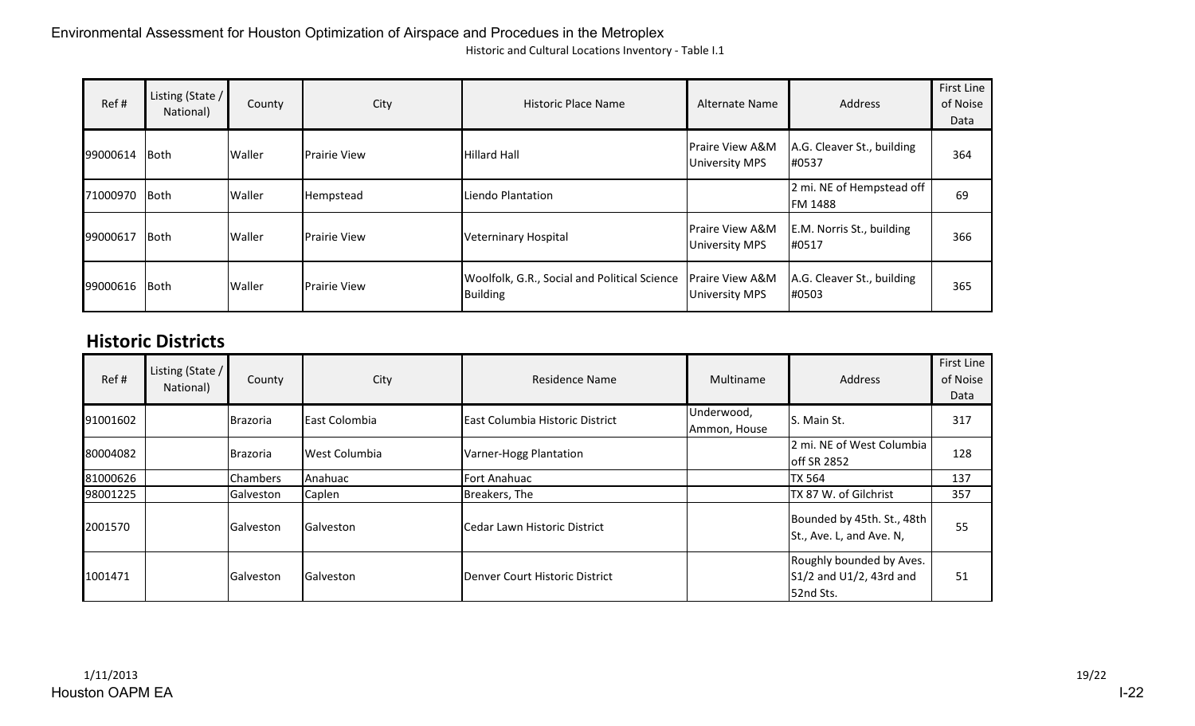| Ref # | Listing (State / National) | County | City | Historic Place Name | Alternate Name | Address | First Line of Noise Data |
|---|---|---|---|---|---|---|---|
| 99000614 | Both | Waller | Prairie View | Hillard Hall | Praire View A&M University MPS | A.G. Cleaver St., building #0537 | 364 |
| 71000970 | Both | Waller | Hempstead | Liendo Plantation | | 2 mi. NE of Hempstead off FM 1488 | 69 |
| 99000617 | Both | Waller | Prairie View | Veterninary Hospital | Praire View A&M University MPS | E.M. Norris St., building #0517 | 366 |
| 99000616 | Both | Waller | Prairie View | Woolfolk, G.R., Social and Political Science Building | Praire View A&M University MPS | A.G. Cleaver St., building #0503 | 365 |

## Historic Districts

| Ref # | Listing (State / National) | County | City | Residence Name | Multiname | Address | First Line of Noise Data |
|---|---|---|---|---|---|---|---|
| 91001602 | | Brazoria | East Colombia | East Columbia Historic District | Underwood, Ammon, House | S. Main St. | 317 |
| 80004082 | | Brazoria | West Columbia | Varner-Hogg Plantation | | 2 mi. NE of West Columbia off SR 2852 | 128 |
| 81000626 | | Chambers | Anahuac | Fort Anahuac | | TX 564 | 137 |
| 98001225 | | Galveston | Caplen | Breakers, The | | TX 87 W. of Gilchrist | 357 |
| 2001570 | | Galveston | Galveston | Cedar Lawn Historic District | | Bounded by 45th. St., 48th St., Ave. L, and Ave. N, | 55 |
| 1001471 | | Galveston | Galveston | Denver Court Historic District | | Roughly bounded by Aves. S1/2 and U1/2, 43rd and 52nd Sts. | 51 |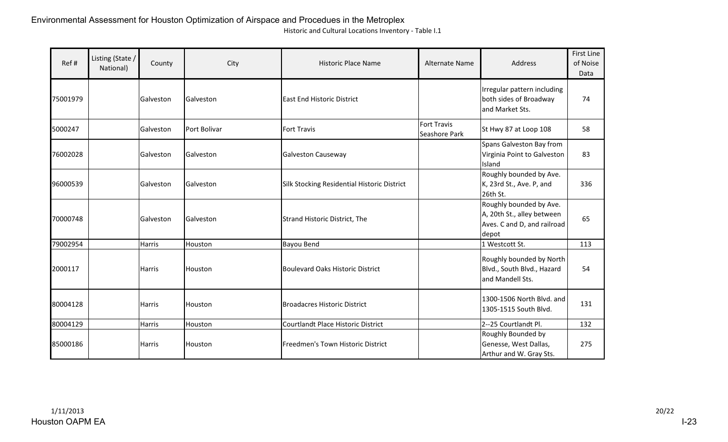Environmental Assessment for Houston Optimization of Airspace and Procedues in the Metroplex

Historic and Cultural Locations Inventory - Table I.1

| Ref # | Listing (State / National) | County | City | Historic Place Name | Alternate Name | Address | First Line of Noise Data |
|---|---|---|---|---|---|---|---|
| 75001979 | | Galveston | Galveston | East End Historic District | | Irregular pattern including both sides of Broadway and Market Sts. | 74 |
| 5000247 | | Galveston | Port Bolivar | Fort Travis | Fort Travis Seashore Park | St Hwy 87 at Loop 108 | 58 |
| 76002028 | | Galveston | Galveston | Galveston Causeway | | Spans Galveston Bay from Virginia Point to Galveston Island | 83 |
| 96000539 | | Galveston | Galveston | Silk Stocking Residential Historic District | | Roughly bounded by Ave. K, 23rd St., Ave. P, and 26th St. | 336 |
| 70000748 | | Galveston | Galveston | Strand Historic District, The | | Roughly bounded by Ave. A, 20th St., alley between Aves. C and D, and railroad depot | 65 |
| 79002954 | | Harris | Houston | Bayou Bend | | 1 Westcott St. | 113 |
| 2000117 | | Harris | Houston | Boulevard Oaks Historic District | | Roughly bounded by North Blvd., South Blvd., Hazard and Mandell Sts. | 54 |
| 80004128 | | Harris | Houston | Broadacres Historic District | | 1300-1506 North Blvd. and 1305-1515 South Blvd. | 131 |
| 80004129 | | Harris | Houston | Courtlandt Place Historic District | | 2--25 Courtlandt Pl. | 132 |
| 85000186 | | Harris | Houston | Freedmen's Town Historic District | | Roughly Bounded by Genesse, West Dallas, Arthur and W. Gray Sts. | 275 |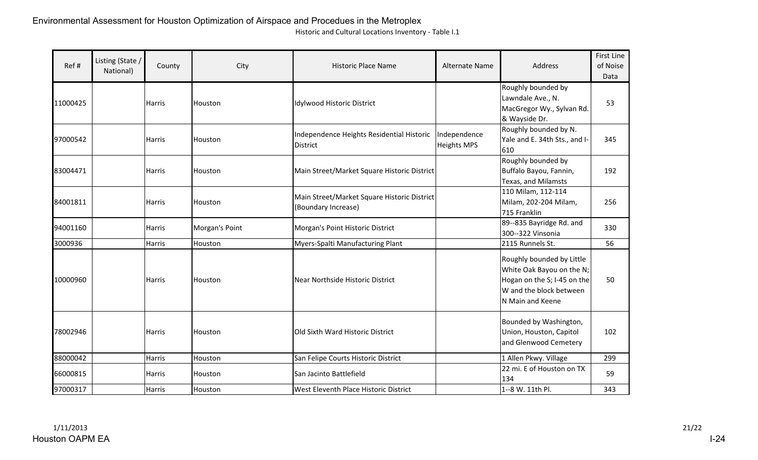| Ref # | Listing (State / National) | County | City | Historic Place Name | Alternate Name | Address | First Line of Noise Data |
|---|---|---|---|---|---|---|---|
| 11000425 | | Harris | Houston | Idylwood Historic District | | Roughly bounded by Lawndale Ave., N. MacGregor Wy., Sylvan Rd. & Wayside Dr. | 53 |
| 97000542 | | Harris | Houston | Independence Heights Residential Historic District | Independence Heights MPS | Roughly bounded by N. Yale and E. 34th Sts., and I-610 | 345 |
| 83004471 | | Harris | Houston | Main Street/Market Square Historic District | | Roughly bounded by Buffalo Bayou, Fannin, Texas, and Milamsts | 192 |
| 84001811 | | Harris | Houston | Main Street/Market Square Historic District (Boundary Increase) | | 110 Milam, 112-114 Milam, 202-204 Milam, 715 Franklin | 256 |
| 94001160 | | Harris | Morgan's Point | Morgan's Point Historic District | | 89--835 Bayridge Rd. and 300--322 Vinsonia | 330 |
| 3000936 | | Harris | Houston | Myers-Spalti Manufacturing Plant | | 2115 Runnels St. | 56 |
| 10000960 | | Harris | Houston | Near Northside Historic District | | Roughly bounded by Little White Oak Bayou on the N; Hogan on the S; I-45 on the W and the block between N Main and Keene | 50 |
| 78002946 | | Harris | Houston | Old Sixth Ward Historic District | | Bounded by Washington, Union, Houston, Capitol and Glenwood Cemetery | 102 |
| 88000042 | | Harris | Houston | San Felipe Courts Historic District | | 1 Allen Pkwy. Village | 299 |
| 66000815 | | Harris | Houston | San Jacinto Battlefield | | 22 mi. E of Houston on TX 134 | 59 |
| 97000317 | | Harris | Houston | West Eleventh Place Historic District | | 1--8 W. 11th Pl. | 343 |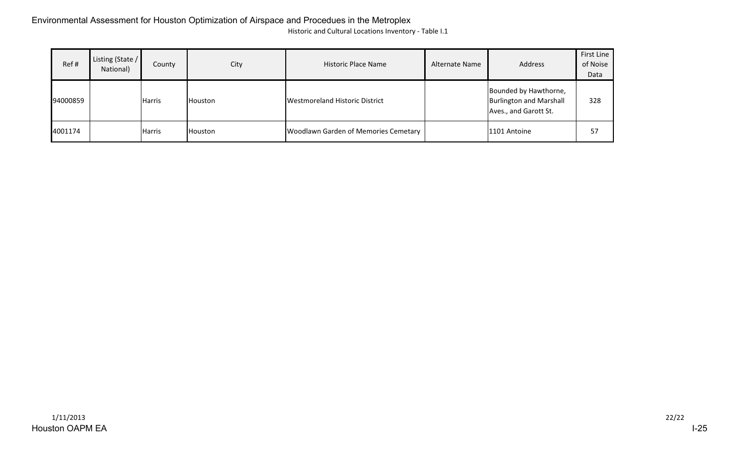| Ref # | Listing (State / National) | County | City | Historic Place Name | Alternate Name | Address | First Line of Noise Data |
|---|---|---|---|---|---|---|---|
| 94000859 | | Harris | Houston | Westmoreland Historic District | | Bounded by Hawthorne, Burlington and Marshall Aves., and Garott St. | 328 |
| 4001174 | | Harris | Houston | Woodlawn Garden of Memories Cemetary | | 1101 Antoine | 57 |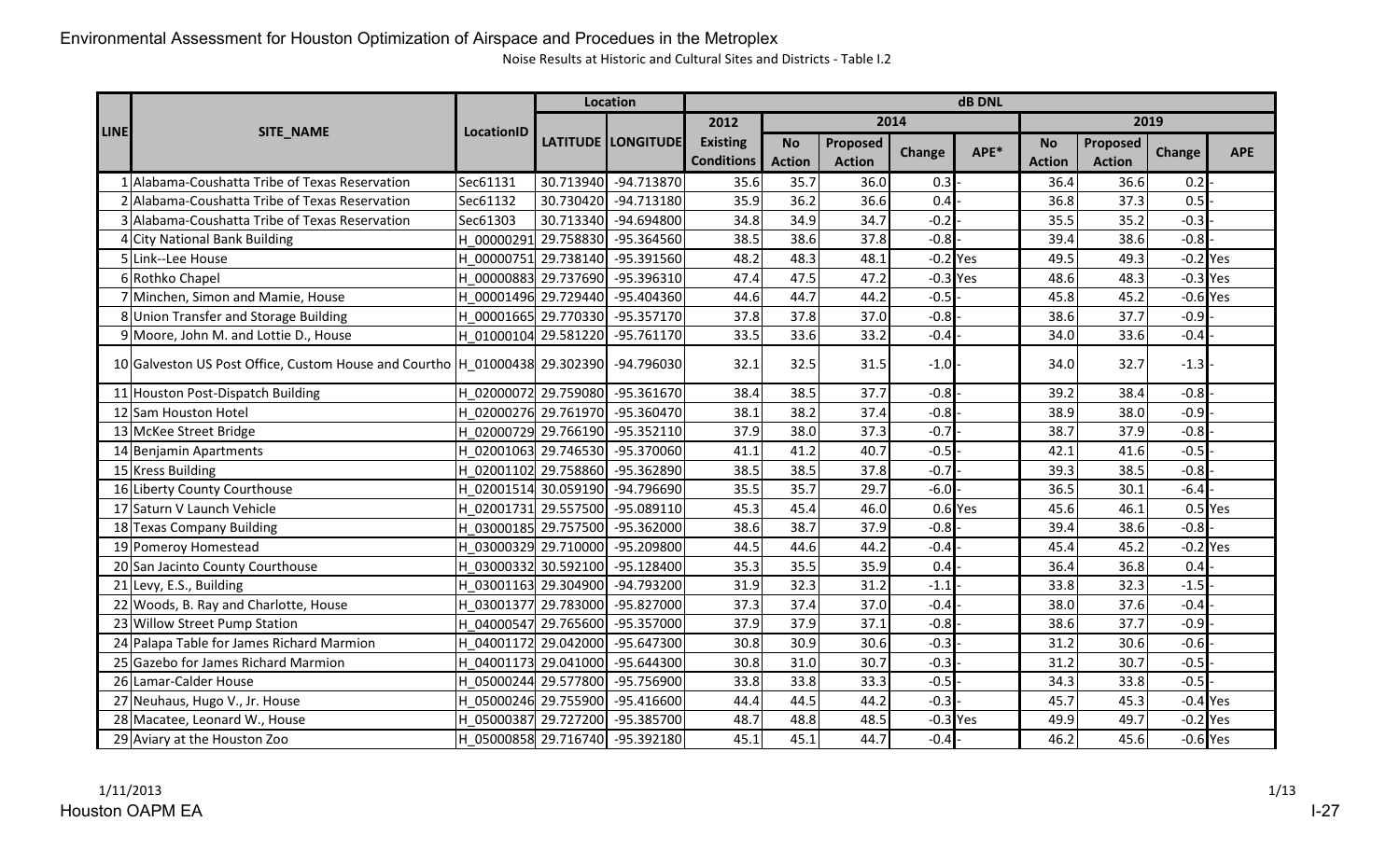# Environmental Assessment for Houston Optimization of Airspace and Procedues in the Metroplex

Noise Results at Historic and Cultural Sites and Districts - Table I.2

| LINE | SITE_NAME | LocationID | Location | | dB DNL | | | | | | | | |
|---|---|---|---|---|---|---|---|---|---|---|---|---|---|
| | | | LATITUDE | LONGITUDE | 2012 | 2014 | | | | 2019 | | | |
| | | | | | Existing Conditions | No Action | Proposed Action | Change | APE* | No Action | Proposed Action | Change | APE |
| 1 | Alabama-Coushatta Tribe of Texas Reservation | Sec61131 | 30.713940 | -94.713870 | 35.6 | 35.7 | 36.0 | 0.3 | - | 36.4 | 36.6 | 0.2 | - |
| 2 | Alabama-Coushatta Tribe of Texas Reservation | Sec61132 | 30.730420 | -94.713180 | 35.9 | 36.2 | 36.6 | 0.4 | - | 36.8 | 37.3 | 0.5 | - |
| 3 | Alabama-Coushatta Tribe of Texas Reservation | Sec61303 | 30.713340 | -94.694800 | 34.8 | 34.9 | 34.7 | -0.2 | - | 35.5 | 35.2 | -0.3 | - |
| 4 | City National Bank Building | H_00000291 | 29.758830 | -95.364560 | 38.5 | 38.6 | 37.8 | -0.8 | - | 39.4 | 38.6 | -0.8 | - |
| 5 | Link--Lee House | H_00000751 | 29.738140 | -95.391560 | 48.2 | 48.3 | 48.1 | -0.2 | Yes | 49.5 | 49.3 | -0.2 | Yes |
| 6 | Rothko Chapel | H_00000883 | 29.737690 | -95.396310 | 47.4 | 47.5 | 47.2 | -0.3 | Yes | 48.6 | 48.3 | -0.3 | Yes |
| 7 | Minchen, Simon and Mamie, House | H_00001496 | 29.729440 | -95.404360 | 44.6 | 44.7 | 44.2 | -0.5 | - | 45.8 | 45.2 | -0.6 | Yes |
| 8 | Union Transfer and Storage Building | H_00001665 | 29.770330 | -95.357170 | 37.8 | 37.8 | 37.0 | -0.8 | - | 38.6 | 37.7 | -0.9 | - |
| 9 | Moore, John M. and Lottie D., House | H_01000104 | 29.581220 | -95.761170 | 33.5 | 33.6 | 33.2 | -0.4 | - | 34.0 | 33.6 | -0.4 | - |
| 10 | Galveston US Post Office, Custom House and Courtho | H_01000438 | 29.302390 | -94.796030 | 32.1 | 32.5 | 31.5 | -1.0 | - | 34.0 | 32.7 | -1.3 | - |
| 11 | Houston Post-Dispatch Building | H_02000072 | 29.759080 | -95.361670 | 38.4 | 38.5 | 37.7 | -0.8 | - | 39.2 | 38.4 | -0.8 | - |
| 12 | Sam Houston Hotel | H_02000276 | 29.761970 | -95.360470 | 38.1 | 38.2 | 37.4 | -0.8 | - | 38.9 | 38.0 | -0.9 | - |
| 13 | McKee Street Bridge | H_02000729 | 29.766190 | -95.352110 | 37.9 | 38.0 | 37.3 | -0.7 | - | 38.7 | 37.9 | -0.8 | - |
| 14 | Benjamin Apartments | H_02001063 | 29.746530 | -95.370060 | 41.1 | 41.2 | 40.7 | -0.5 | - | 42.1 | 41.6 | -0.5 | - |
| 15 | Kress Building | H_02001102 | 29.758860 | -95.362890 | 38.5 | 38.5 | 37.8 | -0.7 | - | 39.3 | 38.5 | -0.8 | - |
| 16 | Liberty County Courthouse | H_02001514 | 30.059190 | -94.796690 | 35.5 | 35.7 | 29.7 | -6.0 | - | 36.5 | 30.1 | -6.4 | - |
| 17 | Saturn V Launch Vehicle | H_02001731 | 29.557500 | -95.089110 | 45.3 | 45.4 | 46.0 | 0.6 | Yes | 45.6 | 46.1 | 0.5 | Yes |
| 18 | Texas Company Building | H_03000185 | 29.757500 | -95.362000 | 38.6 | 38.7 | 37.9 | -0.8 | - | 39.4 | 38.6 | -0.8 | - |
| 19 | Pomeroy Homestead | H_03000329 | 29.710000 | -95.209800 | 44.5 | 44.6 | 44.2 | -0.4 | - | 45.4 | 45.2 | -0.2 | Yes |
| 20 | San Jacinto County Courthouse | H_03000332 | 30.592100 | -95.128400 | 35.3 | 35.5 | 35.9 | 0.4 | - | 36.4 | 36.8 | 0.4 | - |
| 21 | Levy, E.S., Building | H_03001163 | 29.304900 | -94.793200 | 31.9 | 32.3 | 31.2 | -1.1 | - | 33.8 | 32.3 | -1.5 | - |
| 22 | Woods, B. Ray and Charlotte, House | H_03001377 | 29.783000 | -95.827000 | 37.3 | 37.4 | 37.0 | -0.4 | - | 38.0 | 37.6 | -0.4 | - |
| 23 | Willow Street Pump Station | H_04000547 | 29.765600 | -95.357000 | 37.9 | 37.9 | 37.1 | -0.8 | - | 38.6 | 37.7 | -0.9 | - |
| 24 | Palapa Table for James Richard Marmion | H_04001172 | 29.042000 | -95.647300 | 30.8 | 30.9 | 30.6 | -0.3 | - | 31.2 | 30.6 | -0.6 | - |
| 25 | Gazebo for James Richard Marmion | H_04001173 | 29.041000 | -95.644300 | 30.8 | 31.0 | 30.7 | -0.3 | - | 31.2 | 30.7 | -0.5 | - |
| 26 | Lamar-Calder House | H_05000244 | 29.577800 | -95.756900 | 33.8 | 33.8 | 33.3 | -0.5 | - | 34.3 | 33.8 | -0.5 | - |
| 27 | Neuhaus, Hugo V., Jr. House | H_05000246 | 29.755900 | -95.416600 | 44.4 | 44.5 | 44.2 | -0.3 | - | 45.7 | 45.3 | -0.4 | Yes |
| 28 | Macatee, Leonard W., House | H_05000387 | 29.727200 | -95.385700 | 48.7 | 48.8 | 48.5 | -0.3 | Yes | 49.9 | 49.7 | -0.2 | Yes |
| 29 | Aviary at the Houston Zoo | H_05000858 | 29.716740 | -95.392180 | 45.1 | 45.1 | 44.7 | -0.4 | - | 46.2 | 45.6 | -0.6 | Yes |

1/11/2013

Houston OAPM EA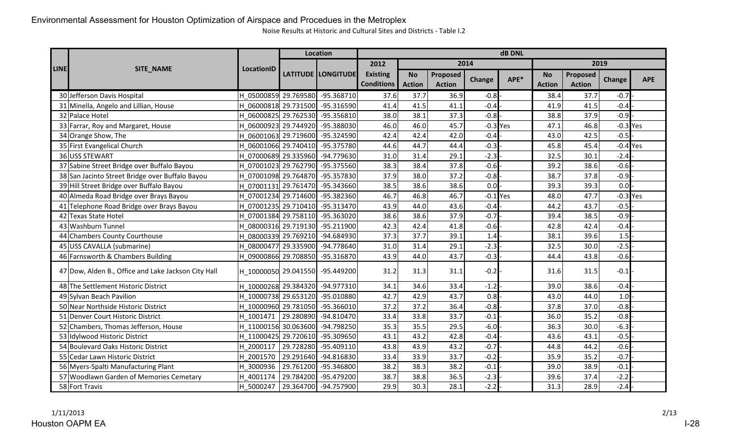# Environmental Assessment for Houston Optimization of Airspace and Procedues in the Metroplex

Noise Results at Historic and Cultural Sites and Districts - Table I.2

| LINE | SITE_NAME | LocationID | Location | | dB DNL | | | | | | | | |
|---|---|---|---|---|---|---|---|---|---|---|---|---|---|
| | | | LATITUDE | LONGITUDE | 2012 | 2014 | | | | 2019 | | | |
| | | | | | Existing Conditions | No Action | Proposed Action | Change | APE* | No Action | Proposed Action | Change | APE |
| 30 | Jefferson Davis Hospital | H_05000859 | 29.769580 | -95.368710 | 37.6 | 37.7 | 36.9 | -0.8 | - | 38.4 | 37.7 | -0.7 | - |
| 31 | Minella, Angelo and Lillian, House | H_06000818 | 29.731500 | -95.316590 | 41.4 | 41.5 | 41.1 | -0.4 | - | 41.9 | 41.5 | -0.4 | - |
| 32 | Palace Hotel | H_06000825 | 29.762530 | -95.356810 | 38.0 | 38.1 | 37.3 | -0.8 | - | 38.8 | 37.9 | -0.9 | - |
| 33 | Farrar, Roy and Margaret, House | H_06000923 | 29.744920 | -95.388030 | 46.0 | 46.0 | 45.7 | -0.3 | Yes | 47.1 | 46.8 | -0.3 | Yes |
| 34 | Orange Show, The | H_06001063 | 29.719600 | -95.324590 | 42.4 | 42.4 | 42.0 | -0.4 | - | 43.0 | 42.5 | -0.5 | - |
| 35 | First Evangelical Church | H_06001066 | 29.740410 | -95.375780 | 44.6 | 44.7 | 44.4 | -0.3 | - | 45.8 | 45.4 | -0.4 | Yes |
| 36 | USS STEWART | H_07000689 | 29.335960 | -94.779630 | 31.0 | 31.4 | 29.1 | -2.3 | - | 32.5 | 30.1 | -2.4 | - |
| 37 | Sabine Street Bridge over Buffalo Bayou | H_07001023 | 29.762790 | -95.375560 | 38.3 | 38.4 | 37.8 | -0.6 | - | 39.2 | 38.6 | -0.6 | - |
| 38 | San Jacinto Street Bridge over Buffalo Bayou | H_07001098 | 29.764870 | -95.357830 | 37.9 | 38.0 | 37.2 | -0.8 | - | 38.7 | 37.8 | -0.9 | - |
| 39 | Hill Street Bridge over Buffalo Bayou | H_07001131 | 29.761470 | -95.343660 | 38.5 | 38.6 | 38.6 | 0.0 | - | 39.3 | 39.3 | 0.0 | - |
| 40 | Almeda Road Bridge over Brays Bayou | H_07001234 | 29.714600 | -95.382360 | 46.7 | 46.8 | 46.7 | -0.1 | Yes | 48.0 | 47.7 | -0.3 | Yes |
| 41 | Telephone Road Bridge over Brays Bayou | H_07001235 | 29.710410 | -95.313470 | 43.9 | 44.0 | 43.6 | -0.4 | - | 44.2 | 43.7 | -0.5 | - |
| 42 | Texas State Hotel | H_07001384 | 29.758110 | -95.363020 | 38.6 | 38.6 | 37.9 | -0.7 | - | 39.4 | 38.5 | -0.9 | - |
| 43 | Washburn Tunnel | H_08000316 | 29.719130 | -95.211900 | 42.3 | 42.4 | 41.8 | -0.6 | - | 42.8 | 42.4 | -0.4 | - |
| 44 | Chambers County Courthouse | H_08000339 | 29.769210 | -94.684930 | 37.3 | 37.7 | 39.1 | 1.4 | - | 38.1 | 39.6 | 1.5 | - |
| 45 | USS CAVALLA (submarine) | H_08000477 | 29.335900 | -94.778640 | 31.0 | 31.4 | 29.1 | -2.3 | - | 32.5 | 30.0 | -2.5 | - |
| 46 | Farnsworth & Chambers Building | H_09000866 | 29.708850 | -95.316870 | 43.9 | 44.0 | 43.7 | -0.3 | - | 44.4 | 43.8 | -0.6 | - |
| 47 | Dow, Alden B., Office and Lake Jackson City Hall | H_10000050 | 29.041550 | -95.449200 | 31.2 | 31.3 | 31.1 | -0.2 | - | 31.6 | 31.5 | -0.1 | - |
| 48 | The Settlement Historic District | H_10000268 | 29.384320 | -94.977310 | 34.1 | 34.6 | 33.4 | -1.2 | - | 39.0 | 38.6 | -0.4 | - |
| 49 | Sylvan Beach Pavilion | H_10000738 | 29.653120 | -95.010880 | 42.7 | 42.9 | 43.7 | 0.8 | - | 43.0 | 44.0 | 1.0 | - |
| 50 | Near Northside Historic District | H_10000960 | 29.781050 | -95.366010 | 37.2 | 37.2 | 36.4 | -0.8 | - | 37.8 | 37.0 | -0.8 | - |
| 51 | Denver Court Historic District | H_1001471 | 29.280890 | -94.810470 | 33.4 | 33.8 | 33.7 | -0.1 | - | 36.0 | 35.2 | -0.8 | - |
| 52 | Chambers, Thomas Jefferson, House | H_11000156 | 30.063600 | -94.798250 | 35.3 | 35.5 | 29.5 | -6.0 | - | 36.3 | 30.0 | -6.3 | - |
| 53 | Idylwood Historic District | H_11000425 | 29.720610 | -95.309650 | 43.1 | 43.2 | 42.8 | -0.4 | - | 43.6 | 43.1 | -0.5 | - |
| 54 | Boulevard Oaks Historic District | H_2000117 | 29.728280 | -95.409110 | 43.8 | 43.9 | 43.2 | -0.7 | - | 44.8 | 44.2 | -0.6 | - |
| 55 | Cedar Lawn Historic District | H_2001570 | 29.291640 | -94.816830 | 33.4 | 33.9 | 33.7 | -0.2 | - | 35.9 | 35.2 | -0.7 | - |
| 56 | Myers-Spalti Manufacturing Plant | H_3000936 | 29.761200 | -95.346800 | 38.2 | 38.3 | 38.2 | -0.1 | - | 39.0 | 38.9 | -0.1 | - |
| 57 | Woodlawn Garden of Memories Cemetary | H_4001174 | 29.784200 | -95.479200 | 38.7 | 38.8 | 36.5 | -2.3 | - | 39.6 | 37.4 | -2.2 | - |
| 58 | Fort Travis | H_5000247 | 29.364700 | -94.757900 | 29.9 | 30.3 | 28.1 | -2.2 | - | 31.3 | 28.9 | -2.4 | - |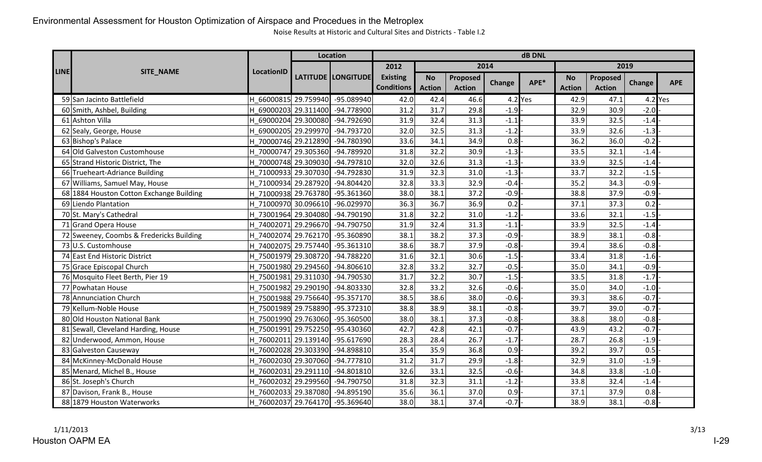Environmental Assessment for Houston Optimization of Airspace and Procedues in the Metroplex

Noise Results at Historic and Cultural Sites and Districts - Table I.2

| LINE | SITE_NAME | LocationID | Location | | dB DNL | | | | | | | | |
|---|---|---|---|---|---|---|---|---|---|---|---|---|---|
| | | | LATITUDE | LONGITUDE | 2012 | 2014 | | | | 2019 | | | |
| | | | | | Existing Conditions | No Action | Proposed Action | Change | APE* | No Action | Proposed Action | Change | APE |
| 59 | San Jacinto Battlefield | H_66000815 | 29.759940 | -95.089940 | 42.0 | 42.4 | 46.6 | 4.2 | Yes | 42.9 | 47.1 | 4.2 | Yes |
| 60 | Smith, Ashbel, Building | H_69000203 | 29.311400 | -94.778900 | 31.2 | 31.7 | 29.8 | -1.9 | - | 32.9 | 30.9 | -2.0 | - |
| 61 | Ashton Villa | H_69000204 | 29.300080 | -94.792690 | 31.9 | 32.4 | 31.3 | -1.1 | - | 33.9 | 32.5 | -1.4 | - |
| 62 | Sealy, George, House | H_69000205 | 29.299970 | -94.793720 | 32.0 | 32.5 | 31.3 | -1.2 | - | 33.9 | 32.6 | -1.3 | - |
| 63 | Bishop's Palace | H_70000746 | 29.212890 | -94.780390 | 33.6 | 34.1 | 34.9 | 0.8 | - | 36.2 | 36.0 | -0.2 | - |
| 64 | Old Galveston Customhouse | H_70000747 | 29.305360 | -94.789920 | 31.8 | 32.2 | 30.9 | -1.3 | - | 33.5 | 32.1 | -1.4 | - |
| 65 | Strand Historic District, The | H_70000748 | 29.309030 | -94.797810 | 32.0 | 32.6 | 31.3 | -1.3 | - | 33.9 | 32.5 | -1.4 | - |
| 66 | Trueheart-Adriance Building | H_71000933 | 29.307030 | -94.792830 | 31.9 | 32.3 | 31.0 | -1.3 | - | 33.7 | 32.2 | -1.5 | - |
| 67 | Williams, Samuel May, House | H_71000934 | 29.287920 | -94.804420 | 32.8 | 33.3 | 32.9 | -0.4 | - | 35.2 | 34.3 | -0.9 | - |
| 68 | 1884 Houston Cotton Exchange Building | H_71000938 | 29.763780 | -95.361360 | 38.0 | 38.1 | 37.2 | -0.9 | - | 38.8 | 37.9 | -0.9 | - |
| 69 | Liendo Plantation | H_71000970 | 30.096610 | -96.029970 | 36.3 | 36.7 | 36.9 | 0.2 | - | 37.1 | 37.3 | 0.2 | - |
| 70 | St. Mary's Cathedral | H_73001964 | 29.304080 | -94.790190 | 31.8 | 32.2 | 31.0 | -1.2 | - | 33.6 | 32.1 | -1.5 | - |
| 71 | Grand Opera House | H_74002071 | 29.296670 | -94.790750 | 31.9 | 32.4 | 31.3 | -1.1 | - | 33.9 | 32.5 | -1.4 | - |
| 72 | Sweeney, Coombs & Fredericks Building | H_74002074 | 29.762170 | -95.360890 | 38.1 | 38.2 | 37.3 | -0.9 | - | 38.9 | 38.1 | -0.8 | - |
| 73 | U.S. Customhouse | H_74002075 | 29.757440 | -95.361310 | 38.6 | 38.7 | 37.9 | -0.8 | - | 39.4 | 38.6 | -0.8 | - |
| 74 | East End Historic District | H_75001979 | 29.308720 | -94.788220 | 31.6 | 32.1 | 30.6 | -1.5 | - | 33.4 | 31.8 | -1.6 | - |
| 75 | Grace Episcopal Church | H_75001980 | 29.294560 | -94.806610 | 32.8 | 33.2 | 32.7 | -0.5 | - | 35.0 | 34.1 | -0.9 | - |
| 76 | Mosquito Fleet Berth, Pier 19 | H_75001981 | 29.311030 | -94.790530 | 31.7 | 32.2 | 30.7 | -1.5 | - | 33.5 | 31.8 | -1.7 | - |
| 77 | Powhatan House | H_75001982 | 29.290190 | -94.803330 | 32.8 | 33.2 | 32.6 | -0.6 | - | 35.0 | 34.0 | -1.0 | - |
| 78 | Annunciation Church | H_75001988 | 29.756640 | -95.357170 | 38.5 | 38.6 | 38.0 | -0.6 | - | 39.3 | 38.6 | -0.7 | - |
| 79 | Kellum-Noble House | H_75001989 | 29.758890 | -95.372310 | 38.8 | 38.9 | 38.1 | -0.8 | - | 39.7 | 39.0 | -0.7 | - |
| 80 | Old Houston National Bank | H_75001990 | 29.763060 | -95.360500 | 38.0 | 38.1 | 37.3 | -0.8 | - | 38.8 | 38.0 | -0.8 | - |
| 81 | Sewall, Cleveland Harding, House | H_75001991 | 29.752250 | -95.430360 | 42.7 | 42.8 | 42.1 | -0.7 | - | 43.9 | 43.2 | -0.7 | - |
| 82 | Underwood, Ammon, House | H_76002011 | 29.139140 | -95.617690 | 28.3 | 28.4 | 26.7 | -1.7 | - | 28.7 | 26.8 | -1.9 | - |
| 83 | Galveston Causeway | H_76002028 | 29.303390 | -94.898810 | 35.4 | 35.9 | 36.8 | 0.9 | - | 39.2 | 39.7 | 0.5 | - |
| 84 | McKinney-McDonald House | H_76002030 | 29.307060 | -94.777810 | 31.2 | 31.7 | 29.9 | -1.8 | - | 32.9 | 31.0 | -1.9 | - |
| 85 | Menard, Michel B., House | H_76002031 | 29.291110 | -94.801810 | 32.6 | 33.1 | 32.5 | -0.6 | - | 34.8 | 33.8 | -1.0 | - |
| 86 | St. Joseph's Church | H_76002032 | 29.299560 | -94.790750 | 31.8 | 32.3 | 31.1 | -1.2 | - | 33.8 | 32.4 | -1.4 | - |
| 87 | Davison, Frank B., House | H_76002033 | 29.387080 | -94.895190 | 35.6 | 36.1 | 37.0 | 0.9 | - | 37.1 | 37.9 | 0.8 | - |
| 88 | 1879 Houston Waterworks | H_76002037 | 29.764170 | -95.369640 | 38.0 | 38.1 | 37.4 | -0.7 | - | 38.9 | 38.1 | -0.8 | - |

1/11/2013

Houston OAPM EA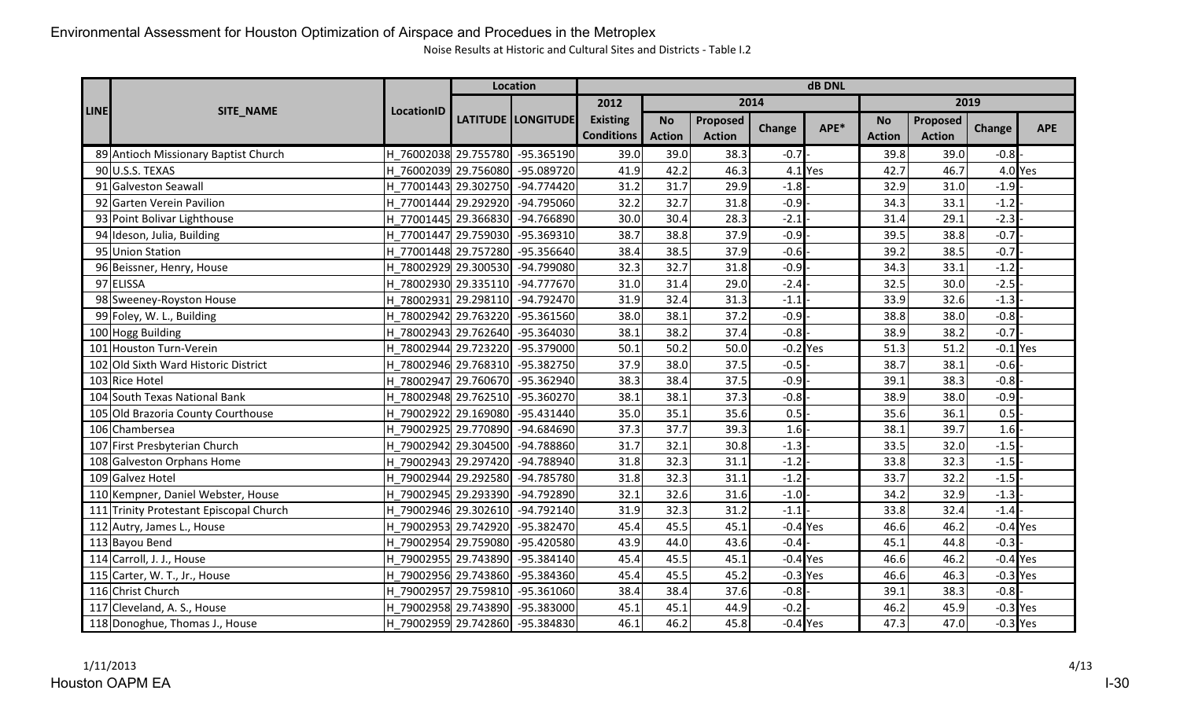Environmental Assessment for Houston Optimization of Airspace and Procedues in the Metroplex

Noise Results at Historic and Cultural Sites and Districts - Table I.2

| LINE | SITE_NAME | LocationID | Location | | dB DNL | | | | | | | | |
|---|---|---|---|---|---|---|---|---|---|---|---|---|---|
| | | | LATITUDE | LONGITUDE | 2012 | 2014 | | | | 2019 | | | |
| | | | | | Existing Conditions | No Action | Proposed Action | Change | APE* | No Action | Proposed Action | Change | APE |
| 89 | Antioch Missionary Baptist Church | H_76002038 | 29.755780 | -95.365190 | 39.0 | 39.0 | 38.3 | -0.7 | - | 39.8 | 39.0 | -0.8 | - |
| 90 | U.S.S. TEXAS | H_76002039 | 29.756080 | -95.089720 | 41.9 | 42.2 | 46.3 | 4.1 | Yes | 42.7 | 46.7 | 4.0 | Yes |
| 91 | Galveston Seawall | H_77001443 | 29.302750 | -94.774420 | 31.2 | 31.7 | 29.9 | -1.8 | - | 32.9 | 31.0 | -1.9 | - |
| 92 | Garten Verein Pavilion | H_77001444 | 29.292920 | -94.795060 | 32.2 | 32.7 | 31.8 | -0.9 | - | 34.3 | 33.1 | -1.2 | - |
| 93 | Point Bolivar Lighthouse | H_77001445 | 29.366830 | -94.766890 | 30.0 | 30.4 | 28.3 | -2.1 | - | 31.4 | 29.1 | -2.3 | - |
| 94 | Ideson, Julia, Building | H_77001447 | 29.759030 | -95.369310 | 38.7 | 38.8 | 37.9 | -0.9 | - | 39.5 | 38.8 | -0.7 | - |
| 95 | Union Station | H_77001448 | 29.757280 | -95.356640 | 38.4 | 38.5 | 37.9 | -0.6 | - | 39.2 | 38.5 | -0.7 | - |
| 96 | Beissner, Henry, House | H_78002929 | 29.300530 | -94.799080 | 32.3 | 32.7 | 31.8 | -0.9 | - | 34.3 | 33.1 | -1.2 | - |
| 97 | ELISSA | H_78002930 | 29.335110 | -94.777670 | 31.0 | 31.4 | 29.0 | -2.4 | - | 32.5 | 30.0 | -2.5 | - |
| 98 | Sweeney-Royston House | H_78002931 | 29.298110 | -94.792470 | 31.9 | 32.4 | 31.3 | -1.1 | - | 33.9 | 32.6 | -1.3 | - |
| 99 | Foley, W. L., Building | H_78002942 | 29.763220 | -95.361560 | 38.0 | 38.1 | 37.2 | -0.9 | - | 38.8 | 38.0 | -0.8 | - |
| 100 | Hogg Building | H_78002943 | 29.762640 | -95.364030 | 38.1 | 38.2 | 37.4 | -0.8 | - | 38.9 | 38.2 | -0.7 | - |
| 101 | Houston Turn-Verein | H_78002944 | 29.723220 | -95.379000 | 50.1 | 50.2 | 50.0 | -0.2 | Yes | 51.3 | 51.2 | -0.1 | Yes |
| 102 | Old Sixth Ward Historic District | H_78002946 | 29.768310 | -95.382750 | 37.9 | 38.0 | 37.5 | -0.5 | - | 38.7 | 38.1 | -0.6 | - |
| 103 | Rice Hotel | H_78002947 | 29.760670 | -95.362940 | 38.3 | 38.4 | 37.5 | -0.9 | - | 39.1 | 38.3 | -0.8 | - |
| 104 | South Texas National Bank | H_78002948 | 29.762510 | -95.360270 | 38.1 | 38.1 | 37.3 | -0.8 | - | 38.9 | 38.0 | -0.9 | - |
| 105 | Old Brazoria County Courthouse | H_79002922 | 29.169080 | -95.431440 | 35.0 | 35.1 | 35.6 | 0.5 | - | 35.6 | 36.1 | 0.5 | - |
| 106 | Chambersea | H_79002925 | 29.770890 | -94.684690 | 37.3 | 37.7 | 39.3 | 1.6 | - | 38.1 | 39.7 | 1.6 | - |
| 107 | First Presbyterian Church | H_79002942 | 29.304500 | -94.788860 | 31.7 | 32.1 | 30.8 | -1.3 | - | 33.5 | 32.0 | -1.5 | - |
| 108 | Galveston Orphans Home | H_79002943 | 29.297420 | -94.788940 | 31.8 | 32.3 | 31.1 | -1.2 | - | 33.8 | 32.3 | -1.5 | - |
| 109 | Galvez Hotel | H_79002944 | 29.292580 | -94.785780 | 31.8 | 32.3 | 31.1 | -1.2 | - | 33.7 | 32.2 | -1.5 | - |
| 110 | Kempner, Daniel Webster, House | H_79002945 | 29.293390 | -94.792890 | 32.1 | 32.6 | 31.6 | -1.0 | - | 34.2 | 32.9 | -1.3 | - |
| 111 | Trinity Protestant Episcopal Church | H_79002946 | 29.302610 | -94.792140 | 31.9 | 32.3 | 31.2 | -1.1 | - | 33.8 | 32.4 | -1.4 | - |
| 112 | Autry, James L., House | H_79002953 | 29.742920 | -95.382470 | 45.4 | 45.5 | 45.1 | -0.4 | Yes | 46.6 | 46.2 | -0.4 | Yes |
| 113 | Bayou Bend | H_79002954 | 29.759080 | -95.420580 | 43.9 | 44.0 | 43.6 | -0.4 | - | 45.1 | 44.8 | -0.3 | - |
| 114 | Carroll, J. J., House | H_79002955 | 29.743890 | -95.384140 | 45.4 | 45.5 | 45.1 | -0.4 | Yes | 46.6 | 46.2 | -0.4 | Yes |
| 115 | Carter, W. T., Jr., House | H_79002956 | 29.743860 | -95.384360 | 45.4 | 45.5 | 45.2 | -0.3 | Yes | 46.6 | 46.3 | -0.3 | Yes |
| 116 | Christ Church | H_79002957 | 29.759810 | -95.361060 | 38.4 | 38.4 | 37.6 | -0.8 | - | 39.1 | 38.3 | -0.8 | - |
| 117 | Cleveland, A. S., House | H_79002958 | 29.743890 | -95.383000 | 45.1 | 45.1 | 44.9 | -0.2 | - | 46.2 | 45.9 | -0.3 | Yes |
| 118 | Donoghue, Thomas J., House | H_79002959 | 29.742860 | -95.384830 | 46.1 | 46.2 | 45.8 | -0.4 | Yes | 47.3 | 47.0 | -0.3 | Yes |

1/11/2013

Houston OAPM EA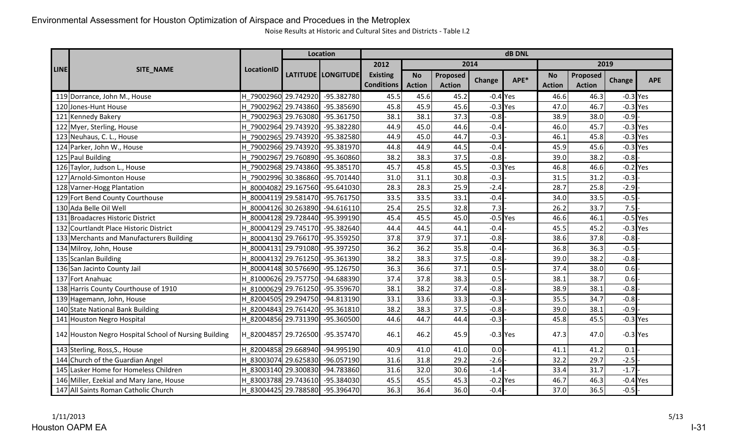Environmental Assessment for Houston Optimization of Airspace and Procedues in the Metroplex

Noise Results at Historic and Cultural Sites and Districts - Table I.2

| LINE | SITE_NAME | LocationID | Location | | dB DNL | | | | | | | | |
|---|---|---|---|---|---|---|---|---|---|---|---|---|---|
| | | | LATITUDE | LONGITUDE | 2012 | 2014 | | | | 2019 | | | |
| | | | | | Existing Conditions | No Action | Proposed Action | Change | APE* | No Action | Proposed Action | Change | APE |
| 119 | Dorrance, John M., House | H_79002960 | 29.742920 | -95.382780 | 45.5 | 45.6 | 45.2 | -0.4 | Yes | 46.6 | 46.3 | -0.3 | Yes |
| 120 | Jones-Hunt House | H_79002962 | 29.743860 | -95.385690 | 45.8 | 45.9 | 45.6 | -0.3 | Yes | 47.0 | 46.7 | -0.3 | Yes |
| 121 | Kennedy Bakery | H_79002963 | 29.763080 | -95.361750 | 38.1 | 38.1 | 37.3 | -0.8 | - | 38.9 | 38.0 | -0.9 | - |
| 122 | Myer, Sterling, House | H_79002964 | 29.743920 | -95.382280 | 44.9 | 45.0 | 44.6 | -0.4 | - | 46.0 | 45.7 | -0.3 | Yes |
| 123 | Neuhaus, C. L., House | H_79002965 | 29.743920 | -95.382580 | 44.9 | 45.0 | 44.7 | -0.3 | - | 46.1 | 45.8 | -0.3 | Yes |
| 124 | Parker, John W., House | H_79002966 | 29.743920 | -95.381970 | 44.8 | 44.9 | 44.5 | -0.4 | - | 45.9 | 45.6 | -0.3 | Yes |
| 125 | Paul Building | H_79002967 | 29.760890 | -95.360860 | 38.2 | 38.3 | 37.5 | -0.8 | - | 39.0 | 38.2 | -0.8 | - |
| 126 | Taylor, Judson L., House | H_79002968 | 29.743860 | -95.385170 | 45.7 | 45.8 | 45.5 | -0.3 | Yes | 46.8 | 46.6 | -0.2 | Yes |
| 127 | Arnold-Simonton House | H_79002996 | 30.386860 | -95.701440 | 31.0 | 31.1 | 30.8 | -0.3 | - | 31.5 | 31.2 | -0.3 | - |
| 128 | Varner-Hogg Plantation | H_80004082 | 29.167560 | -95.641030 | 28.3 | 28.3 | 25.9 | -2.4 | - | 28.7 | 25.8 | -2.9 | - |
| 129 | Fort Bend County Courthouse | H_80004119 | 29.581470 | -95.761750 | 33.5 | 33.5 | 33.1 | -0.4 | - | 34.0 | 33.5 | -0.5 | - |
| 130 | Ada Belle Oil Well | H_80004126 | 30.263890 | -94.616110 | 25.4 | 25.5 | 32.8 | 7.3 | - | 26.2 | 33.7 | 7.5 | - |
| 131 | Broadacres Historic District | H_80004128 | 29.728440 | -95.399190 | 45.4 | 45.5 | 45.0 | -0.5 | Yes | 46.6 | 46.1 | -0.5 | Yes |
| 132 | Courtlandt Place Historic District | H_80004129 | 29.745170 | -95.382640 | 44.4 | 44.5 | 44.1 | -0.4 | - | 45.5 | 45.2 | -0.3 | Yes |
| 133 | Merchants and Manufacturers Building | H_80004130 | 29.766170 | -95.359250 | 37.8 | 37.9 | 37.1 | -0.8 | - | 38.6 | 37.8 | -0.8 | - |
| 134 | Milroy, John, House | H_80004131 | 29.791080 | -95.397250 | 36.2 | 36.2 | 35.8 | -0.4 | - | 36.8 | 36.3 | -0.5 | - |
| 135 | Scanlan Building | H_80004132 | 29.761250 | -95.361390 | 38.2 | 38.3 | 37.5 | -0.8 | - | 39.0 | 38.2 | -0.8 | - |
| 136 | San Jacinto County Jail | H_80004148 | 30.576690 | -95.126750 | 36.3 | 36.6 | 37.1 | 0.5 | - | 37.4 | 38.0 | 0.6 | - |
| 137 | Fort Anahuac | H_81000626 | 29.757750 | -94.688390 | 37.4 | 37.8 | 38.3 | 0.5 | - | 38.1 | 38.7 | 0.6 | - |
| 138 | Harris County Courthouse of 1910 | H_81000629 | 29.761250 | -95.359670 | 38.1 | 38.2 | 37.4 | -0.8 | - | 38.9 | 38.1 | -0.8 | - |
| 139 | Hagemann, John, House | H_82004505 | 29.294750 | -94.813190 | 33.1 | 33.6 | 33.3 | -0.3 | - | 35.5 | 34.7 | -0.8 | - |
| 140 | State National Bank Building | H_82004843 | 29.761420 | -95.361810 | 38.2 | 38.3 | 37.5 | -0.8 | - | 39.0 | 38.1 | -0.9 | - |
| 141 | Houston Negro Hospital | H_82004856 | 29.731390 | -95.360500 | 44.6 | 44.7 | 44.4 | -0.3 | - | 45.8 | 45.5 | -0.3 | Yes |
| 142 | Houston Negro Hospital School of Nursing Building | H_82004857 | 29.726500 | -95.357470 | 46.1 | 46.2 | 45.9 | -0.3 | Yes | 47.3 | 47.0 | -0.3 | Yes |
| 143 | Sterling, Ross,S., House | H_82004858 | 29.668940 | -94.995190 | 40.9 | 41.0 | 41.0 | 0.0 | - | 41.1 | 41.2 | 0.1 | - |
| 144 | Church of the Guardian Angel | H_83003074 | 29.625830 | -96.057190 | 31.6 | 31.8 | 29.2 | -2.6 | - | 32.2 | 29.7 | -2.5 | - |
| 145 | Lasker Home for Homeless Children | H_83003140 | 29.300830 | -94.783860 | 31.6 | 32.0 | 30.6 | -1.4 | - | 33.4 | 31.7 | -1.7 | - |
| 146 | Miller, Ezekial and Mary Jane, House | H_83003788 | 29.743610 | -95.384030 | 45.5 | 45.5 | 45.3 | -0.2 | Yes | 46.7 | 46.3 | -0.4 | Yes |
| 147 | All Saints Roman Catholic Church | H_83004425 | 29.788580 | -95.396470 | 36.3 | 36.4 | 36.0 | -0.4 | - | 37.0 | 36.5 | -0.5 | - |

1/11/2013

Houston OAPM EA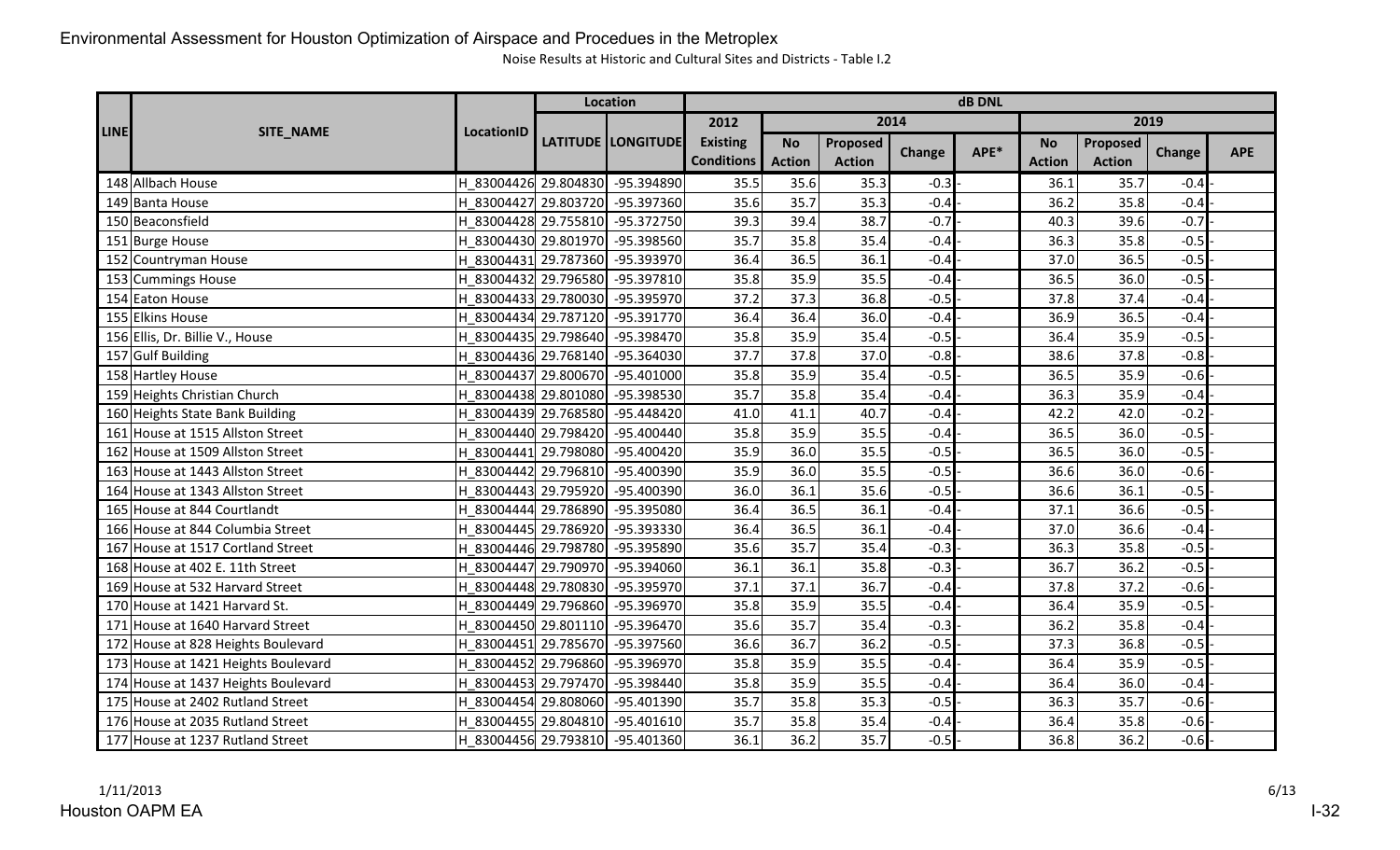Environmental Assessment for Houston Optimization of Airspace and Procedues in the Metroplex

Noise Results at Historic and Cultural Sites and Districts - Table I.2

| LINE | SITE_NAME | LocationID | Location | | dB DNL | | | | | | | | |
|---|---|---|---|---|---|---|---|---|---|---|---|---|---|
| | | | LATITUDE | LONGITUDE | 2012 | 2014 | | | | 2019 | | | |
| | | | | | Existing Conditions | No Action | Proposed Action | Change | APE* | No Action | Proposed Action | Change | APE |
| 148 | Allbach House | H_83004426 | 29.804830 | -95.394890 | 35.5 | 35.6 | 35.3 | -0.3 | - | 36.1 | 35.7 | -0.4 | - |
| 149 | Banta House | H_83004427 | 29.803720 | -95.397360 | 35.6 | 35.7 | 35.3 | -0.4 | - | 36.2 | 35.8 | -0.4 | - |
| 150 | Beaconsfield | H_83004428 | 29.755810 | -95.372750 | 39.3 | 39.4 | 38.7 | -0.7 | - | 40.3 | 39.6 | -0.7 | - |
| 151 | Burge House | H_83004430 | 29.801970 | -95.398560 | 35.7 | 35.8 | 35.4 | -0.4 | - | 36.3 | 35.8 | -0.5 | - |
| 152 | Countryman House | H_83004431 | 29.787360 | -95.393970 | 36.4 | 36.5 | 36.1 | -0.4 | - | 37.0 | 36.5 | -0.5 | - |
| 153 | Cummings House | H_83004432 | 29.796580 | -95.397810 | 35.8 | 35.9 | 35.5 | -0.4 | - | 36.5 | 36.0 | -0.5 | - |
| 154 | Eaton House | H_83004433 | 29.780030 | -95.395970 | 37.2 | 37.3 | 36.8 | -0.5 | - | 37.8 | 37.4 | -0.4 | - |
| 155 | Elkins House | H_83004434 | 29.787120 | -95.391770 | 36.4 | 36.4 | 36.0 | -0.4 | - | 36.9 | 36.5 | -0.4 | - |
| 156 | Ellis, Dr. Billie V., House | H_83004435 | 29.798640 | -95.398470 | 35.8 | 35.9 | 35.4 | -0.5 | - | 36.4 | 35.9 | -0.5 | - |
| 157 | Gulf Building | H_83004436 | 29.768140 | -95.364030 | 37.7 | 37.8 | 37.0 | -0.8 | - | 38.6 | 37.8 | -0.8 | - |
| 158 | Hartley House | H_83004437 | 29.800670 | -95.401000 | 35.8 | 35.9 | 35.4 | -0.5 | - | 36.5 | 35.9 | -0.6 | - |
| 159 | Heights Christian Church | H_83004438 | 29.801080 | -95.398530 | 35.7 | 35.8 | 35.4 | -0.4 | - | 36.3 | 35.9 | -0.4 | - |
| 160 | Heights State Bank Building | H_83004439 | 29.768580 | -95.448420 | 41.0 | 41.1 | 40.7 | -0.4 | - | 42.2 | 42.0 | -0.2 | - |
| 161 | House at 1515 Allston Street | H_83004440 | 29.798420 | -95.400440 | 35.8 | 35.9 | 35.5 | -0.4 | - | 36.5 | 36.0 | -0.5 | - |
| 162 | House at 1509 Allston Street | H_83004441 | 29.798080 | -95.400420 | 35.9 | 36.0 | 35.5 | -0.5 | - | 36.5 | 36.0 | -0.5 | - |
| 163 | House at 1443 Allston Street | H_83004442 | 29.796810 | -95.400390 | 35.9 | 36.0 | 35.5 | -0.5 | - | 36.6 | 36.0 | -0.6 | - |
| 164 | House at 1343 Allston Street | H_83004443 | 29.795920 | -95.400390 | 36.0 | 36.1 | 35.6 | -0.5 | - | 36.6 | 36.1 | -0.5 | - |
| 165 | House at 844 Courtlandt | H_83004444 | 29.786890 | -95.395080 | 36.4 | 36.5 | 36.1 | -0.4 | - | 37.1 | 36.6 | -0.5 | - |
| 166 | House at 844 Columbia Street | H_83004445 | 29.786920 | -95.393330 | 36.4 | 36.5 | 36.1 | -0.4 | - | 37.0 | 36.6 | -0.4 | - |
| 167 | House at 1517 Cortland Street | H_83004446 | 29.798780 | -95.395890 | 35.6 | 35.7 | 35.4 | -0.3 | - | 36.3 | 35.8 | -0.5 | - |
| 168 | House at 402 E. 11th Street | H_83004447 | 29.790970 | -95.394060 | 36.1 | 36.1 | 35.8 | -0.3 | - | 36.7 | 36.2 | -0.5 | - |
| 169 | House at 532 Harvard Street | H_83004448 | 29.780830 | -95.395970 | 37.1 | 37.1 | 36.7 | -0.4 | - | 37.8 | 37.2 | -0.6 | - |
| 170 | House at 1421 Harvard St. | H_83004449 | 29.796860 | -95.396970 | 35.8 | 35.9 | 35.5 | -0.4 | - | 36.4 | 35.9 | -0.5 | - |
| 171 | House at 1640 Harvard Street | H_83004450 | 29.801110 | -95.396470 | 35.6 | 35.7 | 35.4 | -0.3 | - | 36.2 | 35.8 | -0.4 | - |
| 172 | House at 828 Heights Boulevard | H_83004451 | 29.785670 | -95.397560 | 36.6 | 36.7 | 36.2 | -0.5 | - | 37.3 | 36.8 | -0.5 | - |
| 173 | House at 1421 Heights Boulevard | H_83004452 | 29.796860 | -95.396970 | 35.8 | 35.9 | 35.5 | -0.4 | - | 36.4 | 35.9 | -0.5 | - |
| 174 | House at 1437 Heights Boulevard | H_83004453 | 29.797470 | -95.398440 | 35.8 | 35.9 | 35.5 | -0.4 | - | 36.4 | 36.0 | -0.4 | - |
| 175 | House at 2402 Rutland Street | H_83004454 | 29.808060 | -95.401390 | 35.7 | 35.8 | 35.3 | -0.5 | - | 36.3 | 35.7 | -0.6 | - |
| 176 | House at 2035 Rutland Street | H_83004455 | 29.804810 | -95.401610 | 35.7 | 35.8 | 35.4 | -0.4 | - | 36.4 | 35.8 | -0.6 | - |
| 177 | House at 1237 Rutland Street | H_83004456 | 29.793810 | -95.401360 | 36.1 | 36.2 | 35.7 | -0.5 | - | 36.8 | 36.2 | -0.6 | - |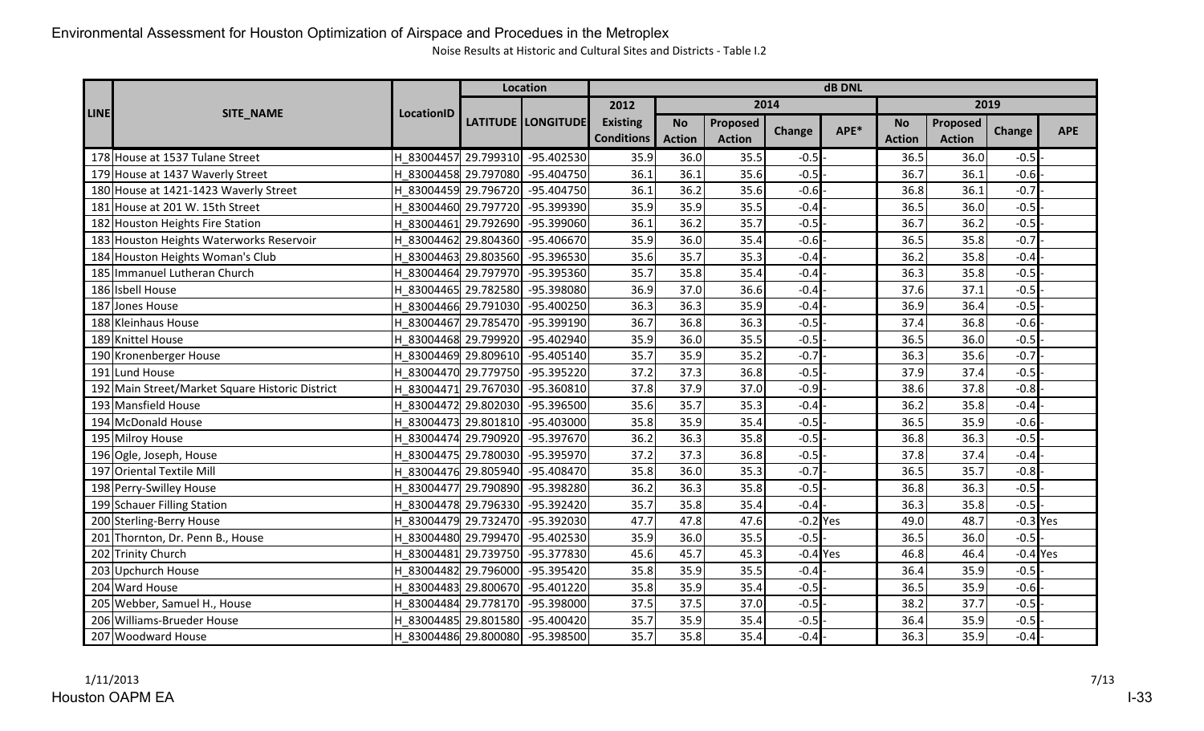Environmental Assessment for Houston Optimization of Airspace and Procedues in the Metroplex

Noise Results at Historic and Cultural Sites and Districts - Table I.2

| LINE | SITE_NAME | LocationID | Location | | dB DNL | | | | | | | | |
|---|---|---|---|---|---|---|---|---|---|---|---|---|---|
| | | | LATITUDE | LONGITUDE | 2012 | 2014 | | | | 2019 | | | |
| | | | | | Existing Conditions | No Action | Proposed Action | Change | APE* | No Action | Proposed Action | Change | APE |
| 178 | House at 1537 Tulane Street | H_83004457 | 29.799310 | -95.402530 | 35.9 | 36.0 | 35.5 | -0.5 | - | 36.5 | 36.0 | -0.5 | - |
| 179 | House at 1437 Waverly Street | H_83004458 | 29.797080 | -95.404750 | 36.1 | 36.1 | 35.6 | -0.5 | - | 36.7 | 36.1 | -0.6 | - |
| 180 | House at 1421-1423 Waverly Street | H_83004459 | 29.796720 | -95.404750 | 36.1 | 36.2 | 35.6 | -0.6 | - | 36.8 | 36.1 | -0.7 | - |
| 181 | House at 201 W. 15th Street | H_83004460 | 29.797720 | -95.399390 | 35.9 | 35.9 | 35.5 | -0.4 | - | 36.5 | 36.0 | -0.5 | - |
| 182 | Houston Heights Fire Station | H_83004461 | 29.792690 | -95.399060 | 36.1 | 36.2 | 35.7 | -0.5 | - | 36.7 | 36.2 | -0.5 | - |
| 183 | Houston Heights Waterworks Reservoir | H_83004462 | 29.804360 | -95.406670 | 35.9 | 36.0 | 35.4 | -0.6 | - | 36.5 | 35.8 | -0.7 | - |
| 184 | Houston Heights Woman's Club | H_83004463 | 29.803560 | -95.396530 | 35.6 | 35.7 | 35.3 | -0.4 | - | 36.2 | 35.8 | -0.4 | - |
| 185 | Immanuel Lutheran Church | H_83004464 | 29.797970 | -95.395360 | 35.7 | 35.8 | 35.4 | -0.4 | - | 36.3 | 35.8 | -0.5 | - |
| 186 | Isbell House | H_83004465 | 29.782580 | -95.398080 | 36.9 | 37.0 | 36.6 | -0.4 | - | 37.6 | 37.1 | -0.5 | - |
| 187 | Jones House | H_83004466 | 29.791030 | -95.400250 | 36.3 | 36.3 | 35.9 | -0.4 | - | 36.9 | 36.4 | -0.5 | - |
| 188 | Kleinhaus House | H_83004467 | 29.785470 | -95.399190 | 36.7 | 36.8 | 36.3 | -0.5 | - | 37.4 | 36.8 | -0.6 | - |
| 189 | Knittel House | H_83004468 | 29.799920 | -95.402940 | 35.9 | 36.0 | 35.5 | -0.5 | - | 36.5 | 36.0 | -0.5 | - |
| 190 | Kronenberger House | H_83004469 | 29.809610 | -95.405140 | 35.7 | 35.9 | 35.2 | -0.7 | - | 36.3 | 35.6 | -0.7 | - |
| 191 | Lund House | H_83004470 | 29.779750 | -95.395220 | 37.2 | 37.3 | 36.8 | -0.5 | - | 37.9 | 37.4 | -0.5 | - |
| 192 | Main Street/Market Square Historic District | H_83004471 | 29.767030 | -95.360810 | 37.8 | 37.9 | 37.0 | -0.9 | - | 38.6 | 37.8 | -0.8 | - |
| 193 | Mansfield House | H_83004472 | 29.802030 | -95.396500 | 35.6 | 35.7 | 35.3 | -0.4 | - | 36.2 | 35.8 | -0.4 | - |
| 194 | McDonald House | H_83004473 | 29.801810 | -95.403000 | 35.8 | 35.9 | 35.4 | -0.5 | - | 36.5 | 35.9 | -0.6 | - |
| 195 | Milroy House | H_83004474 | 29.790920 | -95.397670 | 36.2 | 36.3 | 35.8 | -0.5 | - | 36.8 | 36.3 | -0.5 | - |
| 196 | Ogle, Joseph, House | H_83004475 | 29.780030 | -95.395970 | 37.2 | 37.3 | 36.8 | -0.5 | - | 37.8 | 37.4 | -0.4 | - |
| 197 | Oriental Textile Mill | H_83004476 | 29.805940 | -95.408470 | 35.8 | 36.0 | 35.3 | -0.7 | - | 36.5 | 35.7 | -0.8 | - |
| 198 | Perry-Swilley House | H_83004477 | 29.790890 | -95.398280 | 36.2 | 36.3 | 35.8 | -0.5 | - | 36.8 | 36.3 | -0.5 | - |
| 199 | Schauer Filling Station | H_83004478 | 29.796330 | -95.392420 | 35.7 | 35.8 | 35.4 | -0.4 | - | 36.3 | 35.8 | -0.5 | - |
| 200 | Sterling-Berry House | H_83004479 | 29.732470 | -95.392030 | 47.7 | 47.8 | 47.6 | -0.2 | Yes | 49.0 | 48.7 | -0.3 | Yes |
| 201 | Thornton, Dr. Penn B., House | H_83004480 | 29.799470 | -95.402530 | 35.9 | 36.0 | 35.5 | -0.5 | - | 36.5 | 36.0 | -0.5 | - |
| 202 | Trinity Church | H_83004481 | 29.739750 | -95.377830 | 45.6 | 45.7 | 45.3 | -0.4 | Yes | 46.8 | 46.4 | -0.4 | Yes |
| 203 | Upchurch House | H_83004482 | 29.796000 | -95.395420 | 35.8 | 35.9 | 35.5 | -0.4 | - | 36.4 | 35.9 | -0.5 | - |
| 204 | Ward House | H_83004483 | 29.800670 | -95.401220 | 35.8 | 35.9 | 35.4 | -0.5 | - | 36.5 | 35.9 | -0.6 | - |
| 205 | Webber, Samuel H., House | H_83004484 | 29.778170 | -95.398000 | 37.5 | 37.5 | 37.0 | -0.5 | - | 38.2 | 37.7 | -0.5 | - |
| 206 | Williams-Brueder House | H_83004485 | 29.801580 | -95.400420 | 35.7 | 35.9 | 35.4 | -0.5 | - | 36.4 | 35.9 | -0.5 | - |
| 207 | Woodward House | H_83004486 | 29.800080 | -95.398500 | 35.7 | 35.8 | 35.4 | -0.4 | - | 36.3 | 35.9 | -0.4 | - |

1/11/2013

Houston OAPM EA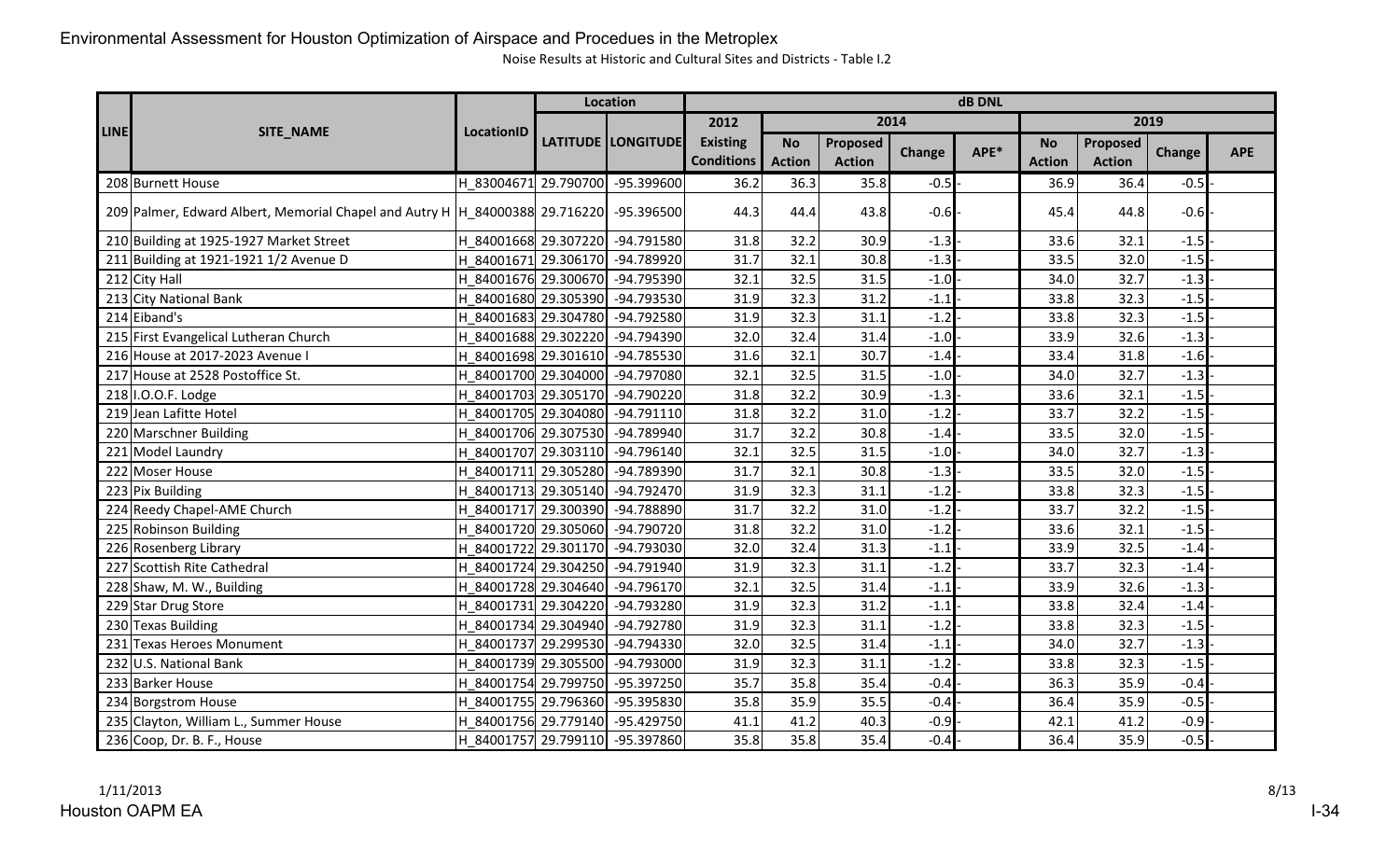Environmental Assessment for Houston Optimization of Airspace and Procedues in the Metroplex

Noise Results at Historic and Cultural Sites and Districts - Table I.2

| LINE | SITE_NAME | LocationID | Location | | dB DNL | | | | | | | | |
|---|---|---|---|---|---|---|---|---|---|---|---|---|---|
| | | | LATITUDE | LONGITUDE | 2012 | 2014 | | | | 2019 | | | |
| | | | | | Existing Conditions | No Action | Proposed Action | Change | APE* | No Action | Proposed Action | Change | APE |
| 208 | Burnett House | H_83004671 | 29.790700 | -95.399600 | 36.2 | 36.3 | 35.8 | -0.5 | - | 36.9 | 36.4 | -0.5 | - |
| 209 | Palmer, Edward Albert, Memorial Chapel and Autry H | H_84000388 | 29.716220 | -95.396500 | 44.3 | 44.4 | 43.8 | -0.6 | - | 45.4 | 44.8 | -0.6 | - |
| 210 | Building at 1925-1927 Market Street | H_84001668 | 29.307220 | -94.791580 | 31.8 | 32.2 | 30.9 | -1.3 | - | 33.6 | 32.1 | -1.5 | - |
| 211 | Building at 1921-1921 1/2 Avenue D | H_84001671 | 29.306170 | -94.789920 | 31.7 | 32.1 | 30.8 | -1.3 | - | 33.5 | 32.0 | -1.5 | - |
| 212 | City Hall | H_84001676 | 29.300670 | -94.795390 | 32.1 | 32.5 | 31.5 | -1.0 | - | 34.0 | 32.7 | -1.3 | - |
| 213 | City National Bank | H_84001680 | 29.305390 | -94.793530 | 31.9 | 32.3 | 31.2 | -1.1 | - | 33.8 | 32.3 | -1.5 | - |
| 214 | Eiband's | H_84001683 | 29.304780 | -94.792580 | 31.9 | 32.3 | 31.1 | -1.2 | - | 33.8 | 32.3 | -1.5 | - |
| 215 | First Evangelical Lutheran Church | H_84001688 | 29.302220 | -94.794390 | 32.0 | 32.4 | 31.4 | -1.0 | - | 33.9 | 32.6 | -1.3 | - |
| 216 | House at 2017-2023 Avenue I | H_84001698 | 29.301610 | -94.785530 | 31.6 | 32.1 | 30.7 | -1.4 | - | 33.4 | 31.8 | -1.6 | - |
| 217 | House at 2528 Postoffice St. | H_84001700 | 29.304000 | -94.797080 | 32.1 | 32.5 | 31.5 | -1.0 | - | 34.0 | 32.7 | -1.3 | - |
| 218 | I.O.O.F. Lodge | H_84001703 | 29.305170 | -94.790220 | 31.8 | 32.2 | 30.9 | -1.3 | - | 33.6 | 32.1 | -1.5 | - |
| 219 | Jean Lafitte Hotel | H_84001705 | 29.304080 | -94.791110 | 31.8 | 32.2 | 31.0 | -1.2 | - | 33.7 | 32.2 | -1.5 | - |
| 220 | Marschner Building | H_84001706 | 29.307530 | -94.789940 | 31.7 | 32.2 | 30.8 | -1.4 | - | 33.5 | 32.0 | -1.5 | - |
| 221 | Model Laundry | H_84001707 | 29.303110 | -94.796140 | 32.1 | 32.5 | 31.5 | -1.0 | - | 34.0 | 32.7 | -1.3 | - |
| 222 | Moser House | H_84001711 | 29.305280 | -94.789390 | 31.7 | 32.1 | 30.8 | -1.3 | - | 33.5 | 32.0 | -1.5 | - |
| 223 | Pix Building | H_84001713 | 29.305140 | -94.792470 | 31.9 | 32.3 | 31.1 | -1.2 | - | 33.8 | 32.3 | -1.5 | - |
| 224 | Reedy Chapel-AME Church | H_84001717 | 29.300390 | -94.788890 | 31.7 | 32.2 | 31.0 | -1.2 | - | 33.7 | 32.2 | -1.5 | - |
| 225 | Robinson Building | H_84001720 | 29.305060 | -94.790720 | 31.8 | 32.2 | 31.0 | -1.2 | - | 33.6 | 32.1 | -1.5 | - |
| 226 | Rosenberg Library | H_84001722 | 29.301170 | -94.793030 | 32.0 | 32.4 | 31.3 | -1.1 | - | 33.9 | 32.5 | -1.4 | - |
| 227 | Scottish Rite Cathedral | H_84001724 | 29.304250 | -94.791940 | 31.9 | 32.3 | 31.1 | -1.2 | - | 33.7 | 32.3 | -1.4 | - |
| 228 | Shaw, M. W., Building | H_84001728 | 29.304640 | -94.796170 | 32.1 | 32.5 | 31.4 | -1.1 | - | 33.9 | 32.6 | -1.3 | - |
| 229 | Star Drug Store | H_84001731 | 29.304220 | -94.793280 | 31.9 | 32.3 | 31.2 | -1.1 | - | 33.8 | 32.4 | -1.4 | - |
| 230 | Texas Building | H_84001734 | 29.304940 | -94.792780 | 31.9 | 32.3 | 31.1 | -1.2 | - | 33.8 | 32.3 | -1.5 | - |
| 231 | Texas Heroes Monument | H_84001737 | 29.299530 | -94.794330 | 32.0 | 32.5 | 31.4 | -1.1 | - | 34.0 | 32.7 | -1.3 | - |
| 232 | U.S. National Bank | H_84001739 | 29.305500 | -94.793000 | 31.9 | 32.3 | 31.1 | -1.2 | - | 33.8 | 32.3 | -1.5 | - |
| 233 | Barker House | H_84001754 | 29.799750 | -95.397250 | 35.7 | 35.8 | 35.4 | -0.4 | - | 36.3 | 35.9 | -0.4 | - |
| 234 | Borgstrom House | H_84001755 | 29.796360 | -95.395830 | 35.8 | 35.9 | 35.5 | -0.4 | - | 36.4 | 35.9 | -0.5 | - |
| 235 | Clayton, William L., Summer House | H_84001756 | 29.779140 | -95.429750 | 41.1 | 41.2 | 40.3 | -0.9 | - | 42.1 | 41.2 | -0.9 | - |
| 236 | Coop, Dr. B. F., House | H_84001757 | 29.799110 | -95.397860 | 35.8 | 35.8 | 35.4 | -0.4 | - | 36.4 | 35.9 | -0.5 | - |

1/11/2013

Houston OAPM EA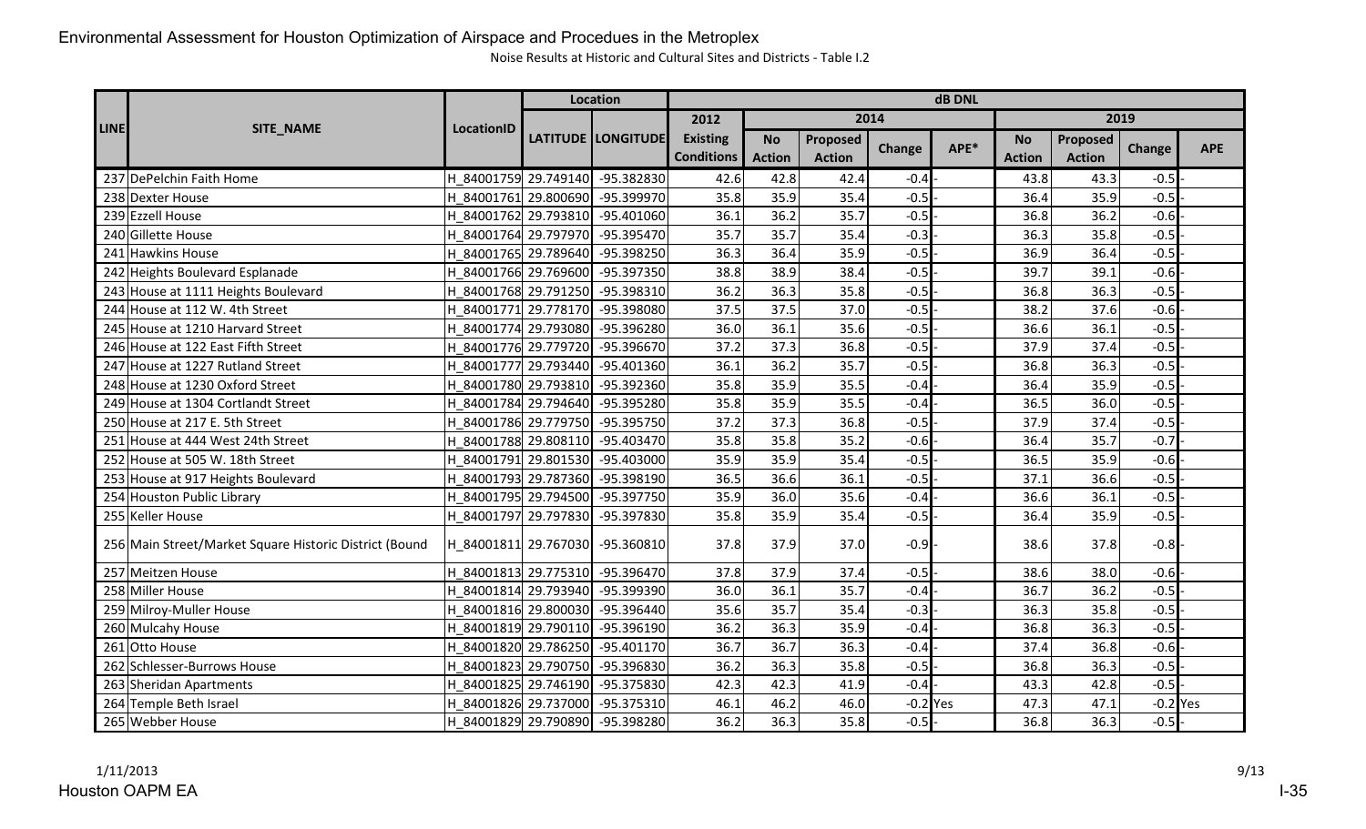Environmental Assessment for Houston Optimization of Airspace and Procedues in the Metroplex

Noise Results at Historic and Cultural Sites and Districts - Table I.2

| LINE | SITE_NAME | LocationID | Location | | dB DNL | | | | | | | | |
|---|---|---|---|---|---|---|---|---|---|---|---|---|---|
| | | | LATITUDE | LONGITUDE | 2012 | 2014 | | | | 2019 | | | |
| | | | | | Existing Conditions | No Action | Proposed Action | Change | APE* | No Action | Proposed Action | Change | APE |
| 237 | DePelchin Faith Home | H_84001759 | 29.749140 | -95.382830 | 42.6 | 42.8 | 42.4 | -0.4 | - | 43.8 | 43.3 | -0.5 | - |
| 238 | Dexter House | H_84001761 | 29.800690 | -95.399970 | 35.8 | 35.9 | 35.4 | -0.5 | - | 36.4 | 35.9 | -0.5 | - |
| 239 | Ezzell House | H_84001762 | 29.793810 | -95.401060 | 36.1 | 36.2 | 35.7 | -0.5 | - | 36.8 | 36.2 | -0.6 | - |
| 240 | Gillette House | H_84001764 | 29.797970 | -95.395470 | 35.7 | 35.7 | 35.4 | -0.3 | - | 36.3 | 35.8 | -0.5 | - |
| 241 | Hawkins House | H_84001765 | 29.789640 | -95.398250 | 36.3 | 36.4 | 35.9 | -0.5 | - | 36.9 | 36.4 | -0.5 | - |
| 242 | Heights Boulevard Esplanade | H_84001766 | 29.769600 | -95.397350 | 38.8 | 38.9 | 38.4 | -0.5 | - | 39.7 | 39.1 | -0.6 | - |
| 243 | House at 1111 Heights Boulevard | H_84001768 | 29.791250 | -95.398310 | 36.2 | 36.3 | 35.8 | -0.5 | - | 36.8 | 36.3 | -0.5 | - |
| 244 | House at 112 W. 4th Street | H_84001771 | 29.778170 | -95.398080 | 37.5 | 37.5 | 37.0 | -0.5 | - | 38.2 | 37.6 | -0.6 | - |
| 245 | House at 1210 Harvard Street | H_84001774 | 29.793080 | -95.396280 | 36.0 | 36.1 | 35.6 | -0.5 | - | 36.6 | 36.1 | -0.5 | - |
| 246 | House at 122 East Fifth Street | H_84001776 | 29.779720 | -95.396670 | 37.2 | 37.3 | 36.8 | -0.5 | - | 37.9 | 37.4 | -0.5 | - |
| 247 | House at 1227 Rutland Street | H_84001777 | 29.793440 | -95.401360 | 36.1 | 36.2 | 35.7 | -0.5 | - | 36.8 | 36.3 | -0.5 | - |
| 248 | House at 1230 Oxford Street | H_84001780 | 29.793810 | -95.392360 | 35.8 | 35.9 | 35.5 | -0.4 | - | 36.4 | 35.9 | -0.5 | - |
| 249 | House at 1304 Cortlandt Street | H_84001784 | 29.794640 | -95.395280 | 35.8 | 35.9 | 35.5 | -0.4 | - | 36.5 | 36.0 | -0.5 | - |
| 250 | House at 217 E. 5th Street | H_84001786 | 29.779750 | -95.395750 | 37.2 | 37.3 | 36.8 | -0.5 | - | 37.9 | 37.4 | -0.5 | - |
| 251 | House at 444 West 24th Street | H_84001788 | 29.808110 | -95.403470 | 35.8 | 35.8 | 35.2 | -0.6 | - | 36.4 | 35.7 | -0.7 | - |
| 252 | House at 505 W. 18th Street | H_84001791 | 29.801530 | -95.403000 | 35.9 | 35.9 | 35.4 | -0.5 | - | 36.5 | 35.9 | -0.6 | - |
| 253 | House at 917 Heights Boulevard | H_84001793 | 29.787360 | -95.398190 | 36.5 | 36.6 | 36.1 | -0.5 | - | 37.1 | 36.6 | -0.5 | - |
| 254 | Houston Public Library | H_84001795 | 29.794500 | -95.397750 | 35.9 | 36.0 | 35.6 | -0.4 | - | 36.6 | 36.1 | -0.5 | - |
| 255 | Keller House | H_84001797 | 29.797830 | -95.397830 | 35.8 | 35.9 | 35.4 | -0.5 | - | 36.4 | 35.9 | -0.5 | - |
| 256 | Main Street/Market Square Historic District (Bound | H_84001811 | 29.767030 | -95.360810 | 37.8 | 37.9 | 37.0 | -0.9 | - | 38.6 | 37.8 | -0.8 | - |
| 257 | Meitzen House | H_84001813 | 29.775310 | -95.396470 | 37.8 | 37.9 | 37.4 | -0.5 | - | 38.6 | 38.0 | -0.6 | - |
| 258 | Miller House | H_84001814 | 29.793940 | -95.399390 | 36.0 | 36.1 | 35.7 | -0.4 | - | 36.7 | 36.2 | -0.5 | - |
| 259 | Milroy-Muller House | H_84001816 | 29.800030 | -95.396440 | 35.6 | 35.7 | 35.4 | -0.3 | - | 36.3 | 35.8 | -0.5 | - |
| 260 | Mulcahy House | H_84001819 | 29.790110 | -95.396190 | 36.2 | 36.3 | 35.9 | -0.4 | - | 36.8 | 36.3 | -0.5 | - |
| 261 | Otto House | H_84001820 | 29.786250 | -95.401170 | 36.7 | 36.7 | 36.3 | -0.4 | - | 37.4 | 36.8 | -0.6 | - |
| 262 | Schlesser-Burrows House | H_84001823 | 29.790750 | -95.396830 | 36.2 | 36.3 | 35.8 | -0.5 | - | 36.8 | 36.3 | -0.5 | - |
| 263 | Sheridan Apartments | H_84001825 | 29.746190 | -95.375830 | 42.3 | 42.3 | 41.9 | -0.4 | - | 43.3 | 42.8 | -0.5 | - |
| 264 | Temple Beth Israel | H_84001826 | 29.737000 | -95.375310 | 46.1 | 46.2 | 46.0 | -0.2 | Yes | 47.3 | 47.1 | -0.2 | Yes |
| 265 | Webber House | H_84001829 | 29.790890 | -95.398280 | 36.2 | 36.3 | 35.8 | -0.5 | - | 36.8 | 36.3 | -0.5 | - |

1/11/2013

Houston OAPM EA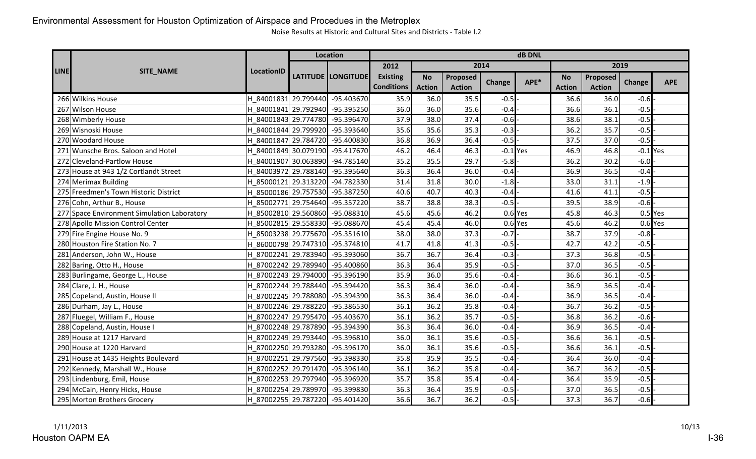Noise Results at Historic and Cultural Sites and Districts - Table I.2

| LINE | SITE_NAME | LocationID | Location | | dB DNL | | | | | | | | | |
|---|---|---|---|---|---|---|---|---|---|---|---|---|---|---|
| | | | LATITUDE | LONGITUDE | 2012 | 2014 | | | | 2019 | | | | |
| | | | | | Existing Conditions | No Action | Proposed Action | Change | APE* | No Action | Proposed Action | Change | APE |
| 266 | Wilkins House | H_84001831 | 29.799440 | -95.403670 | 35.9 | 36.0 | 35.5 | -0.5 | - | 36.6 | 36.0 | -0.6 | - |
| 267 | Wilson House | H_84001841 | 29.792940 | -95.395250 | 36.0 | 36.0 | 35.6 | -0.4 | - | 36.6 | 36.1 | -0.5 | - |
| 268 | Wimberly House | H_84001843 | 29.774780 | -95.396470 | 37.9 | 38.0 | 37.4 | -0.6 | - | 38.6 | 38.1 | -0.5 | - |
| 269 | Wisnoski House | H_84001844 | 29.799920 | -95.393640 | 35.6 | 35.6 | 35.3 | -0.3 | - | 36.2 | 35.7 | -0.5 | - |
| 270 | Woodard House | H_84001847 | 29.784720 | -95.400830 | 36.8 | 36.9 | 36.4 | -0.5 | - | 37.5 | 37.0 | -0.5 | - |
| 271 | Wunsche Bros. Saloon and Hotel | H_84001849 | 30.079190 | -95.417670 | 46.2 | 46.4 | 46.3 | -0.1 | Yes | 46.9 | 46.8 | -0.1 | Yes |
| 272 | Cleveland-Partlow House | H_84001907 | 30.063890 | -94.785140 | 35.2 | 35.5 | 29.7 | -5.8 | - | 36.2 | 30.2 | -6.0 | - |
| 273 | House at 943 1/2 Cortlandt Street | H_84003972 | 29.788140 | -95.395640 | 36.3 | 36.4 | 36.0 | -0.4 | - | 36.9 | 36.5 | -0.4 | - |
| 274 | Merimax Building | H_85000121 | 29.313220 | -94.782330 | 31.4 | 31.8 | 30.0 | -1.8 | - | 33.0 | 31.1 | -1.9 | - |
| 275 | Freedmen's Town Historic District | H_85000186 | 29.757530 | -95.387250 | 40.6 | 40.7 | 40.3 | -0.4 | - | 41.6 | 41.1 | -0.5 | - |
| 276 | Cohn, Arthur B., House | H_85002771 | 29.754640 | -95.357220 | 38.7 | 38.8 | 38.3 | -0.5 | - | 39.5 | 38.9 | -0.6 | - |
| 277 | Space Environment Simulation Laboratory | H_85002810 | 29.560860 | -95.088310 | 45.6 | 45.6 | 46.2 | 0.6 | Yes | 45.8 | 46.3 | 0.5 | Yes |
| 278 | Apollo Mission Control Center | H_85002815 | 29.558330 | -95.088670 | 45.4 | 45.4 | 46.0 | 0.6 | Yes | 45.6 | 46.2 | 0.6 | Yes |
| 279 | Fire Engine House No. 9 | H_85003238 | 29.775670 | -95.351610 | 38.0 | 38.0 | 37.3 | -0.7 | - | 38.7 | 37.9 | -0.8 | - |
| 280 | Houston Fire Station No. 7 | H_86000798 | 29.747310 | -95.374810 | 41.7 | 41.8 | 41.3 | -0.5 | - | 42.7 | 42.2 | -0.5 | - |
| 281 | Anderson, John W., House | H_87002241 | 29.783940 | -95.393060 | 36.7 | 36.7 | 36.4 | -0.3 | - | 37.3 | 36.8 | -0.5 | - |
| 282 | Baring, Otto H., House | H_87002242 | 29.789940 | -95.400860 | 36.3 | 36.4 | 35.9 | -0.5 | - | 37.0 | 36.5 | -0.5 | - |
| 283 | Burlingame, George L., House | H_87002243 | 29.794000 | -95.396190 | 35.9 | 36.0 | 35.6 | -0.4 | - | 36.6 | 36.1 | -0.5 | - |
| 284 | Clare, J. H., House | H_87002244 | 29.788440 | -95.394420 | 36.3 | 36.4 | 36.0 | -0.4 | - | 36.9 | 36.5 | -0.4 | - |
| 285 | Copeland, Austin, House II | H_87002245 | 29.788080 | -95.394390 | 36.3 | 36.4 | 36.0 | -0.4 | - | 36.9 | 36.5 | -0.4 | - |
| 286 | Durham, Jay L., House | H_87002246 | 29.788220 | -95.386530 | 36.1 | 36.2 | 35.8 | -0.4 | - | 36.7 | 36.2 | -0.5 | - |
| 287 | Fluegel, William F., House | H_87002247 | 29.795470 | -95.403670 | 36.1 | 36.2 | 35.7 | -0.5 | - | 36.8 | 36.2 | -0.6 | - |
| 288 | Copeland, Austin, House I | H_87002248 | 29.787890 | -95.394390 | 36.3 | 36.4 | 36.0 | -0.4 | - | 36.9 | 36.5 | -0.4 | - |
| 289 | House at 1217 Harvard | H_87002249 | 29.793440 | -95.396810 | 36.0 | 36.1 | 35.6 | -0.5 | - | 36.6 | 36.1 | -0.5 | - |
| 290 | House at 1220 Harvard | H_87002250 | 29.793280 | -95.396170 | 36.0 | 36.1 | 35.6 | -0.5 | - | 36.6 | 36.1 | -0.5 | - |
| 291 | House at 1435 Heights Boulevard | H_87002251 | 29.797560 | -95.398330 | 35.8 | 35.9 | 35.5 | -0.4 | - | 36.4 | 36.0 | -0.4 | - |
| 292 | Kennedy, Marshall W., House | H_87002252 | 29.791470 | -95.396140 | 36.1 | 36.2 | 35.8 | -0.4 | - | 36.7 | 36.2 | -0.5 | - |
| 293 | Lindenburg, Emil, House | H_87002253 | 29.797940 | -95.396920 | 35.7 | 35.8 | 35.4 | -0.4 | - | 36.4 | 35.9 | -0.5 | - |
| 294 | McCain, Henry Hicks, House | H_87002254 | 29.789970 | -95.399830 | 36.3 | 36.4 | 35.9 | -0.5 | - | 37.0 | 36.5 | -0.5 | - |
| 295 | Morton Brothers Grocery | H_87002255 | 29.787220 | -95.401420 | 36.6 | 36.7 | 36.2 | -0.5 | - | 37.3 | 36.7 | -0.6 | - |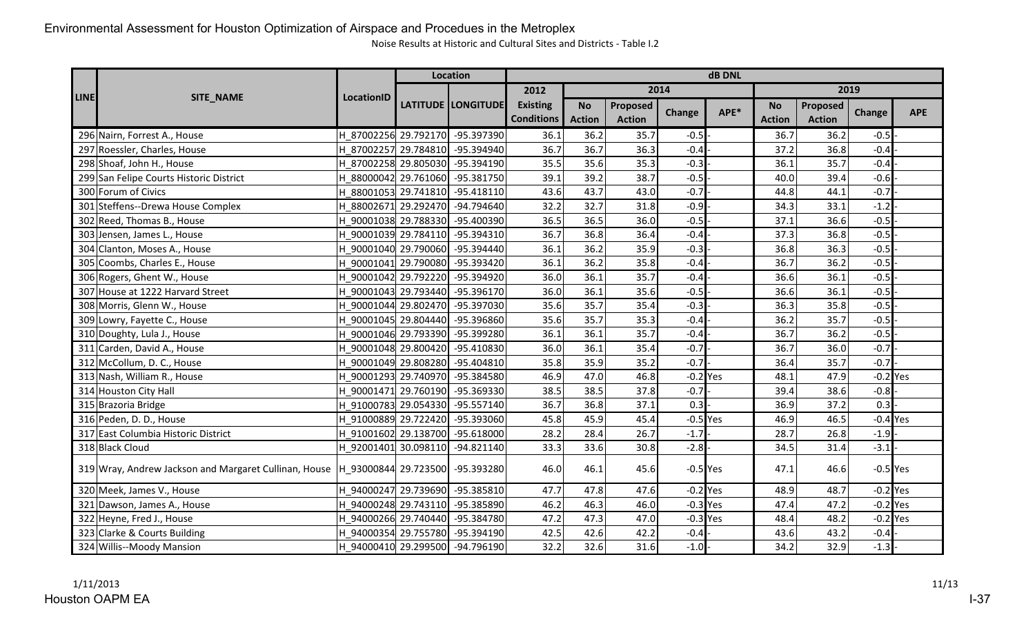# Environmental Assessment for Houston Optimization of Airspace and Procedues in the Metroplex

Noise Results at Historic and Cultural Sites and Districts - Table I.2

| LINE | SITE_NAME | LocationID | Location | | dB DNL | | | | | | | | |
|---|---|---|---|---|---|---|---|---|---|---|---|---|---|
| | | | LATITUDE | LONGITUDE | 2012 | 2014 | | | | 2019 | | | |
| | | | | | Existing Conditions | No Action | Proposed Action | Change | APE* | No Action | Proposed Action | Change | APE |
| 296 | Nairn, Forrest A., House | H_87002256 | 29.792170 | -95.397390 | 36.1 | 36.2 | 35.7 | -0.5 | - | 36.7 | 36.2 | -0.5 | - |
| 297 | Roessler, Charles, House | H_87002257 | 29.784810 | -95.394940 | 36.7 | 36.7 | 36.3 | -0.4 | - | 37.2 | 36.8 | -0.4 | - |
| 298 | Shoaf, John H., House | H_87002258 | 29.805030 | -95.394190 | 35.5 | 35.6 | 35.3 | -0.3 | - | 36.1 | 35.7 | -0.4 | - |
| 299 | San Felipe Courts Historic District | H_88000042 | 29.761060 | -95.381750 | 39.1 | 39.2 | 38.7 | -0.5 | - | 40.0 | 39.4 | -0.6 | - |
| 300 | Forum of Civics | H_88001053 | 29.741810 | -95.418110 | 43.6 | 43.7 | 43.0 | -0.7 | - | 44.8 | 44.1 | -0.7 | - |
| 301 | Steffens--Drewa House Complex | H_88002671 | 29.292470 | -94.794640 | 32.2 | 32.7 | 31.8 | -0.9 | - | 34.3 | 33.1 | -1.2 | - |
| 302 | Reed, Thomas B., House | H_90001038 | 29.788330 | -95.400390 | 36.5 | 36.5 | 36.0 | -0.5 | - | 37.1 | 36.6 | -0.5 | - |
| 303 | Jensen, James L., House | H_90001039 | 29.784110 | -95.394310 | 36.7 | 36.8 | 36.4 | -0.4 | - | 37.3 | 36.8 | -0.5 | - |
| 304 | Clanton, Moses A., House | H_90001040 | 29.790060 | -95.394440 | 36.1 | 36.2 | 35.9 | -0.3 | - | 36.8 | 36.3 | -0.5 | - |
| 305 | Coombs, Charles E., House | H_90001041 | 29.790080 | -95.393420 | 36.1 | 36.2 | 35.8 | -0.4 | - | 36.7 | 36.2 | -0.5 | - |
| 306 | Rogers, Ghent W., House | H_90001042 | 29.792220 | -95.394920 | 36.0 | 36.1 | 35.7 | -0.4 | - | 36.6 | 36.1 | -0.5 | - |
| 307 | House at 1222 Harvard Street | H_90001043 | 29.793440 | -95.396170 | 36.0 | 36.1 | 35.6 | -0.5 | - | 36.6 | 36.1 | -0.5 | - |
| 308 | Morris, Glenn W., House | H_90001044 | 29.802470 | -95.397030 | 35.6 | 35.7 | 35.4 | -0.3 | - | 36.3 | 35.8 | -0.5 | - |
| 309 | Lowry, Fayette C., House | H_90001045 | 29.804440 | -95.396860 | 35.6 | 35.7 | 35.3 | -0.4 | - | 36.2 | 35.7 | -0.5 | - |
| 310 | Doughty, Lula J., House | H_90001046 | 29.793390 | -95.399280 | 36.1 | 36.1 | 35.7 | -0.4 | - | 36.7 | 36.2 | -0.5 | - |
| 311 | Carden, David A., House | H_90001048 | 29.800420 | -95.410830 | 36.0 | 36.1 | 35.4 | -0.7 | - | 36.7 | 36.0 | -0.7 | - |
| 312 | McCollum, D. C., House | H_90001049 | 29.808280 | -95.404810 | 35.8 | 35.9 | 35.2 | -0.7 | - | 36.4 | 35.7 | -0.7 | - |
| 313 | Nash, William R., House | H_90001293 | 29.740970 | -95.384580 | 46.9 | 47.0 | 46.8 | -0.2 | Yes | 48.1 | 47.9 | -0.2 | Yes |
| 314 | Houston City Hall | H_90001471 | 29.760190 | -95.369330 | 38.5 | 38.5 | 37.8 | -0.7 | - | 39.4 | 38.6 | -0.8 | - |
| 315 | Brazoria Bridge | H_91000783 | 29.054330 | -95.557140 | 36.7 | 36.8 | 37.1 | 0.3 | - | 36.9 | 37.2 | 0.3 | - |
| 316 | Peden, D. D., House | H_91000889 | 29.722420 | -95.393060 | 45.8 | 45.9 | 45.4 | -0.5 | Yes | 46.9 | 46.5 | -0.4 | Yes |
| 317 | East Columbia Historic District | H_91001602 | 29.138700 | -95.618000 | 28.2 | 28.4 | 26.7 | -1.7 | - | 28.7 | 26.8 | -1.9 | - |
| 318 | Black Cloud | H_92001401 | 30.098110 | -94.821140 | 33.3 | 33.6 | 30.8 | -2.8 | - | 34.5 | 31.4 | -3.1 | - |
| 319 | Wray, Andrew Jackson and Margaret Cullinan, House | H_93000844 | 29.723500 | -95.393280 | 46.0 | 46.1 | 45.6 | -0.5 | Yes | 47.1 | 46.6 | -0.5 | Yes |
| 320 | Meek, James V., House | H_94000247 | 29.739690 | -95.385810 | 47.7 | 47.8 | 47.6 | -0.2 | Yes | 48.9 | 48.7 | -0.2 | Yes |
| 321 | Dawson, James A., House | H_94000248 | 29.743110 | -95.385890 | 46.2 | 46.3 | 46.0 | -0.3 | Yes | 47.4 | 47.2 | -0.2 | Yes |
| 322 | Heyne, Fred J., House | H_94000266 | 29.740440 | -95.384780 | 47.2 | 47.3 | 47.0 | -0.3 | Yes | 48.4 | 48.2 | -0.2 | Yes |
| 323 | Clarke & Courts Building | H_94000354 | 29.755780 | -95.394190 | 42.5 | 42.6 | 42.2 | -0.4 | - | 43.6 | 43.2 | -0.4 | - |
| 324 | Willis--Moody Mansion | H_94000410 | 29.299500 | -94.796190 | 32.2 | 32.6 | 31.6 | -1.0 | - | 34.2 | 32.9 | -1.3 | - |

1/11/2013

Houston OAPM EA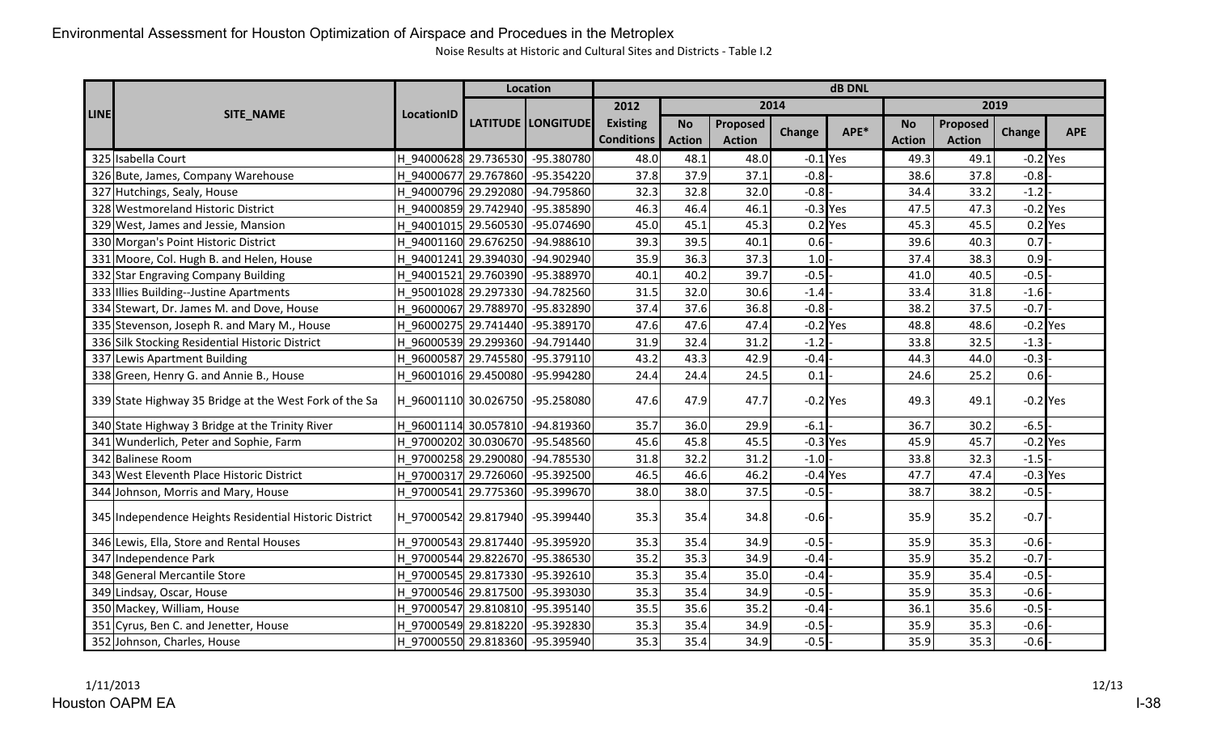Environmental Assessment for Houston Optimization of Airspace and Procedues in the Metroplex

Noise Results at Historic and Cultural Sites and Districts - Table I.2

| LINE | SITE_NAME | LocationID | Location | | dB DNL | | | | | | | | |
|---|---|---|---|---|---|---|---|---|---|---|---|---|---|
| | | | LATITUDE | LONGITUDE | 2012 | 2014 | | | | 2019 | | | |
| | | | | | Existing Conditions | No Action | Proposed Action | Change | APE* | No Action | Proposed Action | Change | APE |
| 325 | Isabella Court | H_94000628 | 29.736530 | -95.380780 | 48.0 | 48.1 | 48.0 | -0.1 | Yes | 49.3 | 49.1 | -0.2 | Yes |
| 326 | Bute, James, Company Warehouse | H_94000677 | 29.767860 | -95.354220 | 37.8 | 37.9 | 37.1 | -0.8 | - | 38.6 | 37.8 | -0.8 | - |
| 327 | Hutchings, Sealy, House | H_94000796 | 29.292080 | -94.795860 | 32.3 | 32.8 | 32.0 | -0.8 | - | 34.4 | 33.2 | -1.2 | - |
| 328 | Westmoreland Historic District | H_94000859 | 29.742940 | -95.385890 | 46.3 | 46.4 | 46.1 | -0.3 | Yes | 47.5 | 47.3 | -0.2 | Yes |
| 329 | West, James and Jessie, Mansion | H_94001015 | 29.560530 | -95.074690 | 45.0 | 45.1 | 45.3 | 0.2 | Yes | 45.3 | 45.5 | 0.2 | Yes |
| 330 | Morgan's Point Historic District | H_94001160 | 29.676250 | -94.988610 | 39.3 | 39.5 | 40.1 | 0.6 | - | 39.6 | 40.3 | 0.7 | - |
| 331 | Moore, Col. Hugh B. and Helen, House | H_94001241 | 29.394030 | -94.902940 | 35.9 | 36.3 | 37.3 | 1.0 | - | 37.4 | 38.3 | 0.9 | - |
| 332 | Star Engraving Company Building | H_94001521 | 29.760390 | -95.388970 | 40.1 | 40.2 | 39.7 | -0.5 | - | 41.0 | 40.5 | -0.5 | - |
| 333 | Illies Building--Justine Apartments | H_95001028 | 29.297330 | -94.782560 | 31.5 | 32.0 | 30.6 | -1.4 | - | 33.4 | 31.8 | -1.6 | - |
| 334 | Stewart, Dr. James M. and Dove, House | H_96000067 | 29.788970 | -95.832890 | 37.4 | 37.6 | 36.8 | -0.8 | - | 38.2 | 37.5 | -0.7 | - |
| 335 | Stevenson, Joseph R. and Mary M., House | H_96000275 | 29.741440 | -95.389170 | 47.6 | 47.6 | 47.4 | -0.2 | Yes | 48.8 | 48.6 | -0.2 | Yes |
| 336 | Silk Stocking Residential Historic District | H_96000539 | 29.299360 | -94.791440 | 31.9 | 32.4 | 31.2 | -1.2 | - | 33.8 | 32.5 | -1.3 | - |
| 337 | Lewis Apartment Building | H_96000587 | 29.745580 | -95.379110 | 43.2 | 43.3 | 42.9 | -0.4 | - | 44.3 | 44.0 | -0.3 | - |
| 338 | Green, Henry G. and Annie B., House | H_96001016 | 29.450080 | -95.994280 | 24.4 | 24.4 | 24.5 | 0.1 | - | 24.6 | 25.2 | 0.6 | - |
| 339 | State Highway 35 Bridge at the West Fork of the Sa | H_96001110 | 30.026750 | -95.258080 | 47.6 | 47.9 | 47.7 | -0.2 | Yes | 49.3 | 49.1 | -0.2 | Yes |
| 340 | State Highway 3 Bridge at the Trinity River | H_96001114 | 30.057810 | -94.819360 | 35.7 | 36.0 | 29.9 | -6.1 | - | 36.7 | 30.2 | -6.5 | - |
| 341 | Wunderlich, Peter and Sophie, Farm | H_97000202 | 30.030670 | -95.548560 | 45.6 | 45.8 | 45.5 | -0.3 | Yes | 45.9 | 45.7 | -0.2 | Yes |
| 342 | Balinese Room | H_97000258 | 29.290080 | -94.785530 | 31.8 | 32.2 | 31.2 | -1.0 | - | 33.8 | 32.3 | -1.5 | - |
| 343 | West Eleventh Place Historic District | H_97000317 | 29.726060 | -95.392500 | 46.5 | 46.6 | 46.2 | -0.4 | Yes | 47.7 | 47.4 | -0.3 | Yes |
| 344 | Johnson, Morris and Mary, House | H_97000541 | 29.775360 | -95.399670 | 38.0 | 38.0 | 37.5 | -0.5 | - | 38.7 | 38.2 | -0.5 | - |
| 345 | Independence Heights Residential Historic District | H_97000542 | 29.817940 | -95.399440 | 35.3 | 35.4 | 34.8 | -0.6 | - | 35.9 | 35.2 | -0.7 | - |
| 346 | Lewis, Ella, Store and Rental Houses | H_97000543 | 29.817440 | -95.395920 | 35.3 | 35.4 | 34.9 | -0.5 | - | 35.9 | 35.3 | -0.6 | - |
| 347 | Independence Park | H_97000544 | 29.822670 | -95.386530 | 35.2 | 35.3 | 34.9 | -0.4 | - | 35.9 | 35.2 | -0.7 | - |
| 348 | General Mercantile Store | H_97000545 | 29.817330 | -95.392610 | 35.3 | 35.4 | 35.0 | -0.4 | - | 35.9 | 35.4 | -0.5 | - |
| 349 | Lindsay, Oscar, House | H_97000546 | 29.817500 | -95.393030 | 35.3 | 35.4 | 34.9 | -0.5 | - | 35.9 | 35.3 | -0.6 | - |
| 350 | Mackey, William, House | H_97000547 | 29.810810 | -95.395140 | 35.5 | 35.6 | 35.2 | -0.4 | - | 36.1 | 35.6 | -0.5 | - |
| 351 | Cyrus, Ben C. and Jenetter, House | H_97000549 | 29.818220 | -95.392830 | 35.3 | 35.4 | 34.9 | -0.5 | - | 35.9 | 35.3 | -0.6 | - |
| 352 | Johnson, Charles, House | H_97000550 | 29.818360 | -95.395940 | 35.3 | 35.4 | 34.9 | -0.5 | - | 35.9 | 35.3 | -0.6 | - |

1/11/2013

Houston OAPM EA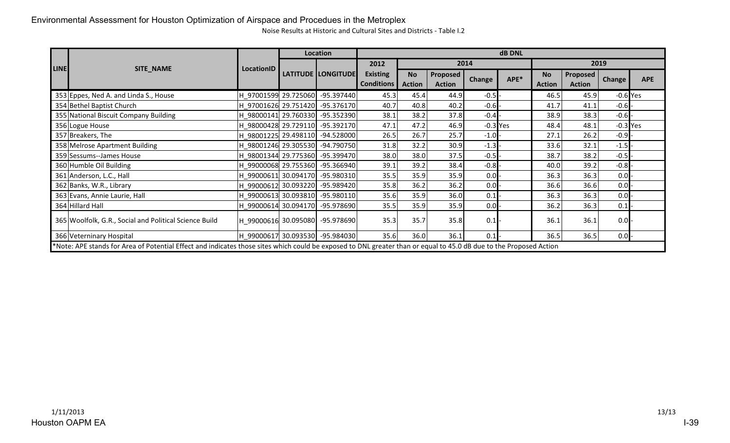Noise Results at Historic and Cultural Sites and Districts - Table I.2

| LINE | SITE_NAME | LocationID | Location | | dB DNL | | | | | | | | |
|---|---|---|---|---|---|---|---|---|---|---|---|---|---|
| | | | LATITUDE | LONGITUDE | 2012 | 2014 | | | | 2019 | | | |
| | | | | | Existing Conditions | No Action | Proposed Action | Change | APE* | No Action | Proposed Action | Change | APE |
| 353 | Eppes, Ned A. and Linda S., House | H_97001599 | 29.725060 | -95.397440 | 45.3 | 45.4 | 44.9 | -0.5 | - | 46.5 | 45.9 | -0.6 | Yes |
| 354 | Bethel Baptist Church | H_97001626 | 29.751420 | -95.376170 | 40.7 | 40.8 | 40.2 | -0.6 | - | 41.7 | 41.1 | -0.6 | - |
| 355 | National Biscuit Company Building | H_98000141 | 29.760330 | -95.352390 | 38.1 | 38.2 | 37.8 | -0.4 | - | 38.9 | 38.3 | -0.6 | - |
| 356 | Logue House | H_98000428 | 29.729110 | -95.392170 | 47.1 | 47.2 | 46.9 | -0.3 | Yes | 48.4 | 48.1 | -0.3 | Yes |
| 357 | Breakers, The | H_98001225 | 29.498110 | -94.528000 | 26.5 | 26.7 | 25.7 | -1.0 | - | 27.1 | 26.2 | -0.9 | - |
| 358 | Melrose Apartment Building | H_98001246 | 29.305530 | -94.790750 | 31.8 | 32.2 | 30.9 | -1.3 | - | 33.6 | 32.1 | -1.5 | - |
| 359 | Sessums--James House | H_98001344 | 29.775360 | -95.399470 | 38.0 | 38.0 | 37.5 | -0.5 | - | 38.7 | 38.2 | -0.5 | - |
| 360 | Humble Oil Building | H_99000068 | 29.755360 | -95.366940 | 39.1 | 39.2 | 38.4 | -0.8 | - | 40.0 | 39.2 | -0.8 | - |
| 361 | Anderson, L.C., Hall | H_99000611 | 30.094170 | -95.980310 | 35.5 | 35.9 | 35.9 | 0.0 | - | 36.3 | 36.3 | 0.0 | - |
| 362 | Banks, W.R., Library | H_99000612 | 30.093220 | -95.989420 | 35.8 | 36.2 | 36.2 | 0.0 | - | 36.6 | 36.6 | 0.0 | - |
| 363 | Evans, Annie Laurie, Hall | H_99000613 | 30.093810 | -95.980110 | 35.6 | 35.9 | 36.0 | 0.1 | - | 36.3 | 36.3 | 0.0 | - |
| 364 | Hillard Hall | H_99000614 | 30.094170 | -95.978690 | 35.5 | 35.9 | 35.9 | 0.0 | - | 36.2 | 36.3 | 0.1 | - |
| 365 | Woolfolk, G.R., Social and Political Science Build | H_99000616 | 30.095080 | -95.978690 | 35.3 | 35.7 | 35.8 | 0.1 | - | 36.1 | 36.1 | 0.0 | - |
| 366 | Veterninary Hospital | H_99000617 | 30.093530 | -95.984030 | 35.6 | 36.0 | 36.1 | 0.1 | - | 36.5 | 36.5 | 0.0 | - |

*Note: APE stands for Area of Potential Effect and indicates those sites which could be exposed to DNL greater than or equal to 45.0 dB due to the Proposed Action